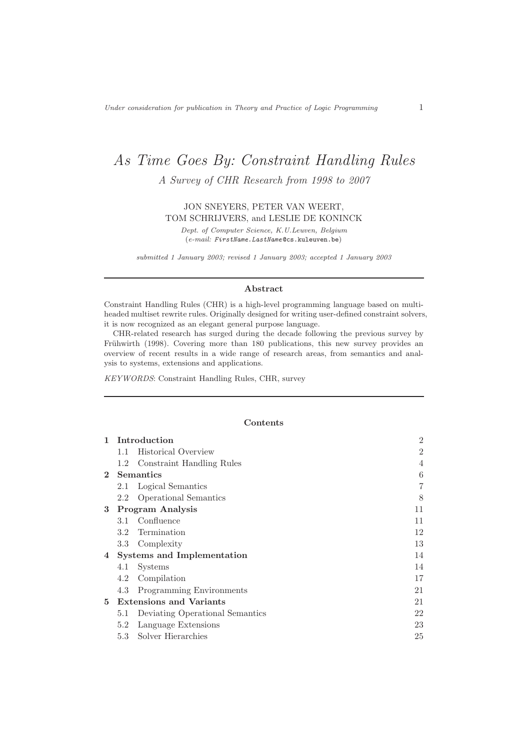# *As Time Goes By: Constraint Handling Rules*

*A Survey of CHR Research from 1998 to 2007*

JON SNEYERS, PETER VAN WEERT,
TOM SCHRIJVERS, and LESLIE DE KONINCK

*Dept. of Computer Science, K.U.Leuven, Belgium*
(*e-mail:* *FirstName.LastName*@cs.kuleuven.be)

*submitted 1 January 2003; revised 1 January 2003; accepted 1 January 2003*

## Abstract

Constraint Handling Rules (CHR) is a high-level programming language based on multi-headed multiset rewrite rules. Originally designed for writing user-defined constraint solvers, it is now recognized as an elegant general purpose language.

CHR-related research has surged during the decade following the previous survey by Frühwirth (1998). Covering more than 180 publications, this new survey provides an overview of recent results in a wide range of research areas, from semantics and analysis to systems, extensions and applications.

*KEYWORDS*: Constraint Handling Rules, CHR, survey

## Contents

| | | |
|---|---|---|
| **1** | **Introduction** | 2 |
| | 1.1 Historical Overview | 2 |
| | 1.2 Constraint Handling Rules | 4 |
| **2** | **Semantics** | 6 |
| | 2.1 Logical Semantics | 7 |
| | 2.2 Operational Semantics | 8 |
| **3** | **Program Analysis** | 11 |
| | 3.1 Confluence | 11 |
| | 3.2 Termination | 12 |
| | 3.3 Complexity | 13 |
| **4** | **Systems and Implementation** | 14 |
| | 4.1 Systems | 14 |
| | 4.2 Compilation | 17 |
| | 4.3 Programming Environments | 21 |
| **5** | **Extensions and Variants** | 21 |
| | 5.1 Deviating Operational Semantics | 22 |
| | 5.2 Language Extensions | 23 |
| | 5.3 Solver Hierarchies | 25 |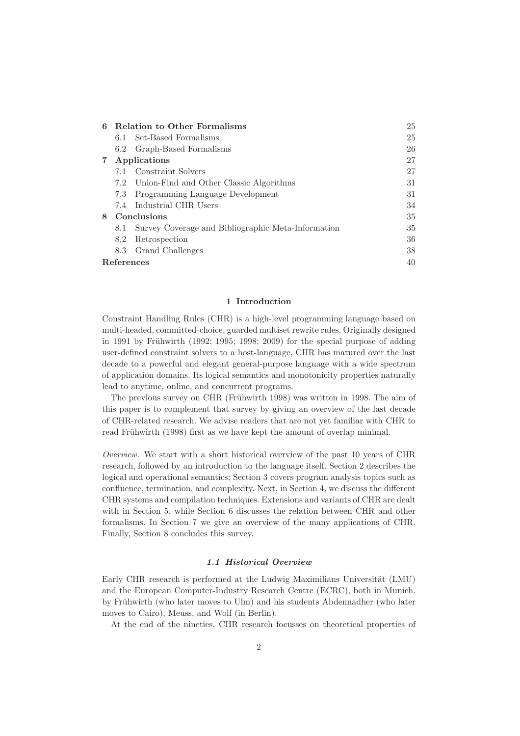| | | |
|---|---|---|
| **6** | **Relation to Other Formalisms** | 25 |
| | 6.1 Set-Based Formalisms | 25 |
| | 6.2 Graph-Based Formalisms | 26 |
| **7** | **Applications** | 27 |
| | 7.1 Constraint Solvers | 27 |
| | 7.2 Union-Find and Other Classic Algorithms | 31 |
| | 7.3 Programming Language Development | 31 |
| | 7.4 Industrial CHR Users | 34 |
| **8** | **Conclusions** | 35 |
| | 8.1 Survey Coverage and Bibliographic Meta-Information | 35 |
| | 8.2 Retrospection | 36 |
| | 8.3 Grand Challenges | 38 |
| | **References** | 40 |

## 1 Introduction

Constraint Handling Rules (CHR) is a high-level programming language based on multi-headed, committed-choice, guarded multiset rewrite rules. Originally designed in 1991 by Frühwirth (1992; 1995; 1998; 2009) for the special purpose of adding user-defined constraint solvers to a host-language, CHR has matured over the last decade to a powerful and elegant general-purpose language with a wide spectrum of application domains. Its logical semantics and monotonicity properties naturally lead to anytime, online, and concurrent programs.

The previous survey on CHR (Frühwirth 1998) was written in 1998. The aim of this paper is to complement that survey by giving an overview of the last decade of CHR-related research. We advise readers that are not yet familiar with CHR to read Frühwirth (1998) first as we have kept the amount of overlap minimal.

*Overview.* We start with a short historical overview of the past 10 years of CHR research, followed by an introduction to the language itself. Section 2 describes the logical and operational semantics; Section 3 covers program analysis topics such as confluence, termination, and complexity. Next, in Section 4, we discuss the different CHR systems and compilation techniques. Extensions and variants of CHR are dealt with in Section 5, while Section 6 discusses the relation between CHR and other formalisms. In Section 7 we give an overview of the many applications of CHR. Finally, Section 8 concludes this survey.

### *1.1 Historical Overview*

Early CHR research is performed at the Ludwig Maximilians Universität (LMU) and the European Computer-Industry Research Centre (ECRC), both in Munich, by Frühwirth (who later moves to Ulm) and his students Abdennadher (who later moves to Cairo), Meuss, and Wolf (in Berlin).

At the end of the nineties, CHR research focusses on theoretical properties of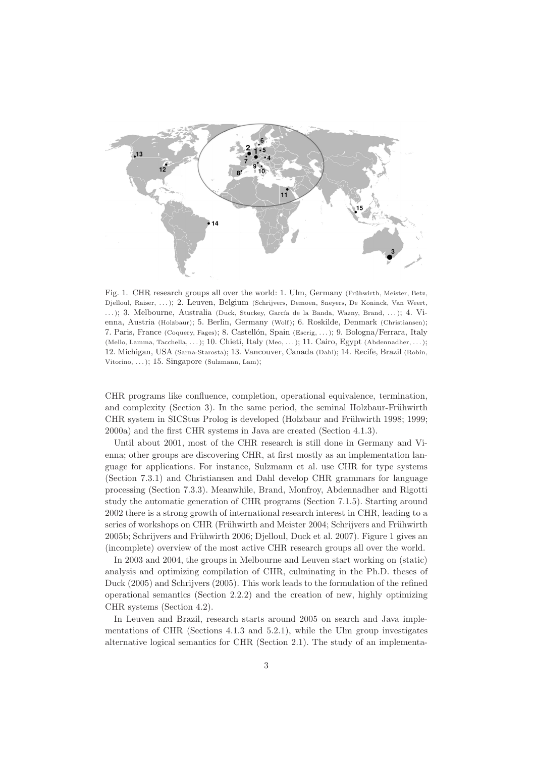Fig. 1. CHR research groups all over the world: 1. Ulm, Germany (Frühwirth, Meister, Betz, Djelloul, Raiser, . . . ); 2. Leuven, Belgium (Schrijvers, Demoen, Sneyers, De Koninck, Van Weert, . . . ); 3. Melbourne, Australia (Duck, Stuckey, García de la Banda, Wazny, Brand, . . . ); 4. Vienna, Austria (Holzbaur); 5. Berlin, Germany (Wolf); 6. Roskilde, Denmark (Christiansen); 7. Paris, France (Coquery, Fages); 8. Castellón, Spain (Escrig, . . . ); 9. Bologna/Ferrara, Italy (Mello, Lamma, Tacchella, . . . ); 10. Chieti, Italy (Meo, . . . ); 11. Cairo, Egypt (Abdennadher, . . . ); 12. Michigan, USA (Sarna-Starosta); 13. Vancouver, Canada (Dahl); 14. Recife, Brazil (Robin, Vitorino, . . . ); 15. Singapore (Sulzmann, Lam);

CHR programs like confluence, completion, operational equivalence, termination, and complexity (Section 3). In the same period, the seminal Holzbaur-Frühwirth CHR system in SICStus Prolog is developed (Holzbaur and Frühwirth 1998; 1999; 2000a) and the first CHR systems in Java are created (Section 4.1.3).

Until about 2001, most of the CHR research is still done in Germany and Vienna; other groups are discovering CHR, at first mostly as an implementation language for applications. For instance, Sulzmann et al. use CHR for type systems (Section 7.3.1) and Christiansen and Dahl develop CHR grammars for language processing (Section 7.3.3). Meanwhile, Brand, Monfroy, Abdennadher and Rigotti study the automatic generation of CHR programs (Section 7.1.5). Starting around 2002 there is a strong growth of international research interest in CHR, leading to a series of workshops on CHR (Frühwirth and Meister 2004; Schrijvers and Frühwirth 2005b; Schrijvers and Frühwirth 2006; Djelloul, Duck et al. 2007). Figure 1 gives an (incomplete) overview of the most active CHR research groups all over the world.

In 2003 and 2004, the groups in Melbourne and Leuven start working on (static) analysis and optimizing compilation of CHR, culminating in the Ph.D. theses of Duck (2005) and Schrijvers (2005). This work leads to the formulation of the refined operational semantics (Section 2.2.2) and the creation of new, highly optimizing CHR systems (Section 4.2).

In Leuven and Brazil, research starts around 2005 on search and Java implementations of CHR (Sections 4.1.3 and 5.2.1), while the Ulm group investigates alternative logical semantics for CHR (Section 2.1). The study of an implementa-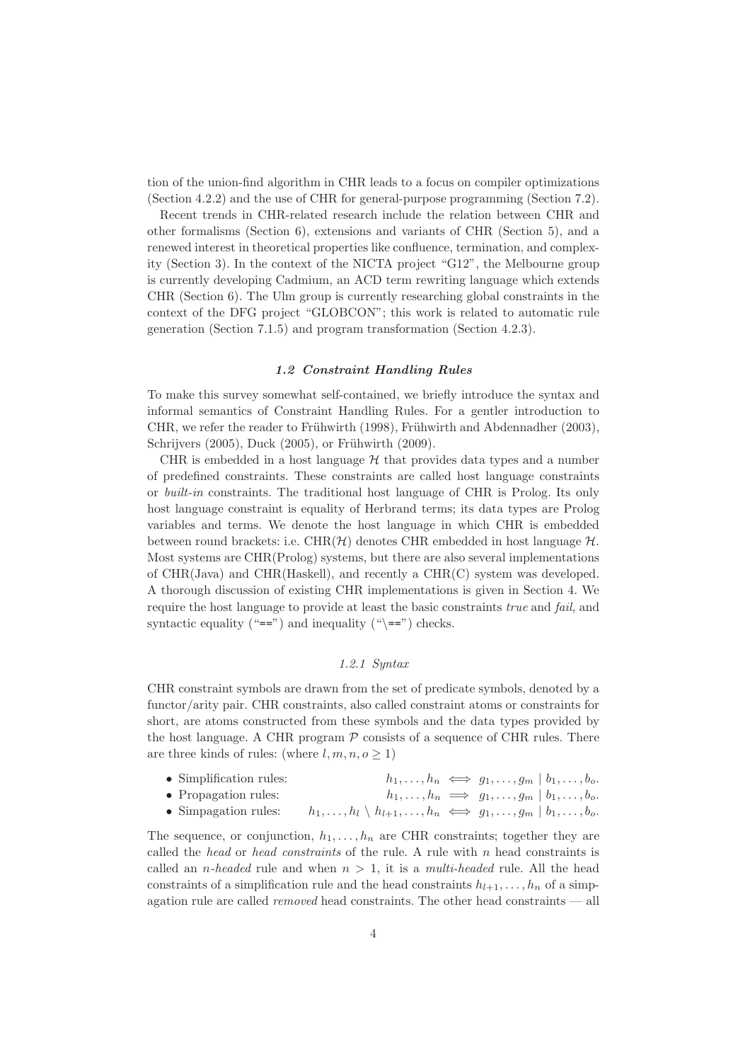tion of the union-find algorithm in CHR leads to a focus on compiler optimizations (Section 4.2.2) and the use of CHR for general-purpose programming (Section 7.2).

Recent trends in CHR-related research include the relation between CHR and other formalisms (Section 6), extensions and variants of CHR (Section 5), and a renewed interest in theoretical properties like confluence, termination, and complexity (Section 3). In the context of the NICTA project "G12", the Melbourne group is currently developing Cadmium, an ACD term rewriting language which extends CHR (Section 6). The Ulm group is currently researching global constraints in the context of the DFG project "GLOBCON"; this work is related to automatic rule generation (Section 7.1.5) and program transformation (Section 4.2.3).

## *1.2 Constraint Handling Rules*

To make this survey somewhat self-contained, we briefly introduce the syntax and informal semantics of Constraint Handling Rules. For a gentler introduction to CHR, we refer the reader to Frühwirth (1998), Frühwirth and Abdennadher (2003), Schrijvers (2005), Duck (2005), or Frühwirth (2009).

CHR is embedded in a host language $\mathcal{H}$ that provides data types and a number of predefined constraints. These constraints are called host language constraints or *built-in* constraints. The traditional host language of CHR is Prolog. Its only host language constraint is equality of Herbrand terms; its data types are Prolog variables and terms. We denote the host language in which CHR is embedded between round brackets: i.e. CHR($\mathcal{H}$) denotes CHR embedded in host language $\mathcal{H}$. Most systems are CHR(Prolog) systems, but there are also several implementations of CHR(Java) and CHR(Haskell), and recently a CHR(C) system was developed. A thorough discussion of existing CHR implementations is given in Section 4. We require the host language to provide at least the basic constraints *true* and *fail*, and syntactic equality ("==") and inequality ("\==") checks.

### *1.2.1 Syntax*

CHR constraint symbols are drawn from the set of predicate symbols, denoted by a functor/arity pair. CHR constraints, also called constraint atoms or constraints for short, are atoms constructed from these symbols and the data types provided by the host language. A CHR program $\mathcal{P}$ consists of a sequence of CHR rules. There are three kinds of rules: (where $l, m, n, o \geq 1$)

- Simplification rules: $h_1, \ldots, h_n \iff g_1, \ldots, g_m \mid b_1, \ldots, b_o.$
- Propagation rules: $h_1, \ldots, h_n \implies g_1, \ldots, g_m \mid b_1, \ldots, b_o.$
- Simpagation rules: $h_1, \ldots, h_l \setminus h_{l+1}, \ldots, h_n \iff g_1, \ldots, g_m \mid b_1, \ldots, b_o.$

The sequence, or conjunction, $h_1, \ldots, h_n$ are CHR constraints; together they are called the *head* or *head constraints* of the rule. A rule with $n$ head constraints is called an *n-headed* rule and when $n > 1$, it is a *multi-headed* rule. All the head constraints of a simplification rule and the head constraints $h_{l+1}, \ldots, h_n$ of a simpagation rule are called *removed* head constraints. The other head constraints — all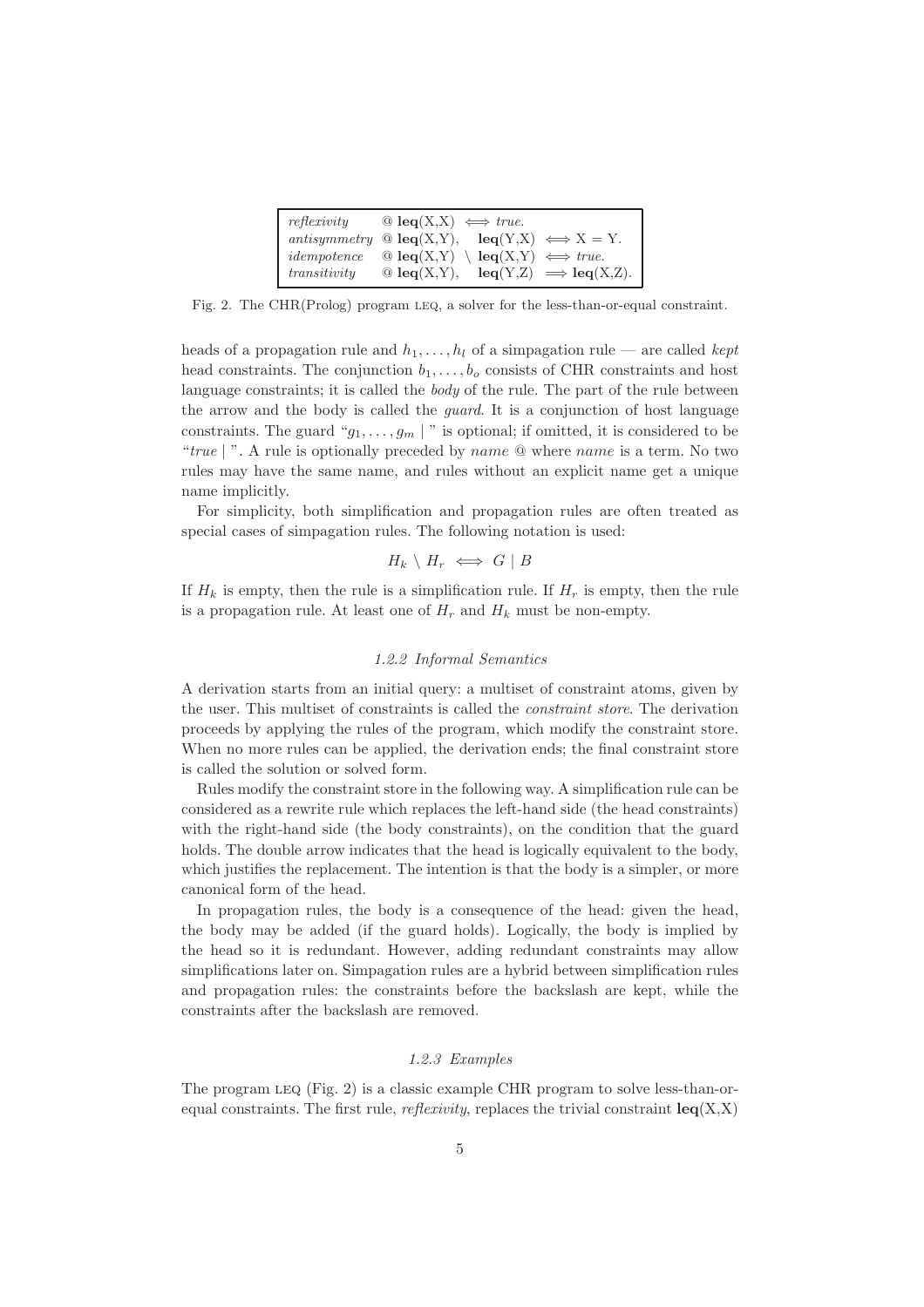```
reflexivity  @ leq(X,X) <=> true.
antisymmetry @ leq(X,Y), leq(Y,X) <=> X = Y.
idempotence  @ leq(X,Y) \ leq(X,Y) <=> true.
transitivity @ leq(X,Y), leq(Y,Z) ==> leq(X,Z).
```

Fig. 2. The CHR(Prolog) program LEQ, a solver for the less-than-or-equal constraint.

heads of a propagation rule and $h_1, \ldots, h_l$ of a simpagation rule — are called *kept* head constraints. The conjunction $b_1, \ldots, b_o$ consists of CHR constraints and host language constraints; it is called the *body* of the rule. The part of the rule between the arrow and the body is called the *guard*. It is a conjunction of host language constraints. The guard "$g_1, \ldots, g_m$ | " is optional; if omitted, it is considered to be "*true* | ". A rule is optionally preceded by *name* @ where *name* is a term. No two rules may have the same name, and rules without an explicit name get a unique name implicitly.

For simplicity, both simplification and propagation rules are often treated as special cases of simpagation rules. The following notation is used:

$$H_k \setminus H_r \iff G \mid B$$

If $H_k$ is empty, then the rule is a simplification rule. If $H_r$ is empty, then the rule is a propagation rule. At least one of $H_r$ and $H_k$ must be non-empty.

### 1.2.2 Informal Semantics

A derivation starts from an initial query: a multiset of constraint atoms, given by the user. This multiset of constraints is called the *constraint store*. The derivation proceeds by applying the rules of the program, which modify the constraint store. When no more rules can be applied, the derivation ends; the final constraint store is called the solution or solved form.

Rules modify the constraint store in the following way. A simplification rule can be considered as a rewrite rule which replaces the left-hand side (the head constraints) with the right-hand side (the body constraints), on the condition that the guard holds. The double arrow indicates that the head is logically equivalent to the body, which justifies the replacement. The intention is that the body is a simpler, or more canonical form of the head.

In propagation rules, the body is a consequence of the head: given the head, the body may be added (if the guard holds). Logically, the body is implied by the head so it is redundant. However, adding redundant constraints may allow simplifications later on. Simpagation rules are a hybrid between simplification rules and propagation rules: the constraints before the backslash are kept, while the constraints after the backslash are removed.

### 1.2.3 Examples

The program LEQ (Fig. 2) is a classic example CHR program to solve less-than-or-equal constraints. The first rule, *reflexivity*, replaces the trivial constraint **leq**(X,X)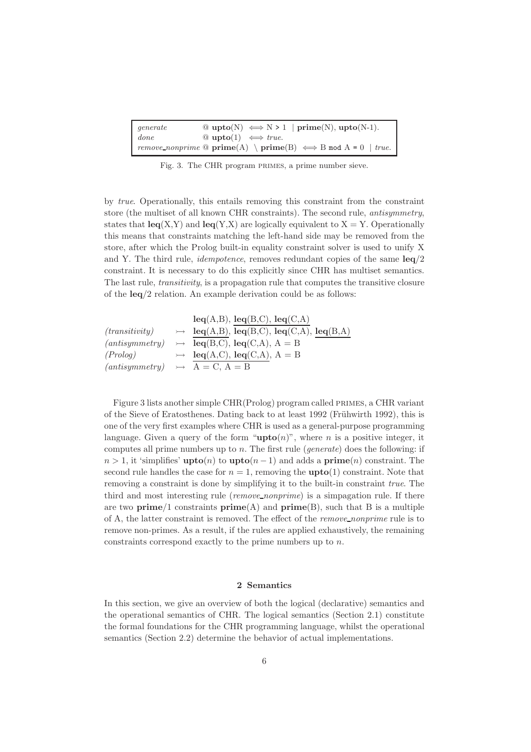```
generate        @ upto(N)  <=> N > 1 | prime(N), upto(N-1).
done            @ upto(1)  <=> true.
remove_nonprime @ prime(A) \ prime(B) <=> B mod A = 0 | true.
```

Fig. 3. The CHR program PRIMES, a prime number sieve.

by *true*. Operationally, this entails removing this constraint from the constraint store (the multiset of all known CHR constraints). The second rule, *antisymmetry*, states that **leq**(X,Y) and **leq**(Y,X) are logically equivalent to X = Y. Operationally this means that constraints matching the left-hand side may be removed from the store, after which the Prolog built-in equality constraint solver is used to unify X and Y. The third rule, *idempotence*, removes redundant copies of the same **leq**/2 constraint. It is necessary to do this explicitly since CHR has multiset semantics. The last rule, *transitivity*, is a propagation rule that computes the transitive closure of the **leq**/2 relation. An example derivation could be as follows:

| | | |
|---|---|---|
| | | **leq**(A,B), **leq**(B,C), **leq**(C,A) |
| *(transitivity)* | $\rightarrowtail$ | **leq**(A,B), **leq**(B,C), **leq**(C,A), **leq**(B,A) |
| *(antisymmetry)* | $\rightarrowtail$ | **leq**(B,C), **leq**(C,A), A = B |
| *(Prolog)* | $\rightarrowtail$ | **leq**(A,C), **leq**(C,A), A = B |
| *(antisymmetry)* | $\rightarrowtail$ | A = C, A = B |

Figure 3 lists another simple CHR(Prolog) program called PRIMES, a CHR variant of the Sieve of Eratosthenes. Dating back to at least 1992 (Frühwirth 1992), this is one of the very first examples where CHR is used as a general-purpose programming language. Given a query of the form "**upto**($n$)", where $n$ is a positive integer, it computes all prime numbers up to $n$. The first rule (*generate*) does the following: if $n > 1$, it 'simplifies' **upto**($n$) to **upto**($n-1$) and adds a **prime**($n$) constraint. The second rule handles the case for $n = 1$, removing the **upto**(1) constraint. Note that removing a constraint is done by simplifying it to the built-in constraint *true*. The third and most interesting rule (*remove_nonprime*) is a simpagation rule. If there are two **prime**/1 constraints **prime**(A) and **prime**(B), such that B is a multiple of A, the latter constraint is removed. The effect of the *remove_nonprime* rule is to remove non-primes. As a result, if the rules are applied exhaustively, the remaining constraints correspond exactly to the prime numbers up to $n$.

## 2 Semantics

In this section, we give an overview of both the logical (declarative) semantics and the operational semantics of CHR. The logical semantics (Section 2.1) constitute the formal foundations for the CHR programming language, whilst the operational semantics (Section 2.2) determine the behavior of actual implementations.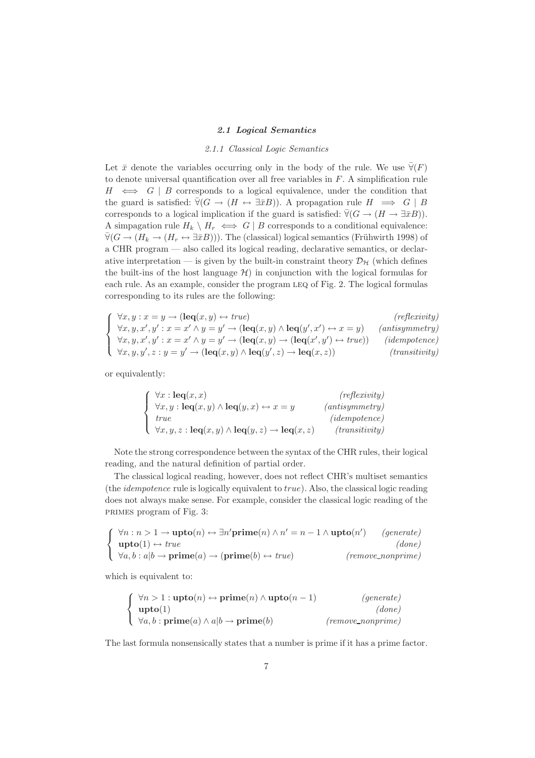### 2.1 Logical Semantics

#### 2.1.1 Classical Logic Semantics

Let $\bar{x}$ denote the variables occurring only in the body of the rule. We use $\bar{\forall}(F)$ to denote universal quantification over all free variables in $F$. A simplification rule $H \iff G \mid B$ corresponds to a logical equivalence, under the condition that the guard is satisfied: $\bar{\forall}(G \rightarrow (H \leftrightarrow \exists \bar{x} B))$. A propagation rule $H \implies G \mid B$ corresponds to a logical implication if the guard is satisfied: $\bar{\forall}(G \rightarrow (H \rightarrow \exists \bar{x} B))$. A simpagation rule $H_k \setminus H_r \iff G \mid B$ corresponds to a conditional equivalence: $\bar{\forall}(G \rightarrow (H_k \rightarrow (H_r \leftrightarrow \exists \bar{x} B)))$. The (classical) logical semantics (Frühwirth 1998) of a CHR program — also called its logical reading, declarative semantics, or declarative interpretation — is given by the built-in constraint theory $\mathcal{D_H}$ (which defines the built-ins of the host language $\mathcal{H}$) in conjunction with the logical formulas for each rule. As an example, consider the program LEQ of Fig. 2. The logical formulas corresponding to its rules are the following:

$$
\begin{cases}
\forall x, y : x = y \rightarrow (\mathbf{leq}(x, y) \leftrightarrow \mathit{true}) & \textit{(reflexivity)} \\
\forall x, y, x', y' : x = x' \wedge y = y' \rightarrow (\mathbf{leq}(x, y) \wedge \mathbf{leq}(y', x') \leftrightarrow x = y) & \textit{(antisymmetry)} \\
\forall x, y, x', y' : x = x' \wedge y = y' \rightarrow (\mathbf{leq}(x, y) \rightarrow (\mathbf{leq}(x', y') \leftrightarrow \mathit{true})) & \textit{(idempotence)} \\
\forall x, y, y', z : y = y' \rightarrow (\mathbf{leq}(x, y) \wedge \mathbf{leq}(y', z) \rightarrow \mathbf{leq}(x, z)) & \textit{(transitivity)}
\end{cases}
$$

or equivalently:

$$
\begin{cases}
\forall x : \mathbf{leq}(x, x) & \textit{(reflexivity)} \\
\forall x, y : \mathbf{leq}(x, y) \wedge \mathbf{leq}(y, x) \leftrightarrow x = y & \textit{(antisymmetry)} \\
\mathit{true} & \textit{(idempotence)} \\
\forall x, y, z : \mathbf{leq}(x, y) \wedge \mathbf{leq}(y, z) \rightarrow \mathbf{leq}(x, z) & \textit{(transitivity)}
\end{cases}
$$

Note the strong correspondence between the syntax of the CHR rules, their logical reading, and the natural definition of partial order.

The classical logical reading, however, does not reflect CHR's multiset semantics (the *idempotence* rule is logically equivalent to *true*). Also, the classical logic reading does not always make sense. For example, consider the classical logic reading of the PRIMES program of Fig. 3:

$$
\begin{cases}
\forall n : n > 1 \rightarrow \mathbf{upto}(n) \leftrightarrow \exists n' \mathbf{prime}(n) \wedge n' = n - 1 \wedge \mathbf{upto}(n') & \textit{(generate)} \\
\mathbf{upto}(1) \leftrightarrow \mathit{true} & \textit{(done)} \\
\forall a, b : a | b \rightarrow \mathbf{prime}(a) \rightarrow (\mathbf{prime}(b) \leftrightarrow \mathit{true}) & \textit{(remove\_nonprime)}
\end{cases}
$$

which is equivalent to:

$$
\begin{cases}
\forall n > 1 : \mathbf{upto}(n) \leftrightarrow \mathbf{prime}(n) \wedge \mathbf{upto}(n - 1) & \textit{(generate)} \\
\mathbf{upto}(1) & \textit{(done)} \\
\forall a, b : \mathbf{prime}(a) \wedge a | b \rightarrow \mathbf{prime}(b) & \textit{(remove\_nonprime)}
\end{cases}
$$

The last formula nonsensically states that a number is prime if it has a prime factor.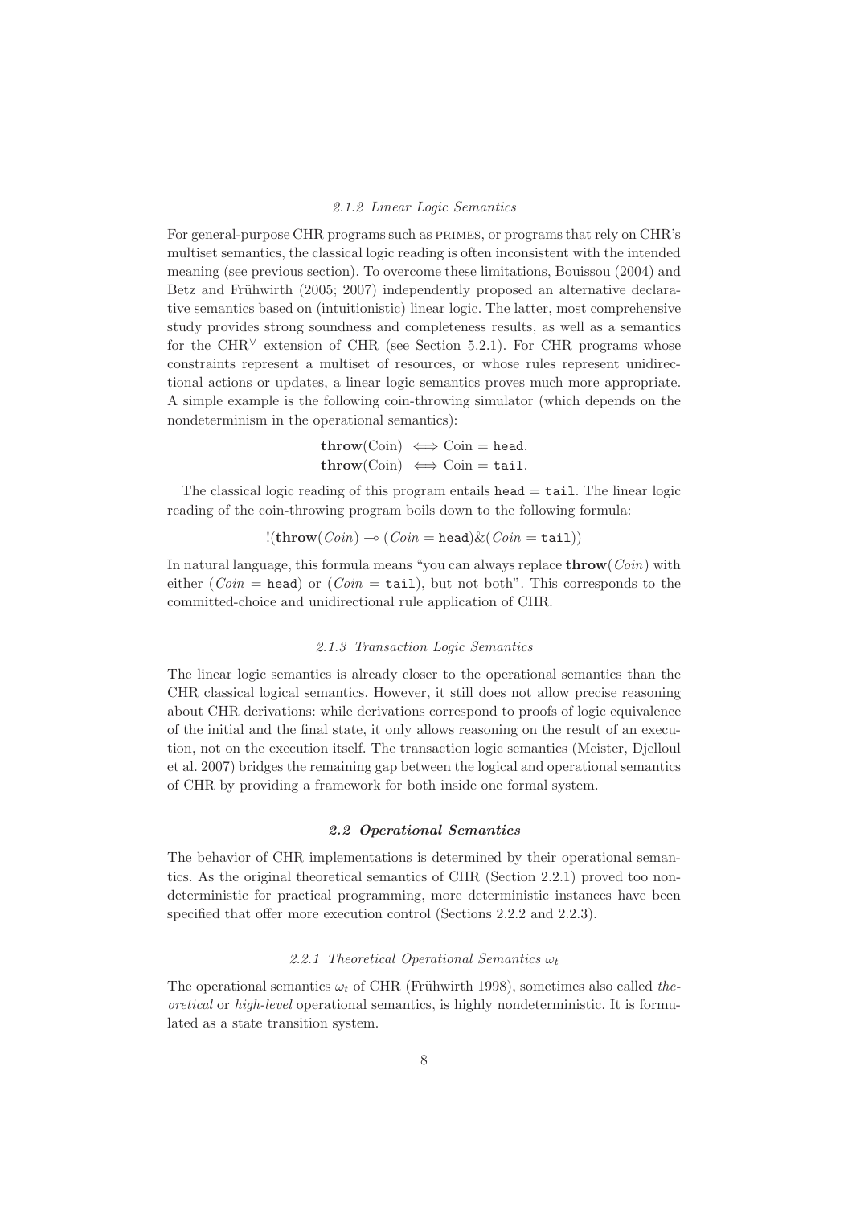#### 2.1.2 Linear Logic Semantics

For general-purpose CHR programs such as PRIMES, or programs that rely on CHR's multiset semantics, the classical logic reading is often inconsistent with the intended meaning (see previous section). To overcome these limitations, Bouissou (2004) and Betz and Frühwirth (2005; 2007) independently proposed an alternative declarative semantics based on (intuitionistic) linear logic. The latter, most comprehensive study provides strong soundness and completeness results, as well as a semantics for the $\text{CHR}^{\vee}$ extension of CHR (see Section 5.2.1). For CHR programs whose constraints represent a multiset of resources, or whose rules represent unidirectional actions or updates, a linear logic semantics proves much more appropriate. A simple example is the following coin-throwing simulator (which depends on the nondeterminism in the operational semantics):

$$\begin{aligned}
\mathbf{throw}(\text{Coin}) \iff \text{Coin} = \texttt{head}.\\
\mathbf{throw}(\text{Coin}) \iff \text{Coin} = \texttt{tail}.
\end{aligned}$$

The classical logic reading of this program entails $\texttt{head} = \texttt{tail}$. The linear logic reading of the coin-throwing program boils down to the following formula:

$$!(\mathbf{throw}(Coin) \multimap (Coin = \texttt{head}) \& (Coin = \texttt{tail}))$$

In natural language, this formula means "you can always replace $\mathbf{throw}(Coin)$ with either ($Coin = \texttt{head}$) or ($Coin = \texttt{tail}$), but not both". This corresponds to the committed-choice and unidirectional rule application of CHR.

#### 2.1.3 Transaction Logic Semantics

The linear logic semantics is already closer to the operational semantics than the CHR classical logical semantics. However, it still does not allow precise reasoning about CHR derivations: while derivations correspond to proofs of logic equivalence of the initial and the final state, it only allows reasoning on the result of an execution, not on the execution itself. The transaction logic semantics (Meister, Djelloul et al. 2007) bridges the remaining gap between the logical and operational semantics of CHR by providing a framework for both inside one formal system.

### 2.2 Operational Semantics

The behavior of CHR implementations is determined by their operational semantics. As the original theoretical semantics of CHR (Section 2.2.1) proved too nondeterministic for practical programming, more deterministic instances have been specified that offer more execution control (Sections 2.2.2 and 2.2.3).

#### 2.2.1 Theoretical Operational Semantics $\omega_t$

The operational semantics $\omega_t$ of CHR (Frühwirth 1998), sometimes also called *theoretical* or *high-level* operational semantics, is highly nondeterministic. It is formulated as a state transition system.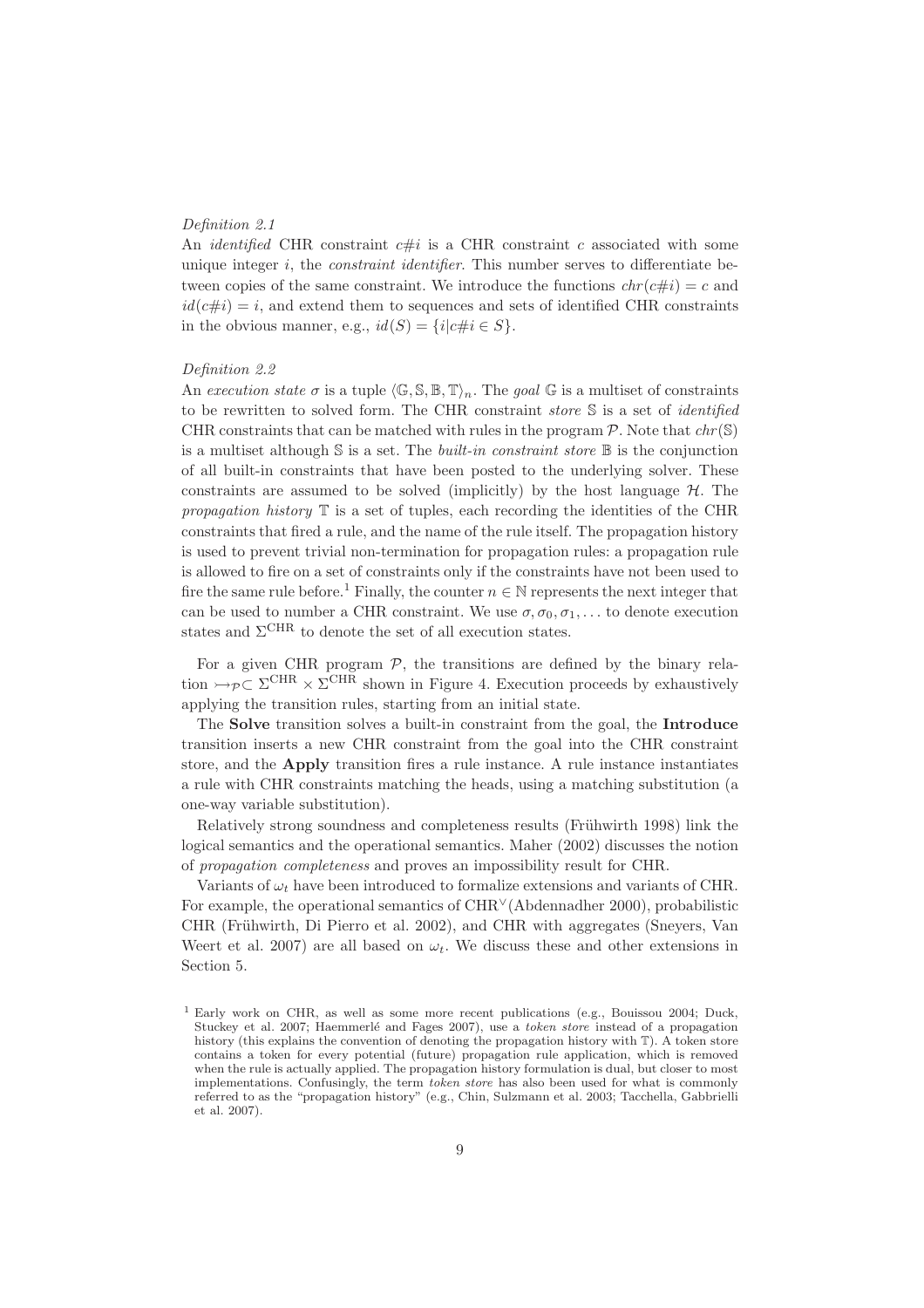*Definition 2.1*

An *identified* CHR constraint $c\#i$ is a CHR constraint $c$ associated with some unique integer $i$, the *constraint identifier*. This number serves to differentiate between copies of the same constraint. We introduce the functions $chr(c\#i) = c$ and $id(c\#i) = i$, and extend them to sequences and sets of identified CHR constraints in the obvious manner, e.g., $id(S) = \{i | c\#i \in S\}$.

*Definition 2.2*

An *execution state* $\sigma$ is a tuple $\langle \mathbb{G}, \mathbb{S}, \mathbb{B}, \mathbb{T} \rangle_n$. The *goal* $\mathbb{G}$ is a multiset of constraints to be rewritten to solved form. The CHR constraint *store* $\mathbb{S}$ is a set of *identified* CHR constraints that can be matched with rules in the program $\mathcal{P}$. Note that $chr(\mathbb{S})$ is a multiset although $\mathbb{S}$ is a set. The *built-in constraint store* $\mathbb{B}$ is the conjunction of all built-in constraints that have been posted to the underlying solver. These constraints are assumed to be solved (implicitly) by the host language $\mathcal{H}$. The *propagation history* $\mathbb{T}$ is a set of tuples, each recording the identities of the CHR constraints that fired a rule, and the name of the rule itself. The propagation history is used to prevent trivial non-termination for propagation rules: a propagation rule is allowed to fire on a set of constraints only if the constraints have not been used to fire the same rule before.[1] Finally, the counter $n \in \mathbb{N}$ represents the next integer that can be used to number a CHR constraint. We use $\sigma, \sigma_0, \sigma_1, \ldots$ to denote execution states and $\Sigma^{\text{CHR}}$ to denote the set of all execution states.

For a given CHR program $\mathcal{P}$, the transitions are defined by the binary relation $\rightarrowtail_{\mathcal{P}} \subset \Sigma^{\text{CHR}} \times \Sigma^{\text{CHR}}$ shown in Figure 4. Execution proceeds by exhaustively applying the transition rules, starting from an initial state.

The **Solve** transition solves a built-in constraint from the goal, the **Introduce** transition inserts a new CHR constraint from the goal into the CHR constraint store, and the **Apply** transition fires a rule instance. A rule instance instantiates a rule with CHR constraints matching the heads, using a matching substitution (a one-way variable substitution).

Relatively strong soundness and completeness results (Frühwirth 1998) link the logical semantics and the operational semantics. Maher (2002) discusses the notion of *propagation completeness* and proves an impossibility result for CHR.

Variants of $\omega_t$ have been introduced to formalize extensions and variants of CHR. For example, the operational semantics of CHR$^\vee$ (Abdennadher 2000), probabilistic CHR (Frühwirth, Di Pierro et al. 2002), and CHR with aggregates (Sneyers, Van Weert et al. 2007) are all based on $\omega_t$. We discuss these and other extensions in Section 5.

[1] Early work on CHR, as well as some more recent publications (e.g., Bouissou 2004; Duck, Stuckey et al. 2007; Haemmerlé and Fages 2007), use a *token store* instead of a propagation history (this explains the convention of denoting the propagation history with $\mathbb{T}$). A token store contains a token for every potential (future) propagation rule application, which is removed when the rule is actually applied. The propagation history formulation is dual, but closer to most implementations. Confusingly, the term *token store* has also been used for what is commonly referred to as the "propagation history" (e.g., Chin, Sulzmann et al. 2003; Tacchella, Gabbrielli et al. 2007).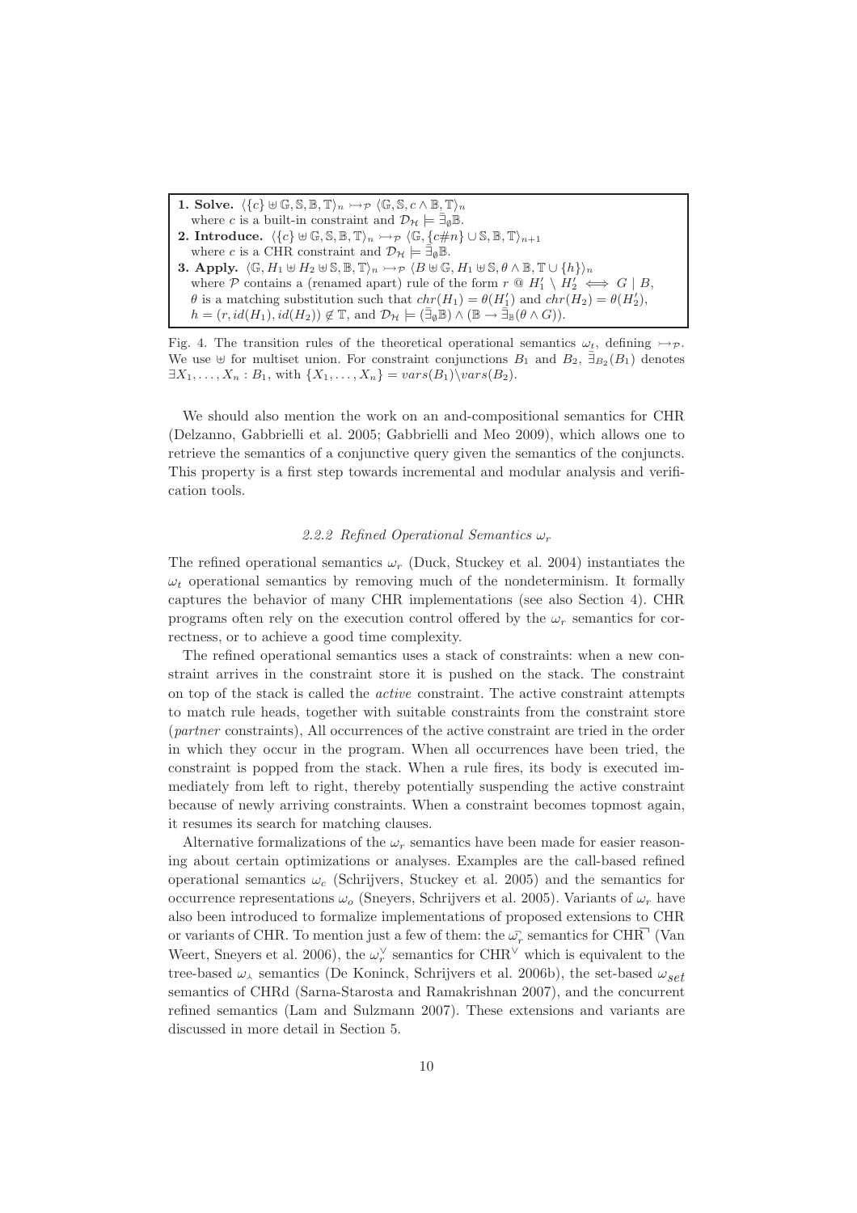**1. Solve.** $\langle \{c\} \uplus \mathbb{G}, \mathbb{S}, \mathbb{B}, \mathbb{T}\rangle_n \rightarrowtail_{\mathcal{P}} \langle \mathbb{G}, \mathbb{S}, c \wedge \mathbb{B}, \mathbb{T}\rangle_n$
where $c$ is a built-in constraint and $\mathcal{D}_{\mathcal{H}} \models \bar{\exists}_{\emptyset}\mathbb{B}$.

**2. Introduce.** $\langle \{c\} \uplus \mathbb{G}, \mathbb{S}, \mathbb{B}, \mathbb{T}\rangle_n \rightarrowtail_{\mathcal{P}} \langle \mathbb{G}, \{c\#n\} \cup \mathbb{S}, \mathbb{B}, \mathbb{T}\rangle_{n+1}$
where $c$ is a CHR constraint and $\mathcal{D}_{\mathcal{H}} \models \bar{\exists}_{\emptyset}\mathbb{B}$.

**3. Apply.** $\langle \mathbb{G}, H_1 \uplus H_2 \uplus \mathbb{S}, \mathbb{B}, \mathbb{T}\rangle_n \rightarrowtail_{\mathcal{P}} \langle B \uplus \mathbb{G}, H_1 \uplus \mathbb{S}, \theta \wedge \mathbb{B}, \mathbb{T} \cup \{h\}\rangle_n$
where $\mathcal{P}$ contains a (renamed apart) rule of the form $r\ @\ H'_1 \setminus H'_2 \iff G \mid B$,
$\theta$ is a matching substitution such that $chr(H_1) = \theta(H'_1)$ and $chr(H_2) = \theta(H'_2)$,
$h = (r, id(H_1), id(H_2)) \notin \mathbb{T}$, and $\mathcal{D}_{\mathcal{H}} \models (\bar{\exists}_{\emptyset}\mathbb{B}) \wedge (\mathbb{B} \rightarrow \bar{\exists}_{\mathbb{B}}(\theta \wedge G))$.

Fig. 4. The transition rules of the theoretical operational semantics $\omega_t$, defining $\rightarrowtail_{\mathcal{P}}$. We use $\uplus$ for multiset union. For constraint conjunctions $B_1$ and $B_2$, $\bar{\exists}_{B_2}(B_1)$ denotes $\exists X_1, \ldots, X_n : B_1$, with $\{X_1, \ldots, X_n\} = vars(B_1) \setminus vars(B_2)$.

We should also mention the work on an and-compositional semantics for CHR (Delzanno, Gabbrielli et al. 2005; Gabbrielli and Meo 2009), which allows one to retrieve the semantics of a conjunctive query given the semantics of the conjuncts. This property is a first step towards incremental and modular analysis and verification tools.

### 2.2.2 Refined Operational Semantics $\omega_r$

The refined operational semantics $\omega_r$ (Duck, Stuckey et al. 2004) instantiates the $\omega_t$ operational semantics by removing much of the nondeterminism. It formally captures the behavior of many CHR implementations (see also Section 4). CHR programs often rely on the execution control offered by the $\omega_r$ semantics for correctness, or to achieve a good time complexity.

The refined operational semantics uses a stack of constraints: when a new constraint arrives in the constraint store it is pushed on the stack. The constraint on top of the stack is called the *active* constraint. The active constraint attempts to match rule heads, together with suitable constraints from the constraint store (*partner* constraints), All occurrences of the active constraint are tried in the order in which they occur in the program. When all occurrences have been tried, the constraint is popped from the stack. When a rule fires, its body is executed immediately from left to right, thereby potentially suspending the active constraint because of newly arriving constraints. When a constraint becomes topmost again, it resumes its search for matching clauses.

Alternative formalizations of the $\omega_r$ semantics have been made for easier reasoning about certain optimizations or analyses. Examples are the call-based refined operational semantics $\omega_c$ (Schrijvers, Stuckey et al. 2005) and the semantics for occurrence representations $\omega_o$ (Sneyers, Schrijvers et al. 2005). Variants of $\omega_r$ have also been introduced to formalize implementations of proposed extensions to CHR or variants of CHR. To mention just a few of them: the $\omega_r^{\neg}$ semantics for CHR$^{\neg}$ (Van Weert, Sneyers et al. 2006), the $\omega_r^{\vee}$ semantics for CHR$^{\vee}$ which is equivalent to the tree-based $\omega_{\curlywedge}$ semantics (De Koninck, Schrijvers et al. 2006b), the set-based $\omega_{set}$ semantics of CHRd (Sarna-Starosta and Ramakrishnan 2007), and the concurrent refined semantics (Lam and Sulzmann 2007). These extensions and variants are discussed in more detail in Section 5.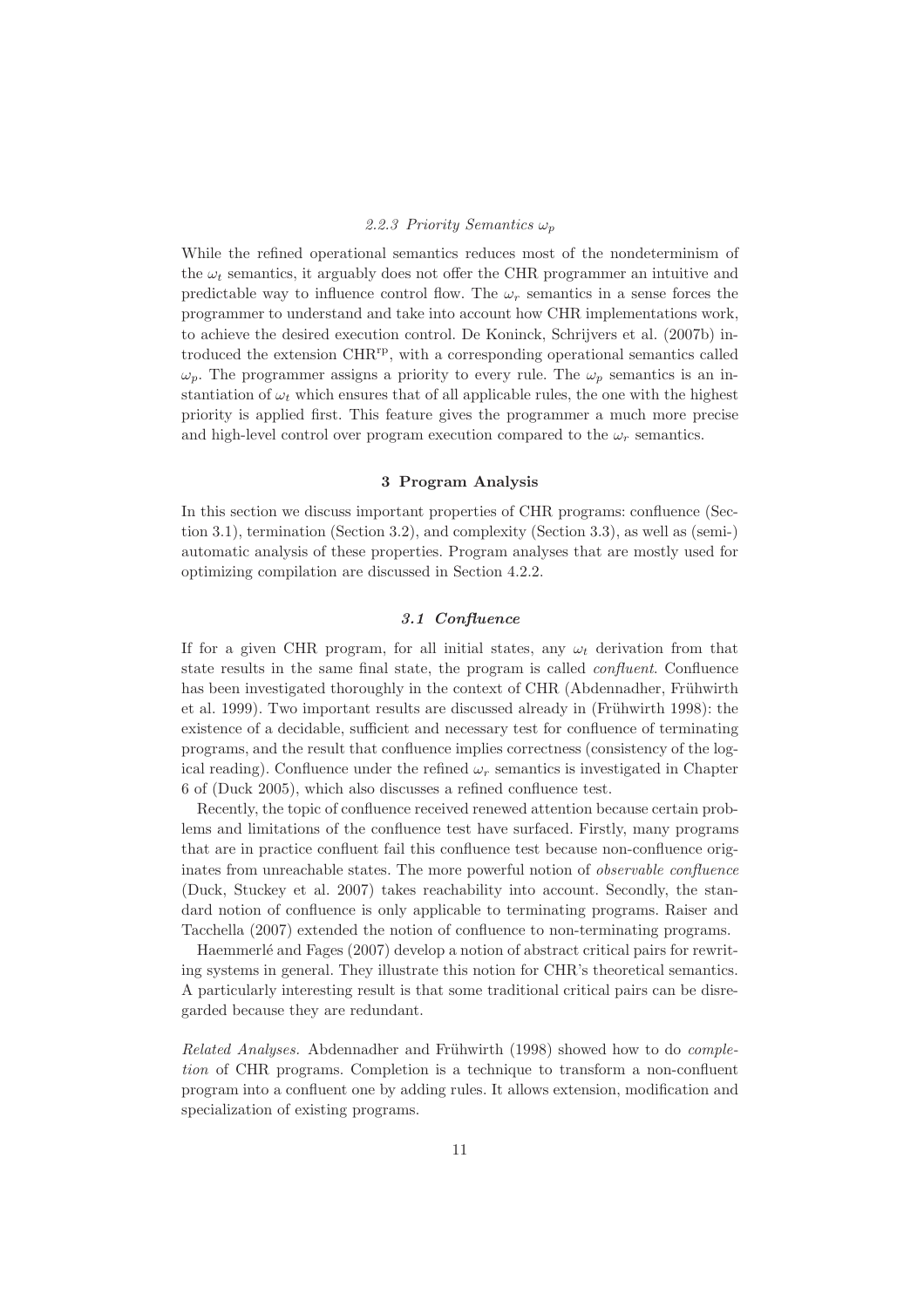#### *2.2.3 Priority Semantics $\omega_p$*

While the refined operational semantics reduces most of the nondeterminism of the $\omega_t$ semantics, it arguably does not offer the CHR programmer an intuitive and predictable way to influence control flow. The $\omega_r$ semantics in a sense forces the programmer to understand and take into account how CHR implementations work, to achieve the desired execution control. De Koninck, Schrijvers et al. (2007b) introduced the extension CHR$^{\text{rp}}$, with a corresponding operational semantics called $\omega_p$. The programmer assigns a priority to every rule. The $\omega_p$ semantics is an instantiation of $\omega_t$ which ensures that of all applicable rules, the one with the highest priority is applied first. This feature gives the programmer a much more precise and high-level control over program execution compared to the $\omega_r$ semantics.

## 3 Program Analysis

In this section we discuss important properties of CHR programs: confluence (Section 3.1), termination (Section 3.2), and complexity (Section 3.3), as well as (semi-) automatic analysis of these properties. Program analyses that are mostly used for optimizing compilation are discussed in Section 4.2.2.

### *3.1 Confluence*

If for a given CHR program, for all initial states, any $\omega_t$ derivation from that state results in the same final state, the program is called *confluent*. Confluence has been investigated thoroughly in the context of CHR (Abdennadher, Frühwirth et al. 1999). Two important results are discussed already in (Frühwirth 1998): the existence of a decidable, sufficient and necessary test for confluence of terminating programs, and the result that confluence implies correctness (consistency of the logical reading). Confluence under the refined $\omega_r$ semantics is investigated in Chapter 6 of (Duck 2005), which also discusses a refined confluence test.

Recently, the topic of confluence received renewed attention because certain problems and limitations of the confluence test have surfaced. Firstly, many programs that are in practice confluent fail this confluence test because non-confluence originates from unreachable states. The more powerful notion of *observable confluence* (Duck, Stuckey et al. 2007) takes reachability into account. Secondly, the standard notion of confluence is only applicable to terminating programs. Raiser and Tacchella (2007) extended the notion of confluence to non-terminating programs.

Haemmerlé and Fages (2007) develop a notion of abstract critical pairs for rewriting systems in general. They illustrate this notion for CHR's theoretical semantics. A particularly interesting result is that some traditional critical pairs can be disregarded because they are redundant.

*Related Analyses.* Abdennadher and Frühwirth (1998) showed how to do *completion* of CHR programs. Completion is a technique to transform a non-confluent program into a confluent one by adding rules. It allows extension, modification and specialization of existing programs.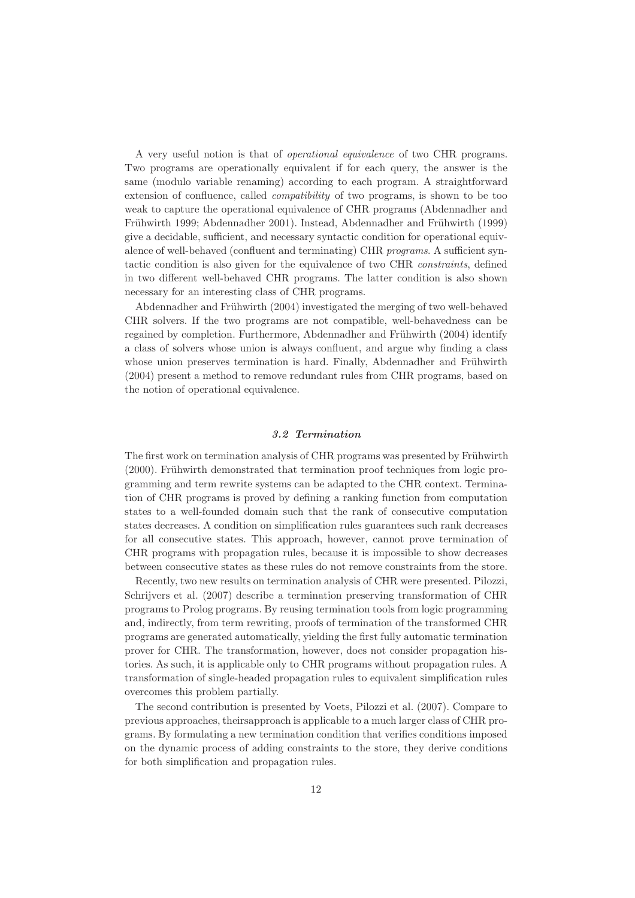A very useful notion is that of *operational equivalence* of two CHR programs. Two programs are operationally equivalent if for each query, the answer is the same (modulo variable renaming) according to each program. A straightforward extension of confluence, called *compatibility* of two programs, is shown to be too weak to capture the operational equivalence of CHR programs (Abdennadher and Frühwirth 1999; Abdennadher 2001). Instead, Abdennadher and Frühwirth (1999) give a decidable, sufficient, and necessary syntactic condition for operational equivalence of well-behaved (confluent and terminating) CHR *programs*. A sufficient syntactic condition is also given for the equivalence of two CHR *constraints*, defined in two different well-behaved CHR programs. The latter condition is also shown necessary for an interesting class of CHR programs.

Abdennadher and Frühwirth (2004) investigated the merging of two well-behaved CHR solvers. If the two programs are not compatible, well-behavedness can be regained by completion. Furthermore, Abdennadher and Frühwirth (2004) identify a class of solvers whose union is always confluent, and argue why finding a class whose union preserves termination is hard. Finally, Abdennadher and Frühwirth (2004) present a method to remove redundant rules from CHR programs, based on the notion of operational equivalence.

### *3.2 Termination*

The first work on termination analysis of CHR programs was presented by Frühwirth (2000). Frühwirth demonstrated that termination proof techniques from logic programming and term rewrite systems can be adapted to the CHR context. Termination of CHR programs is proved by defining a ranking function from computation states to a well-founded domain such that the rank of consecutive computation states decreases. A condition on simplification rules guarantees such rank decreases for all consecutive states. This approach, however, cannot prove termination of CHR programs with propagation rules, because it is impossible to show decreases between consecutive states as these rules do not remove constraints from the store.

Recently, two new results on termination analysis of CHR were presented. Pilozzi, Schrijvers et al. (2007) describe a termination preserving transformation of CHR programs to Prolog programs. By reusing termination tools from logic programming and, indirectly, from term rewriting, proofs of termination of the transformed CHR programs are generated automatically, yielding the first fully automatic termination prover for CHR. The transformation, however, does not consider propagation histories. As such, it is applicable only to CHR programs without propagation rules. A transformation of single-headed propagation rules to equivalent simplification rules overcomes this problem partially.

The second contribution is presented by Voets, Pilozzi et al. (2007). Compare to previous approaches, theirsapproach is applicable to a much larger class of CHR programs. By formulating a new termination condition that verifies conditions imposed on the dynamic process of adding constraints to the store, they derive conditions for both simplification and propagation rules.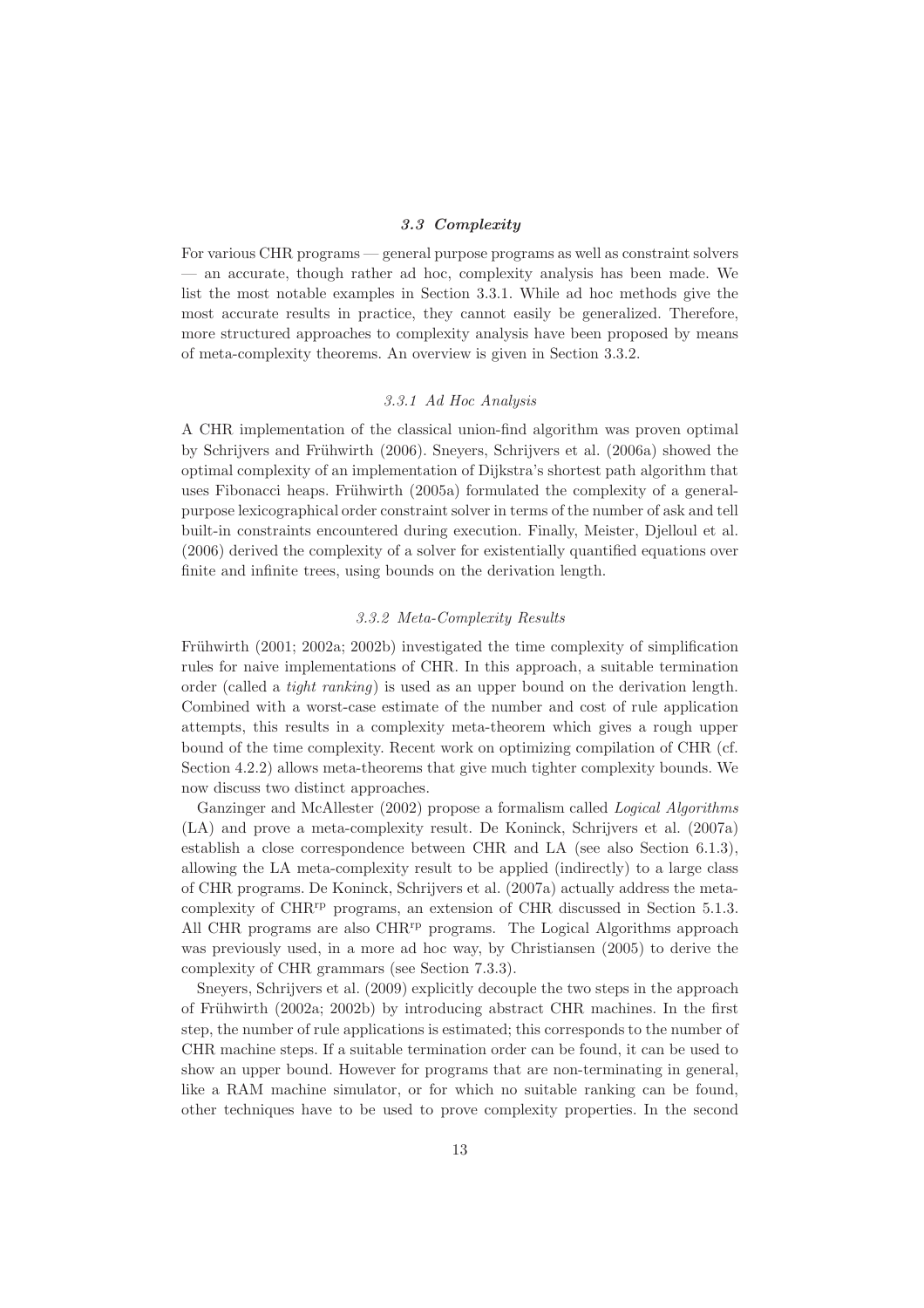### *3.3 Complexity*

For various CHR programs — general purpose programs as well as constraint solvers — an accurate, though rather ad hoc, complexity analysis has been made. We list the most notable examples in Section 3.3.1. While ad hoc methods give the most accurate results in practice, they cannot easily be generalized. Therefore, more structured approaches to complexity analysis have been proposed by means of meta-complexity theorems. An overview is given in Section 3.3.2.

#### *3.3.1 Ad Hoc Analysis*

A CHR implementation of the classical union-find algorithm was proven optimal by Schrijvers and Frühwirth (2006). Sneyers, Schrijvers et al. (2006a) showed the optimal complexity of an implementation of Dijkstra's shortest path algorithm that uses Fibonacci heaps. Frühwirth (2005a) formulated the complexity of a general-purpose lexicographical order constraint solver in terms of the number of ask and tell built-in constraints encountered during execution. Finally, Meister, Djelloul et al. (2006) derived the complexity of a solver for existentially quantified equations over finite and infinite trees, using bounds on the derivation length.

#### *3.3.2 Meta-Complexity Results*

Frühwirth (2001; 2002a; 2002b) investigated the time complexity of simplification rules for naive implementations of CHR. In this approach, a suitable termination order (called a *tight ranking*) is used as an upper bound on the derivation length. Combined with a worst-case estimate of the number and cost of rule application attempts, this results in a complexity meta-theorem which gives a rough upper bound of the time complexity. Recent work on optimizing compilation of CHR (cf. Section 4.2.2) allows meta-theorems that give much tighter complexity bounds. We now discuss two distinct approaches.

Ganzinger and McAllester (2002) propose a formalism called *Logical Algorithms* (LA) and prove a meta-complexity result. De Koninck, Schrijvers et al. (2007a) establish a close correspondence between CHR and LA (see also Section 6.1.3), allowing the LA meta-complexity result to be applied (indirectly) to a large class of CHR programs. De Koninck, Schrijvers et al. (2007a) actually address the meta-complexity of $\text{CHR}^{\text{rp}}$ programs, an extension of CHR discussed in Section 5.1.3. All CHR programs are also $\text{CHR}^{\text{rp}}$ programs. The Logical Algorithms approach was previously used, in a more ad hoc way, by Christiansen (2005) to derive the complexity of CHR grammars (see Section 7.3.3).

Sneyers, Schrijvers et al. (2009) explicitly decouple the two steps in the approach of Frühwirth (2002a; 2002b) by introducing abstract CHR machines. In the first step, the number of rule applications is estimated; this corresponds to the number of CHR machine steps. If a suitable termination order can be found, it can be used to show an upper bound. However for programs that are non-terminating in general, like a RAM machine simulator, or for which no suitable ranking can be found, other techniques have to be used to prove complexity properties. In the second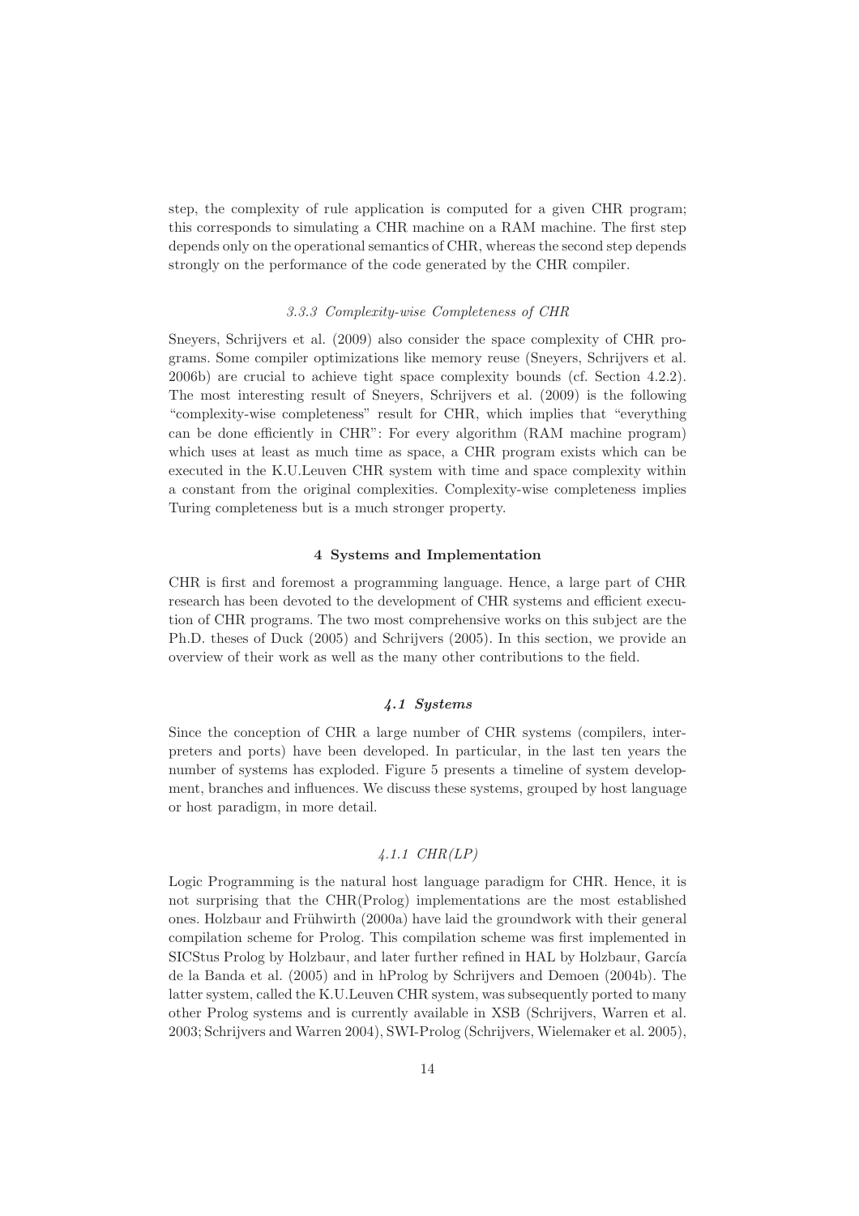step, the complexity of rule application is computed for a given CHR program; this corresponds to simulating a CHR machine on a RAM machine. The first step depends only on the operational semantics of CHR, whereas the second step depends strongly on the performance of the code generated by the CHR compiler.

### *3.3.3 Complexity-wise Completeness of CHR*

Sneyers, Schrijvers et al. (2009) also consider the space complexity of CHR programs. Some compiler optimizations like memory reuse (Sneyers, Schrijvers et al. 2006b) are crucial to achieve tight space complexity bounds (cf. Section 4.2.2). The most interesting result of Sneyers, Schrijvers et al. (2009) is the following "complexity-wise completeness" result for CHR, which implies that "everything can be done efficiently in CHR": For every algorithm (RAM machine program) which uses at least as much time as space, a CHR program exists which can be executed in the K.U.Leuven CHR system with time and space complexity within a constant from the original complexities. Complexity-wise completeness implies Turing completeness but is a much stronger property.

# 4 Systems and Implementation

CHR is first and foremost a programming language. Hence, a large part of CHR research has been devoted to the development of CHR systems and efficient execution of CHR programs. The two most comprehensive works on this subject are the Ph.D. theses of Duck (2005) and Schrijvers (2005). In this section, we provide an overview of their work as well as the many other contributions to the field.

## *4.1 Systems*

Since the conception of CHR a large number of CHR systems (compilers, interpreters and ports) have been developed. In particular, in the last ten years the number of systems has exploded. Figure 5 presents a timeline of system development, branches and influences. We discuss these systems, grouped by host language or host paradigm, in more detail.

### *4.1.1 CHR(LP)*

Logic Programming is the natural host language paradigm for CHR. Hence, it is not surprising that the CHR(Prolog) implementations are the most established ones. Holzbaur and Frühwirth (2000a) have laid the groundwork with their general compilation scheme for Prolog. This compilation scheme was first implemented in SICStus Prolog by Holzbaur, and later further refined in HAL by Holzbaur, García de la Banda et al. (2005) and in hProlog by Schrijvers and Demoen (2004b). The latter system, called the K.U.Leuven CHR system, was subsequently ported to many other Prolog systems and is currently available in XSB (Schrijvers, Warren et al. 2003; Schrijvers and Warren 2004), SWI-Prolog (Schrijvers, Wielemaker et al. 2005),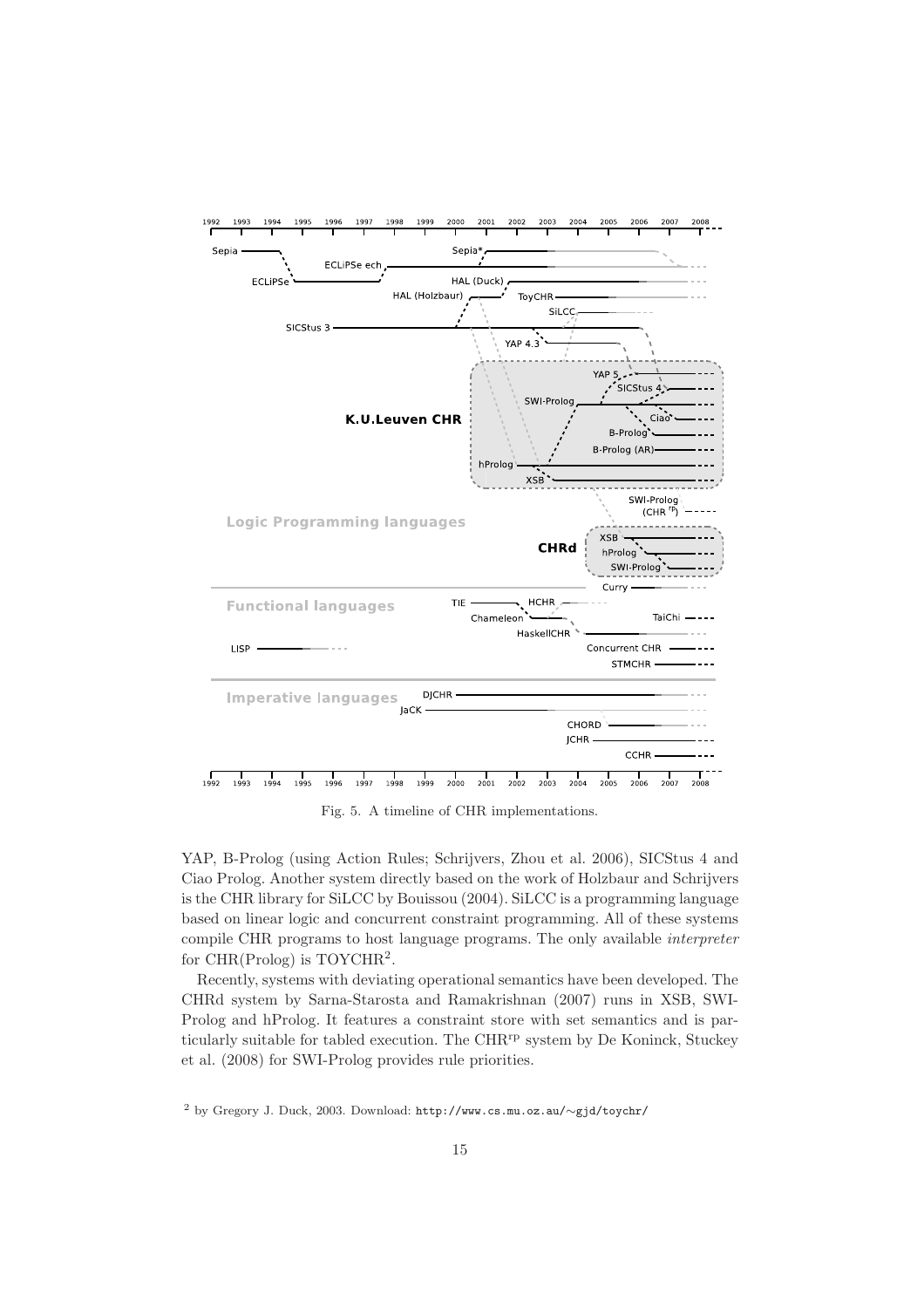Fig. 5. A timeline of CHR implementations.

YAP, B-Prolog (using Action Rules; Schrijvers, Zhou et al. 2006), SICStus 4 and Ciao Prolog. Another system directly based on the work of Holzbaur and Schrijvers is the CHR library for SiLCC by Bouissou (2004). SiLCC is a programming language based on linear logic and concurrent constraint programming. All of these systems compile CHR programs to host language programs. The only available *interpreter* for CHR(Prolog) is TOYCHR[2].

Recently, systems with deviating operational semantics have been developed. The CHRd system by Sarna-Starosta and Ramakrishnan (2007) runs in XSB, SWI-Prolog and hProlog. It features a constraint store with set semantics and is particularly suitable for tabled execution. The $\text{CHR}^{\text{rp}}$ system by De Koninck, Stuckey et al. (2008) for SWI-Prolog provides rule priorities.

[2] by Gregory J. Duck, 2003. Download: http://www.cs.mu.oz.au/~gjd/toychr/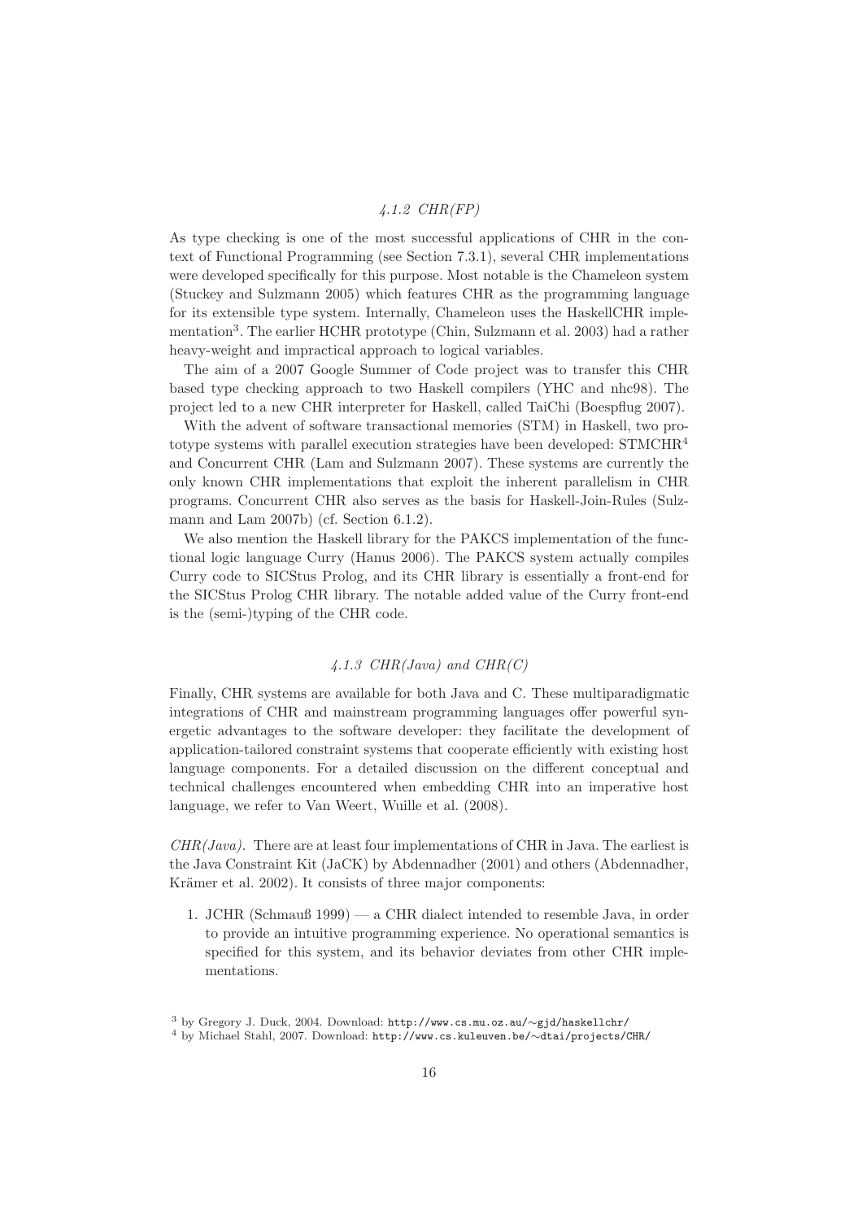#### 4.1.2 CHR(FP)

As type checking is one of the most successful applications of CHR in the context of Functional Programming (see Section 7.3.1), several CHR implementations were developed specifically for this purpose. Most notable is the Chameleon system (Stuckey and Sulzmann 2005) which features CHR as the programming language for its extensible type system. Internally, Chameleon uses the HaskellCHR implementation[3]. The earlier HCHR prototype (Chin, Sulzmann et al. 2003) had a rather heavy-weight and impractical approach to logical variables.

The aim of a 2007 Google Summer of Code project was to transfer this CHR based type checking approach to two Haskell compilers (YHC and nhc98). The project led to a new CHR interpreter for Haskell, called TaiChi (Boespflug 2007).

With the advent of software transactional memories (STM) in Haskell, two prototype systems with parallel execution strategies have been developed: STMCHR[4] and Concurrent CHR (Lam and Sulzmann 2007). These systems are currently the only known CHR implementations that exploit the inherent parallelism in CHR programs. Concurrent CHR also serves as the basis for Haskell-Join-Rules (Sulzmann and Lam 2007b) (cf. Section 6.1.2).

We also mention the Haskell library for the PAKCS implementation of the functional logic language Curry (Hanus 2006). The PAKCS system actually compiles Curry code to SICStus Prolog, and its CHR library is essentially a front-end for the SICStus Prolog CHR library. The notable added value of the Curry front-end is the (semi-)typing of the CHR code.

#### 4.1.3 CHR(Java) and CHR(C)

Finally, CHR systems are available for both Java and C. These multiparadigmatic integrations of CHR and mainstream programming languages offer powerful synergetic advantages to the software developer: they facilitate the development of application-tailored constraint systems that cooperate efficiently with existing host language components. For a detailed discussion on the different conceptual and technical challenges encountered when embedding CHR into an imperative host language, we refer to Van Weert, Wuille et al. (2008).

*CHR(Java).* There are at least four implementations of CHR in Java. The earliest is the Java Constraint Kit (JaCK) by Abdennadher (2001) and others (Abdennadher, Krämer et al. 2002). It consists of three major components:

1. JCHR (Schmauß 1999) — a CHR dialect intended to resemble Java, in order to provide an intuitive programming experience. No operational semantics is specified for this system, and its behavior deviates from other CHR implementations.

[3] by Gregory J. Duck, 2004. Download: http://www.cs.mu.oz.au/∼gjd/haskellchr/

[4] by Michael Stahl, 2007. Download: http://www.cs.kuleuven.be/∼dtai/projects/CHR/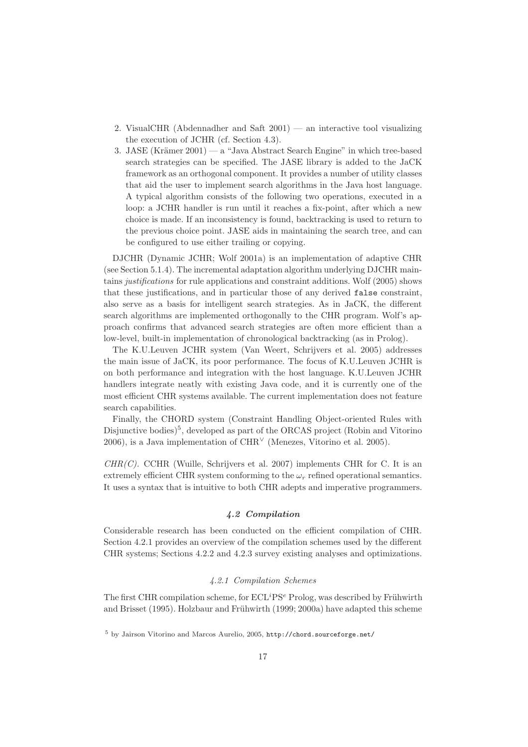2. VisualCHR (Abdennadher and Saft 2001) — an interactive tool visualizing the execution of JCHR (cf. Section 4.3).
3. JASE (Krämer 2001) — a "Java Abstract Search Engine" in which tree-based search strategies can be specified. The JASE library is added to the JaCK framework as an orthogonal component. It provides a number of utility classes that aid the user to implement search algorithms in the Java host language. A typical algorithm consists of the following two operations, executed in a loop: a JCHR handler is run until it reaches a fix-point, after which a new choice is made. If an inconsistency is found, backtracking is used to return to the previous choice point. JASE aids in maintaining the search tree, and can be configured to use either trailing or copying.

DJCHR (Dynamic JCHR; Wolf 2001a) is an implementation of adaptive CHR (see Section 5.1.4). The incremental adaptation algorithm underlying DJCHR maintains *justifications* for rule applications and constraint additions. Wolf (2005) shows that these justifications, and in particular those of any derived `false` constraint, also serve as a basis for intelligent search strategies. As in JaCK, the different search algorithms are implemented orthogonally to the CHR program. Wolf's approach confirms that advanced search strategies are often more efficient than a low-level, built-in implementation of chronological backtracking (as in Prolog).

The K.U.Leuven JCHR system (Van Weert, Schrijvers et al. 2005) addresses the main issue of JaCK, its poor performance. The focus of K.U.Leuven JCHR is on both performance and integration with the host language. K.U.Leuven JCHR handlers integrate neatly with existing Java code, and it is currently one of the most efficient CHR systems available. The current implementation does not feature search capabilities.

Finally, the CHORD system (Constraint Handling Object-oriented Rules with Disjunctive bodies)[5], developed as part of the ORCAS project (Robin and Vitorino 2006), is a Java implementation of $\text{CHR}^{\vee}$ (Menezes, Vitorino et al. 2005).

*CHR(C).* CCHR (Wuille, Schrijvers et al. 2007) implements CHR for C. It is an extremely efficient CHR system conforming to the $\omega_r$ refined operational semantics. It uses a syntax that is intuitive to both CHR adepts and imperative programmers.

### 4.2 Compilation

Considerable research has been conducted on the efficient compilation of CHR. Section 4.2.1 provides an overview of the compilation schemes used by the different CHR systems; Sections 4.2.2 and 4.2.3 survey existing analyses and optimizations.

#### 4.2.1 Compilation Schemes

The first CHR compilation scheme, for $\text{ECL}^i\text{PS}^e$ Prolog, was described by Frühwirth and Brisset (1995). Holzbaur and Frühwirth (1999; 2000a) have adapted this scheme

[5] by Jairson Vitorino and Marcos Aurelio, 2005, `http://chord.sourceforge.net/`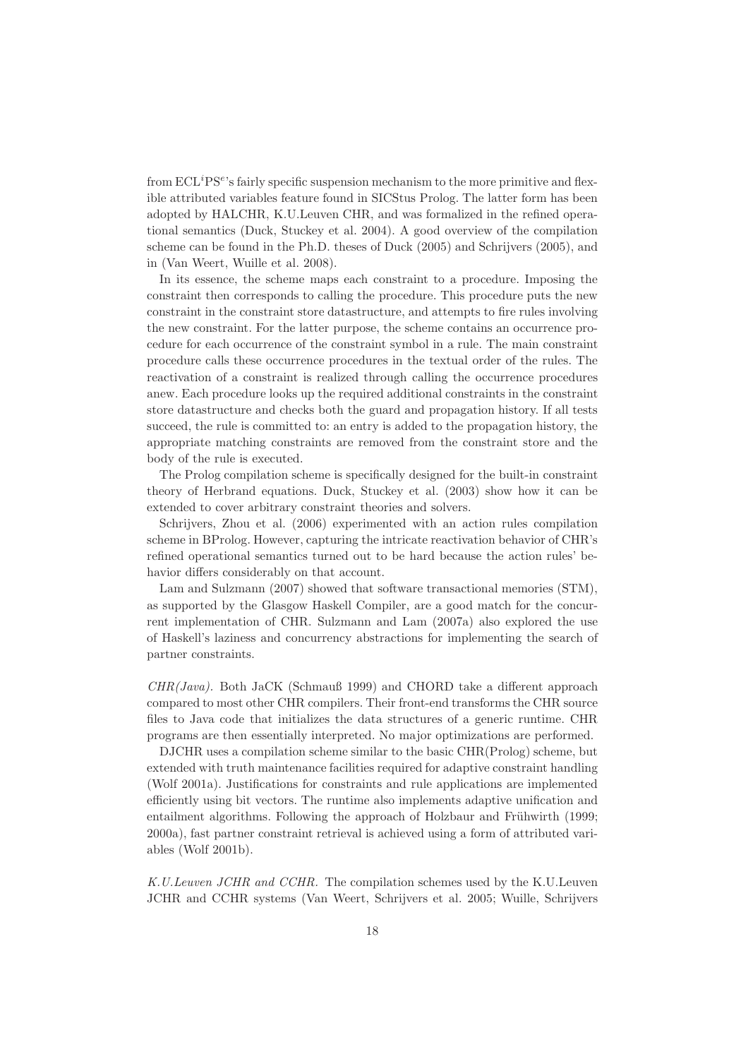from ECL$^i$PS$^e$'s fairly specific suspension mechanism to the more primitive and flexible attributed variables feature found in SICStus Prolog. The latter form has been adopted by HALCHR, K.U.Leuven CHR, and was formalized in the refined operational semantics (Duck, Stuckey et al. 2004). A good overview of the compilation scheme can be found in the Ph.D. theses of Duck (2005) and Schrijvers (2005), and in (Van Weert, Wuille et al. 2008).

In its essence, the scheme maps each constraint to a procedure. Imposing the constraint then corresponds to calling the procedure. This procedure puts the new constraint in the constraint store datastructure, and attempts to fire rules involving the new constraint. For the latter purpose, the scheme contains an occurrence procedure for each occurrence of the constraint symbol in a rule. The main constraint procedure calls these occurrence procedures in the textual order of the rules. The reactivation of a constraint is realized through calling the occurrence procedures anew. Each procedure looks up the required additional constraints in the constraint store datastructure and checks both the guard and propagation history. If all tests succeed, the rule is committed to: an entry is added to the propagation history, the appropriate matching constraints are removed from the constraint store and the body of the rule is executed.

The Prolog compilation scheme is specifically designed for the built-in constraint theory of Herbrand equations. Duck, Stuckey et al. (2003) show how it can be extended to cover arbitrary constraint theories and solvers.

Schrijvers, Zhou et al. (2006) experimented with an action rules compilation scheme in BProlog. However, capturing the intricate reactivation behavior of CHR's refined operational semantics turned out to be hard because the action rules' behavior differs considerably on that account.

Lam and Sulzmann (2007) showed that software transactional memories (STM), as supported by the Glasgow Haskell Compiler, are a good match for the concurrent implementation of CHR. Sulzmann and Lam (2007a) also explored the use of Haskell's laziness and concurrency abstractions for implementing the search of partner constraints.

*CHR(Java).* Both JaCK (Schmauß 1999) and CHORD take a different approach compared to most other CHR compilers. Their front-end transforms the CHR source files to Java code that initializes the data structures of a generic runtime. CHR programs are then essentially interpreted. No major optimizations are performed.

DJCHR uses a compilation scheme similar to the basic CHR(Prolog) scheme, but extended with truth maintenance facilities required for adaptive constraint handling (Wolf 2001a). Justifications for constraints and rule applications are implemented efficiently using bit vectors. The runtime also implements adaptive unification and entailment algorithms. Following the approach of Holzbaur and Frühwirth (1999; 2000a), fast partner constraint retrieval is achieved using a form of attributed variables (Wolf 2001b).

*K.U.Leuven JCHR and CCHR.* The compilation schemes used by the K.U.Leuven JCHR and CCHR systems (Van Weert, Schrijvers et al. 2005; Wuille, Schrijvers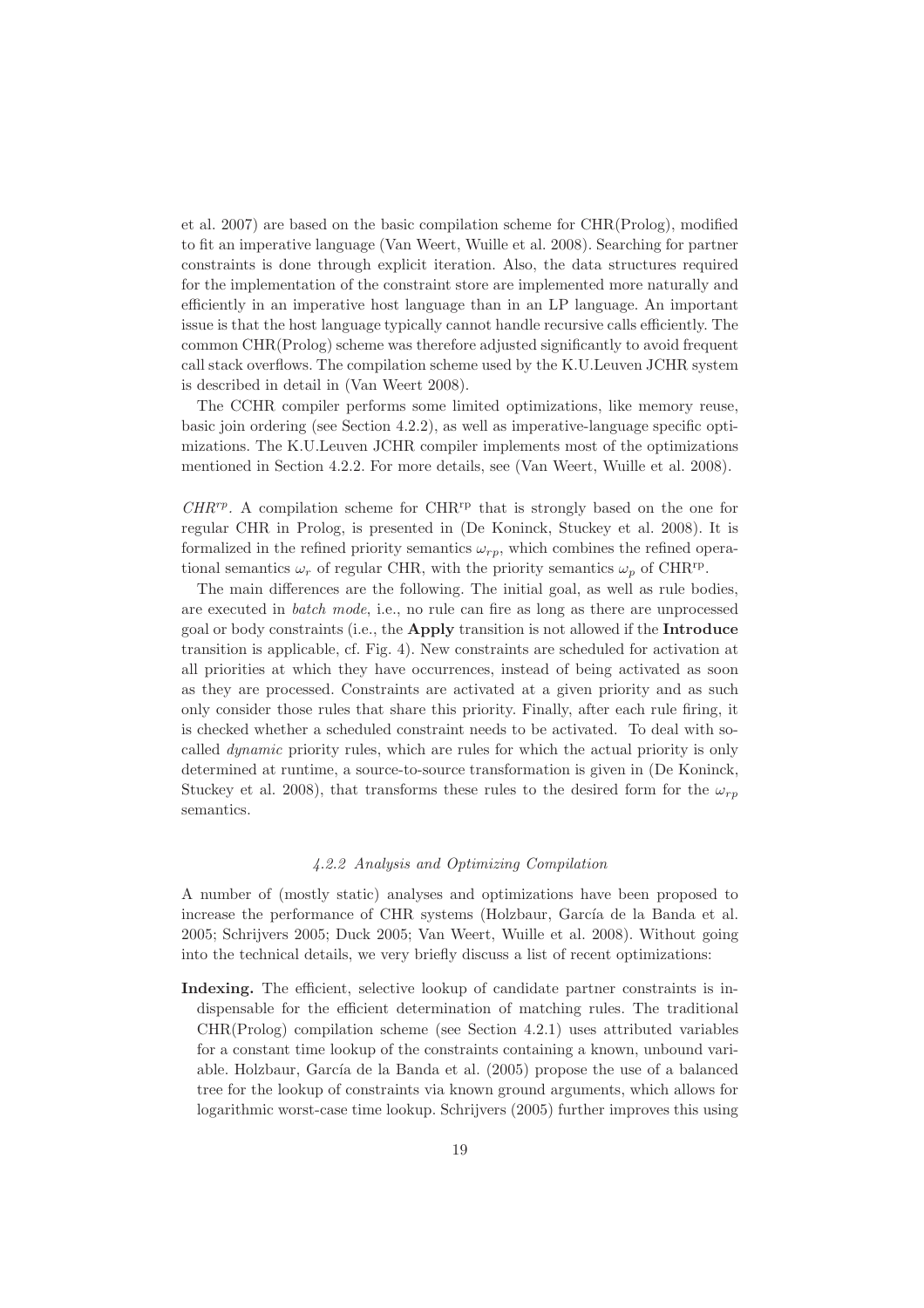et al. 2007) are based on the basic compilation scheme for CHR(Prolog), modified to fit an imperative language (Van Weert, Wuille et al. 2008). Searching for partner constraints is done through explicit iteration. Also, the data structures required for the implementation of the constraint store are implemented more naturally and efficiently in an imperative host language than in an LP language. An important issue is that the host language typically cannot handle recursive calls efficiently. The common CHR(Prolog) scheme was therefore adjusted significantly to avoid frequent call stack overflows. The compilation scheme used by the K.U.Leuven JCHR system is described in detail in (Van Weert 2008).

The CCHR compiler performs some limited optimizations, like memory reuse, basic join ordering (see Section 4.2.2), as well as imperative-language specific optimizations. The K.U.Leuven JCHR compiler implements most of the optimizations mentioned in Section 4.2.2. For more details, see (Van Weert, Wuille et al. 2008).

*CHR*$^{rp}$. A compilation scheme for CHR$^{\text{rp}}$ that is strongly based on the one for regular CHR in Prolog, is presented in (De Koninck, Stuckey et al. 2008). It is formalized in the refined priority semantics $\omega_{rp}$, which combines the refined operational semantics $\omega_r$ of regular CHR, with the priority semantics $\omega_p$ of CHR$^{\text{rp}}$.

The main differences are the following. The initial goal, as well as rule bodies, are executed in *batch mode*, i.e., no rule can fire as long as there are unprocessed goal or body constraints (i.e., the **Apply** transition is not allowed if the **Introduce** transition is applicable, cf. Fig. 4). New constraints are scheduled for activation at all priorities at which they have occurrences, instead of being activated as soon as they are processed. Constraints are activated at a given priority and as such only consider those rules that share this priority. Finally, after each rule firing, it is checked whether a scheduled constraint needs to be activated. To deal with so-called *dynamic* priority rules, which are rules for which the actual priority is only determined at runtime, a source-to-source transformation is given in (De Koninck, Stuckey et al. 2008), that transforms these rules to the desired form for the $\omega_{rp}$ semantics.

#### *4.2.2 Analysis and Optimizing Compilation*

A number of (mostly static) analyses and optimizations have been proposed to increase the performance of CHR systems (Holzbaur, García de la Banda et al. 2005; Schrijvers 2005; Duck 2005; Van Weert, Wuille et al. 2008). Without going into the technical details, we very briefly discuss a list of recent optimizations:

**Indexing.** The efficient, selective lookup of candidate partner constraints is indispensable for the efficient determination of matching rules. The traditional CHR(Prolog) compilation scheme (see Section 4.2.1) uses attributed variables for a constant time lookup of the constraints containing a known, unbound variable. Holzbaur, García de la Banda et al. (2005) propose the use of a balanced tree for the lookup of constraints via known ground arguments, which allows for logarithmic worst-case time lookup. Schrijvers (2005) further improves this using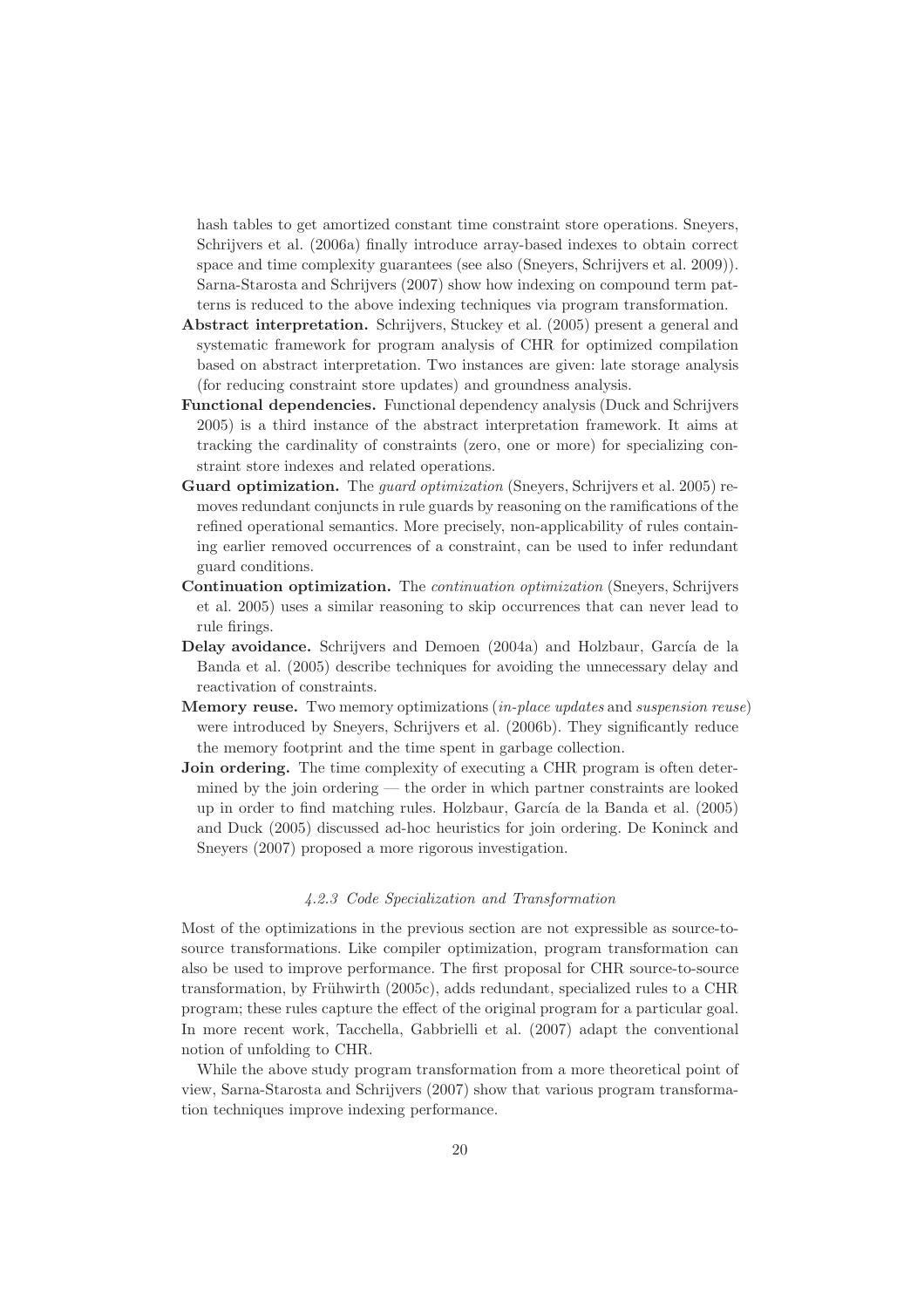hash tables to get amortized constant time constraint store operations. Sneyers, Schrijvers et al. (2006a) finally introduce array-based indexes to obtain correct space and time complexity guarantees (see also (Sneyers, Schrijvers et al. 2009)). Sarna-Starosta and Schrijvers (2007) show how indexing on compound term patterns is reduced to the above indexing techniques via program transformation.

**Abstract interpretation.** Schrijvers, Stuckey et al. (2005) present a general and systematic framework for program analysis of CHR for optimized compilation based on abstract interpretation. Two instances are given: late storage analysis (for reducing constraint store updates) and groundness analysis.

**Functional dependencies.** Functional dependency analysis (Duck and Schrijvers 2005) is a third instance of the abstract interpretation framework. It aims at tracking the cardinality of constraints (zero, one or more) for specializing constraint store indexes and related operations.

**Guard optimization.** The *guard optimization* (Sneyers, Schrijvers et al. 2005) removes redundant conjuncts in rule guards by reasoning on the ramifications of the refined operational semantics. More precisely, non-applicability of rules containing earlier removed occurrences of a constraint, can be used to infer redundant guard conditions.

**Continuation optimization.** The *continuation optimization* (Sneyers, Schrijvers et al. 2005) uses a similar reasoning to skip occurrences that can never lead to rule firings.

**Delay avoidance.** Schrijvers and Demoen (2004a) and Holzbaur, García de la Banda et al. (2005) describe techniques for avoiding the unnecessary delay and reactivation of constraints.

**Memory reuse.** Two memory optimizations (*in-place updates* and *suspension reuse*) were introduced by Sneyers, Schrijvers et al. (2006b). They significantly reduce the memory footprint and the time spent in garbage collection.

**Join ordering.** The time complexity of executing a CHR program is often determined by the join ordering — the order in which partner constraints are looked up in order to find matching rules. Holzbaur, García de la Banda et al. (2005) and Duck (2005) discussed ad-hoc heuristics for join ordering. De Koninck and Sneyers (2007) proposed a more rigorous investigation.

#### *4.2.3 Code Specialization and Transformation*

Most of the optimizations in the previous section are not expressible as source-to-source transformations. Like compiler optimization, program transformation can also be used to improve performance. The first proposal for CHR source-to-source transformation, by Frühwirth (2005c), adds redundant, specialized rules to a CHR program; these rules capture the effect of the original program for a particular goal. In more recent work, Tacchella, Gabbrielli et al. (2007) adapt the conventional notion of unfolding to CHR.

While the above study program transformation from a more theoretical point of view, Sarna-Starosta and Schrijvers (2007) show that various program transformation techniques improve indexing performance.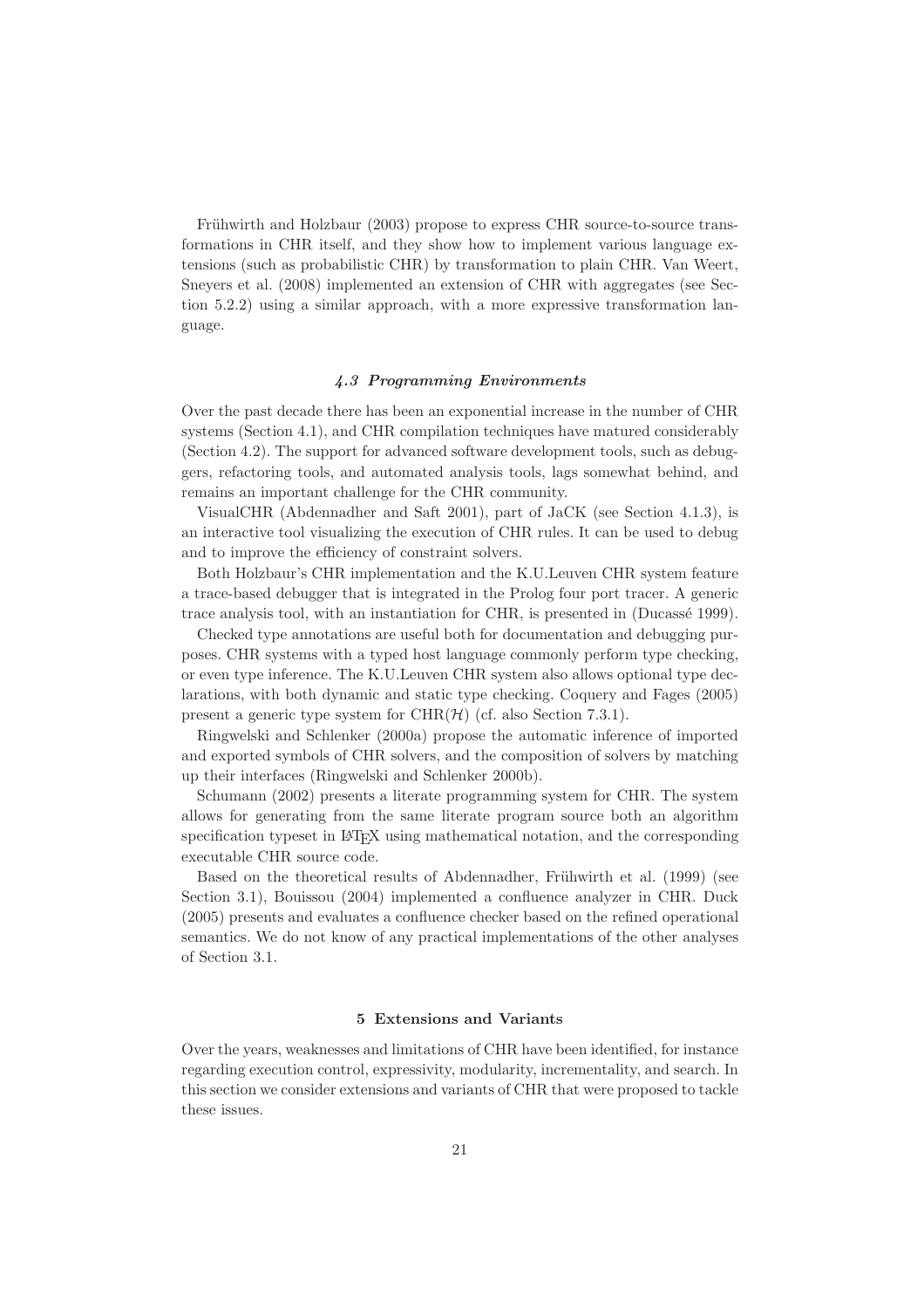Frühwirth and Holzbaur (2003) propose to express CHR source-to-source transformations in CHR itself, and they show how to implement various language extensions (such as probabilistic CHR) by transformation to plain CHR. Van Weert, Sneyers et al. (2008) implemented an extension of CHR with aggregates (see Section 5.2.2) using a similar approach, with a more expressive transformation language.

### *4.3 Programming Environments*

Over the past decade there has been an exponential increase in the number of CHR systems (Section 4.1), and CHR compilation techniques have matured considerably (Section 4.2). The support for advanced software development tools, such as debuggers, refactoring tools, and automated analysis tools, lags somewhat behind, and remains an important challenge for the CHR community.

VisualCHR (Abdennadher and Saft 2001), part of JaCK (see Section 4.1.3), is an interactive tool visualizing the execution of CHR rules. It can be used to debug and to improve the efficiency of constraint solvers.

Both Holzbaur's CHR implementation and the K.U.Leuven CHR system feature a trace-based debugger that is integrated in the Prolog four port tracer. A generic trace analysis tool, with an instantiation for CHR, is presented in (Ducassé 1999).

Checked type annotations are useful both for documentation and debugging purposes. CHR systems with a typed host language commonly perform type checking, or even type inference. The K.U.Leuven CHR system also allows optional type declarations, with both dynamic and static type checking. Coquery and Fages (2005) present a generic type system for CHR($\mathcal{H}$) (cf. also Section 7.3.1).

Ringwelski and Schlenker (2000a) propose the automatic inference of imported and exported symbols of CHR solvers, and the composition of solvers by matching up their interfaces (Ringwelski and Schlenker 2000b).

Schumann (2002) presents a literate programming system for CHR. The system allows for generating from the same literate program source both an algorithm specification typeset in LaTeX using mathematical notation, and the corresponding executable CHR source code.

Based on the theoretical results of Abdennadher, Frühwirth et al. (1999) (see Section 3.1), Bouissou (2004) implemented a confluence analyzer in CHR. Duck (2005) presents and evaluates a confluence checker based on the refined operational semantics. We do not know of any practical implementations of the other analyses of Section 3.1.

## 5 Extensions and Variants

Over the years, weaknesses and limitations of CHR have been identified, for instance regarding execution control, expressivity, modularity, incrementality, and search. In this section we consider extensions and variants of CHR that were proposed to tackle these issues.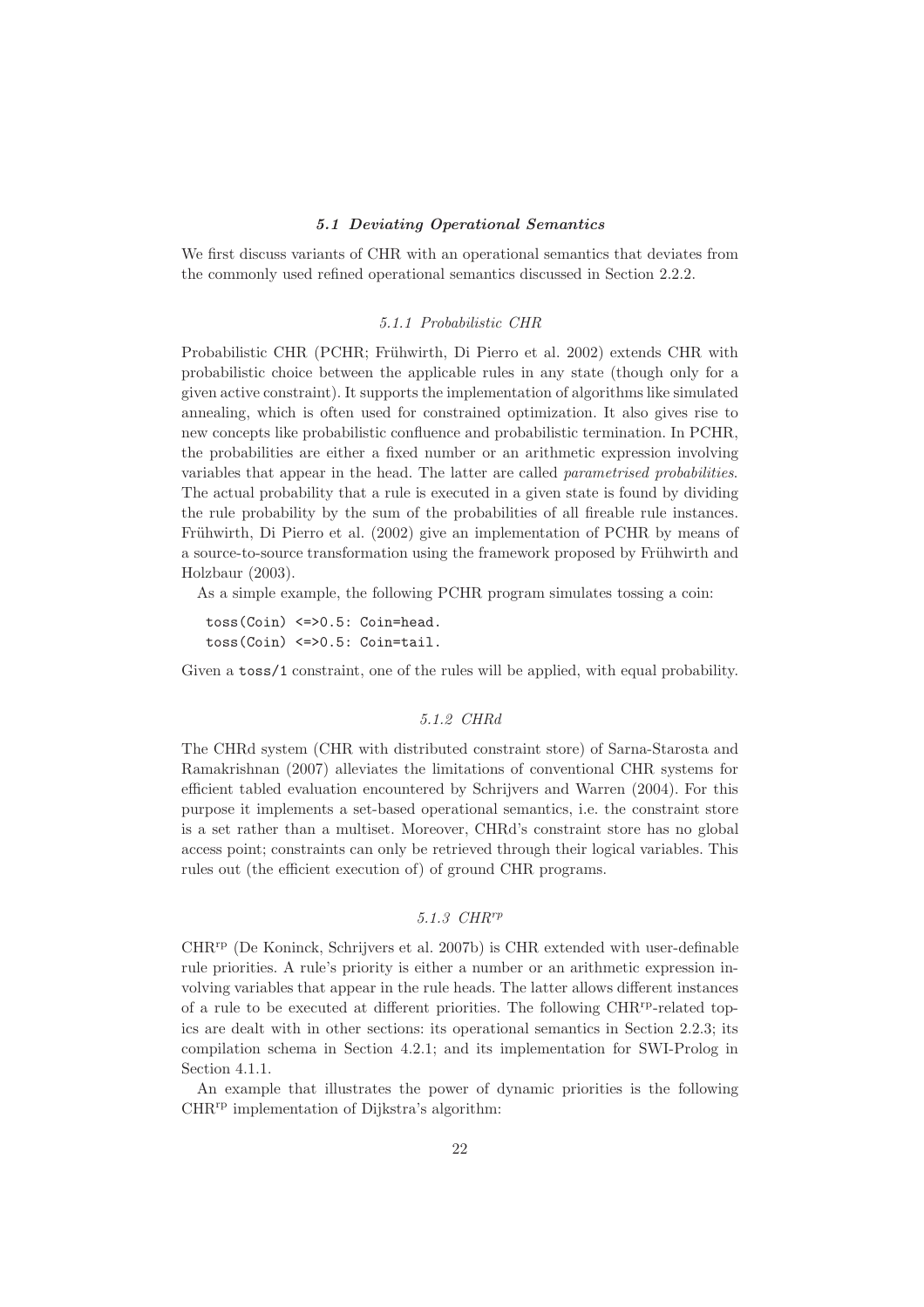### *5.1 Deviating Operational Semantics*

We first discuss variants of CHR with an operational semantics that deviates from the commonly used refined operational semantics discussed in Section 2.2.2.

#### *5.1.1 Probabilistic CHR*

Probabilistic CHR (PCHR; Frühwirth, Di Pierro et al. 2002) extends CHR with probabilistic choice between the applicable rules in any state (though only for a given active constraint). It supports the implementation of algorithms like simulated annealing, which is often used for constrained optimization. It also gives rise to new concepts like probabilistic confluence and probabilistic termination. In PCHR, the probabilities are either a fixed number or an arithmetic expression involving variables that appear in the head. The latter are called *parametrised probabilities*. The actual probability that a rule is executed in a given state is found by dividing the rule probability by the sum of the probabilities of all fireable rule instances. Frühwirth, Di Pierro et al. (2002) give an implementation of PCHR by means of a source-to-source transformation using the framework proposed by Frühwirth and Holzbaur (2003).

As a simple example, the following PCHR program simulates tossing a coin:

```
toss(Coin) <=>0.5: Coin=head.
toss(Coin) <=>0.5: Coin=tail.
```

Given a `toss/1` constraint, one of the rules will be applied, with equal probability.

#### *5.1.2 CHRd*

The CHRd system (CHR with distributed constraint store) of Sarna-Starosta and Ramakrishnan (2007) alleviates the limitations of conventional CHR systems for efficient tabled evaluation encountered by Schrijvers and Warren (2004). For this purpose it implements a set-based operational semantics, i.e. the constraint store is a set rather than a multiset. Moreover, CHRd's constraint store has no global access point; constraints can only be retrieved through their logical variables. This rules out (the efficient execution of) of ground CHR programs.

#### *5.1.3 CHR$^{rp}$*

CHR$^{rp}$ (De Koninck, Schrijvers et al. 2007b) is CHR extended with user-definable rule priorities. A rule's priority is either a number or an arithmetic expression involving variables that appear in the rule heads. The latter allows different instances of a rule to be executed at different priorities. The following CHR$^{rp}$-related topics are dealt with in other sections: its operational semantics in Section 2.2.3; its compilation schema in Section 4.2.1; and its implementation for SWI-Prolog in Section 4.1.1.

An example that illustrates the power of dynamic priorities is the following CHR$^{rp}$ implementation of Dijkstra's algorithm: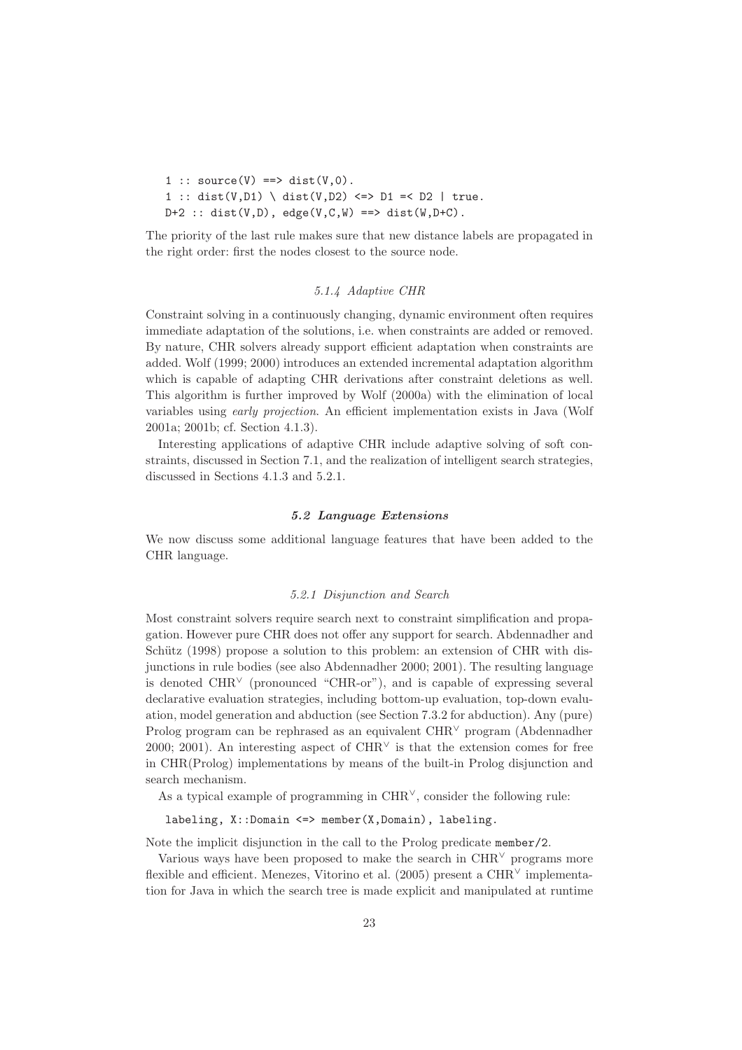```
1 :: source(V) ==> dist(V,0).
1 :: dist(V,D1) \ dist(V,D2) <=> D1 =< D2 | true.
D+2 :: dist(V,D), edge(V,C,W) ==> dist(W,D+C).
```

The priority of the last rule makes sure that new distance labels are propagated in the right order: first the nodes closest to the source node.

#### *5.1.4 Adaptive CHR*

Constraint solving in a continuously changing, dynamic environment often requires immediate adaptation of the solutions, i.e. when constraints are added or removed. By nature, CHR solvers already support efficient adaptation when constraints are added. Wolf (1999; 2000) introduces an extended incremental adaptation algorithm which is capable of adapting CHR derivations after constraint deletions as well. This algorithm is further improved by Wolf (2000a) with the elimination of local variables using *early projection*. An efficient implementation exists in Java (Wolf 2001a; 2001b; cf. Section 4.1.3).

Interesting applications of adaptive CHR include adaptive solving of soft constraints, discussed in Section 7.1, and the realization of intelligent search strategies, discussed in Sections 4.1.3 and 5.2.1.

### ***5.2 Language Extensions***

We now discuss some additional language features that have been added to the CHR language.

#### *5.2.1 Disjunction and Search*

Most constraint solvers require search next to constraint simplification and propagation. However pure CHR does not offer any support for search. Abdennadher and Schütz (1998) propose a solution to this problem: an extension of CHR with disjunctions in rule bodies (see also Abdennadher 2000; 2001). The resulting language is denoted $\text{CHR}^{\vee}$ (pronounced "CHR-or"), and is capable of expressing several declarative evaluation strategies, including bottom-up evaluation, top-down evaluation, model generation and abduction (see Section 7.3.2 for abduction). Any (pure) Prolog program can be rephrased as an equivalent $\text{CHR}^{\vee}$ program (Abdennadher 2000; 2001). An interesting aspect of $\text{CHR}^{\vee}$ is that the extension comes for free in CHR(Prolog) implementations by means of the built-in Prolog disjunction and search mechanism.

As a typical example of programming in $\text{CHR}^{\vee}$, consider the following rule:

```
labeling, X::Domain <=> member(X,Domain), labeling.
```

Note the implicit disjunction in the call to the Prolog predicate `member/2`.

Various ways have been proposed to make the search in $\text{CHR}^{\vee}$ programs more flexible and efficient. Menezes, Vitorino et al. (2005) present a $\text{CHR}^{\vee}$ implementation for Java in which the search tree is made explicit and manipulated at runtime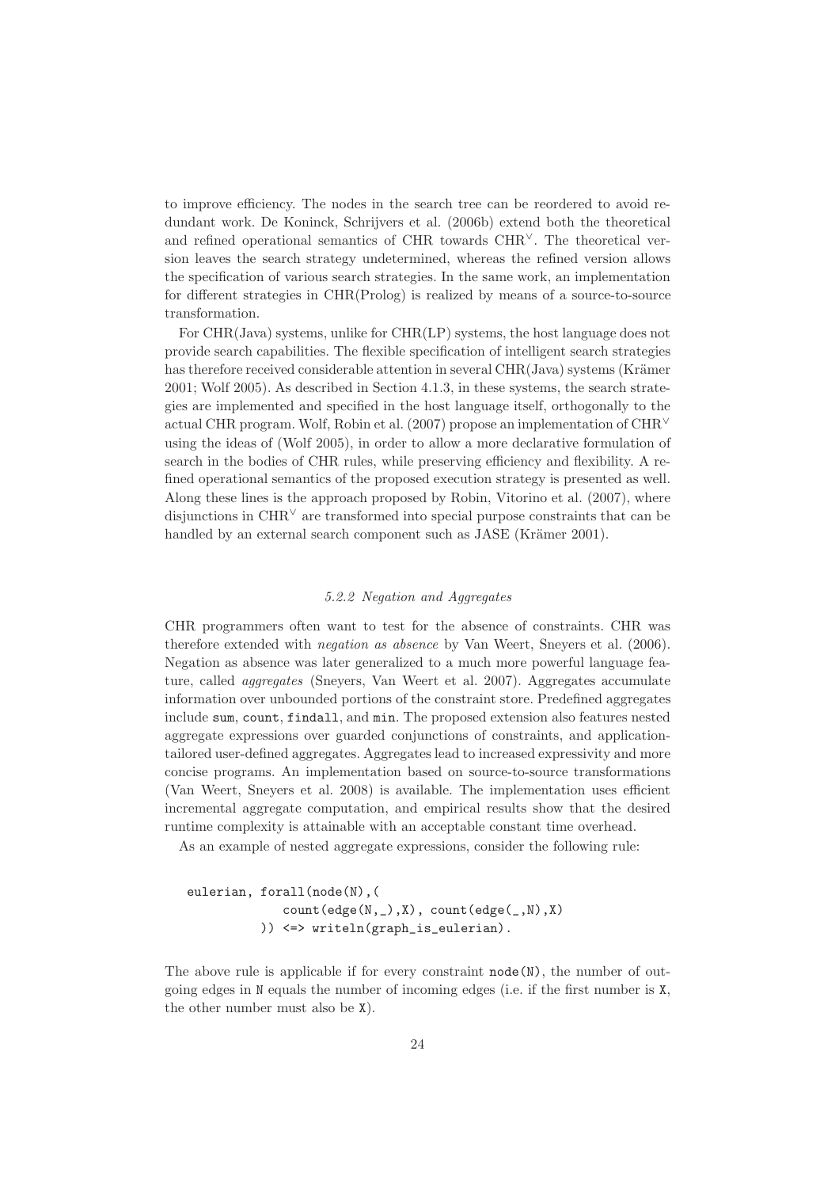to improve efficiency. The nodes in the search tree can be reordered to avoid redundant work. De Koninck, Schrijvers et al. (2006b) extend both the theoretical and refined operational semantics of CHR towards $\text{CHR}^\vee$. The theoretical version leaves the search strategy undetermined, whereas the refined version allows the specification of various search strategies. In the same work, an implementation for different strategies in CHR(Prolog) is realized by means of a source-to-source transformation.

For CHR(Java) systems, unlike for CHR(LP) systems, the host language does not provide search capabilities. The flexible specification of intelligent search strategies has therefore received considerable attention in several CHR(Java) systems (Krämer 2001; Wolf 2005). As described in Section 4.1.3, in these systems, the search strategies are implemented and specified in the host language itself, orthogonally to the actual CHR program. Wolf, Robin et al. (2007) propose an implementation of $\text{CHR}^\vee$ using the ideas of (Wolf 2005), in order to allow a more declarative formulation of search in the bodies of CHR rules, while preserving efficiency and flexibility. A refined operational semantics of the proposed execution strategy is presented as well. Along these lines is the approach proposed by Robin, Vitorino et al. (2007), where disjunctions in $\text{CHR}^\vee$ are transformed into special purpose constraints that can be handled by an external search component such as JASE (Krämer 2001).

### *5.2.2 Negation and Aggregates*

CHR programmers often want to test for the absence of constraints. CHR was therefore extended with *negation as absence* by Van Weert, Sneyers et al. (2006). Negation as absence was later generalized to a much more powerful language feature, called *aggregates* (Sneyers, Van Weert et al. 2007). Aggregates accumulate information over unbounded portions of the constraint store. Predefined aggregates include `sum`, `count`, `findall`, and `min`. The proposed extension also features nested aggregate expressions over guarded conjunctions of constraints, and application-tailored user-defined aggregates. Aggregates lead to increased expressivity and more concise programs. An implementation based on source-to-source transformations (Van Weert, Sneyers et al. 2008) is available. The implementation uses efficient incremental aggregate computation, and empirical results show that the desired runtime complexity is attainable with an acceptable constant time overhead.

As an example of nested aggregate expressions, consider the following rule:

```
eulerian, forall(node(N),(
              count(edge(N,_),X), count(edge(_,N),X)
          )) <=> writeln(graph_is_eulerian).
```

The above rule is applicable if for every constraint `node(N)`, the number of outgoing edges in `N` equals the number of incoming edges (i.e. if the first number is `X`, the other number must also be `X`).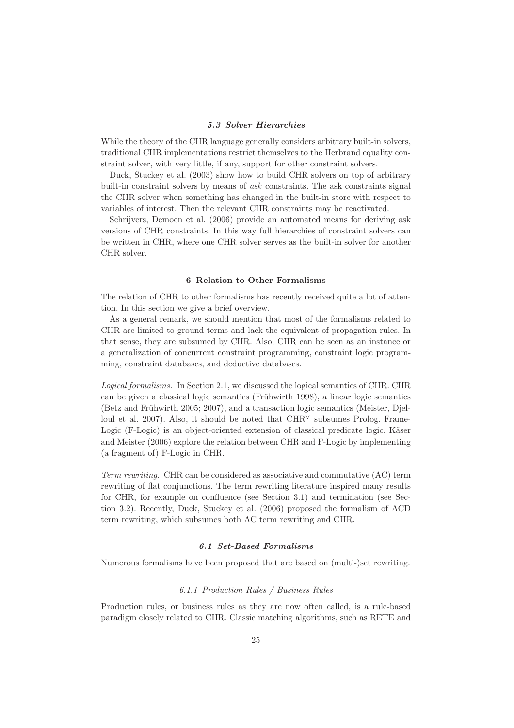### *5.3 Solver Hierarchies*

While the theory of the CHR language generally considers arbitrary built-in solvers, traditional CHR implementations restrict themselves to the Herbrand equality constraint solver, with very little, if any, support for other constraint solvers.

Duck, Stuckey et al. (2003) show how to build CHR solvers on top of arbitrary built-in constraint solvers by means of *ask* constraints. The ask constraints signal the CHR solver when something has changed in the built-in store with respect to variables of interest. Then the relevant CHR constraints may be reactivated.

Schrijvers, Demoen et al. (2006) provide an automated means for deriving ask versions of CHR constraints. In this way full hierarchies of constraint solvers can be written in CHR, where one CHR solver serves as the built-in solver for another CHR solver.

## 6 Relation to Other Formalisms

The relation of CHR to other formalisms has recently received quite a lot of attention. In this section we give a brief overview.

As a general remark, we should mention that most of the formalisms related to CHR are limited to ground terms and lack the equivalent of propagation rules. In that sense, they are subsumed by CHR. Also, CHR can be seen as an instance or a generalization of concurrent constraint programming, constraint logic programming, constraint databases, and deductive databases.

*Logical formalisms.* In Section 2.1, we discussed the logical semantics of CHR. CHR can be given a classical logic semantics (Frühwirth 1998), a linear logic semantics (Betz and Frühwirth 2005; 2007), and a transaction logic semantics (Meister, Djelloul et al. 2007). Also, it should be noted that $\text{CHR}^{\vee}$ subsumes Prolog. Frame-Logic (F-Logic) is an object-oriented extension of classical predicate logic. Käser and Meister (2006) explore the relation between CHR and F-Logic by implementing (a fragment of) F-Logic in CHR.

*Term rewriting.* CHR can be considered as associative and commutative (AC) term rewriting of flat conjunctions. The term rewriting literature inspired many results for CHR, for example on confluence (see Section 3.1) and termination (see Section 3.2). Recently, Duck, Stuckey et al. (2006) proposed the formalism of ACD term rewriting, which subsumes both AC term rewriting and CHR.

### *6.1 Set-Based Formalisms*

Numerous formalisms have been proposed that are based on (multi-)set rewriting.

#### *6.1.1 Production Rules / Business Rules*

Production rules, or business rules as they are now often called, is a rule-based paradigm closely related to CHR. Classic matching algorithms, such as RETE and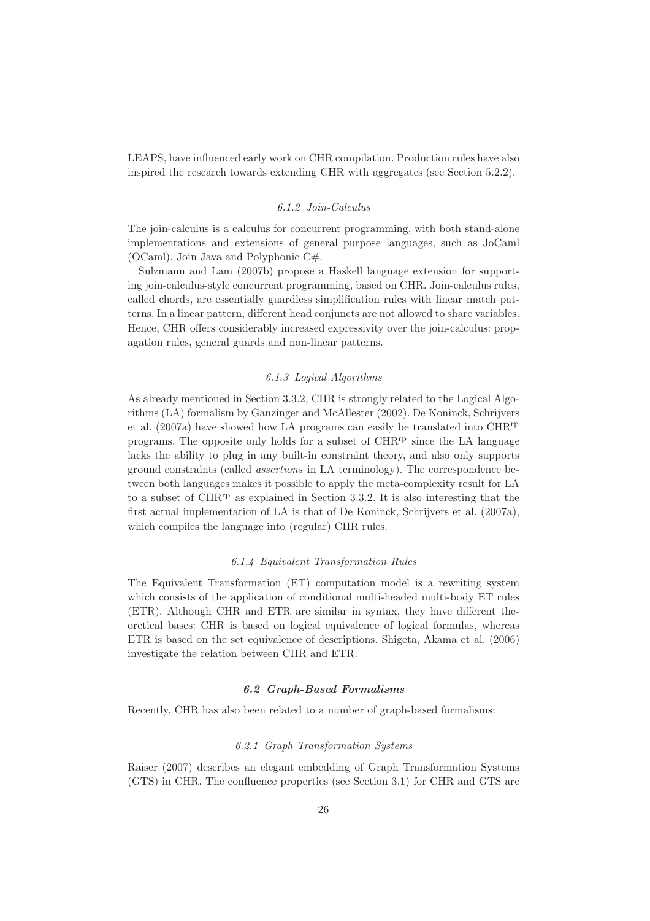LEAPS, have influenced early work on CHR compilation. Production rules have also inspired the research towards extending CHR with aggregates (see Section 5.2.2).

### *6.1.2 Join-Calculus*

The join-calculus is a calculus for concurrent programming, with both stand-alone implementations and extensions of general purpose languages, such as JoCaml (OCaml), Join Java and Polyphonic C#.

Sulzmann and Lam (2007b) propose a Haskell language extension for supporting join-calculus-style concurrent programming, based on CHR. Join-calculus rules, called chords, are essentially guardless simplification rules with linear match patterns. In a linear pattern, different head conjuncts are not allowed to share variables. Hence, CHR offers considerably increased expressivity over the join-calculus: propagation rules, general guards and non-linear patterns.

### *6.1.3 Logical Algorithms*

As already mentioned in Section 3.3.2, CHR is strongly related to the Logical Algorithms (LA) formalism by Ganzinger and McAllester (2002). De Koninck, Schrijvers et al. (2007a) have showed how LA programs can easily be translated into $\text{CHR}^{\text{rp}}$ programs. The opposite only holds for a subset of $\text{CHR}^{\text{rp}}$ since the LA language lacks the ability to plug in any built-in constraint theory, and also only supports ground constraints (called *assertions* in LA terminology). The correspondence between both languages makes it possible to apply the meta-complexity result for LA to a subset of $\text{CHR}^{\text{rp}}$ as explained in Section 3.3.2. It is also interesting that the first actual implementation of LA is that of De Koninck, Schrijvers et al. (2007a), which compiles the language into (regular) CHR rules.

### *6.1.4 Equivalent Transformation Rules*

The Equivalent Transformation (ET) computation model is a rewriting system which consists of the application of conditional multi-headed multi-body ET rules (ETR). Although CHR and ETR are similar in syntax, they have different theoretical bases: CHR is based on logical equivalence of logical formulas, whereas ETR is based on the set equivalence of descriptions. Shigeta, Akama et al. (2006) investigate the relation between CHR and ETR.

## *6.2 Graph-Based Formalisms*

Recently, CHR has also been related to a number of graph-based formalisms:

### *6.2.1 Graph Transformation Systems*

Raiser (2007) describes an elegant embedding of Graph Transformation Systems (GTS) in CHR. The confluence properties (see Section 3.1) for CHR and GTS are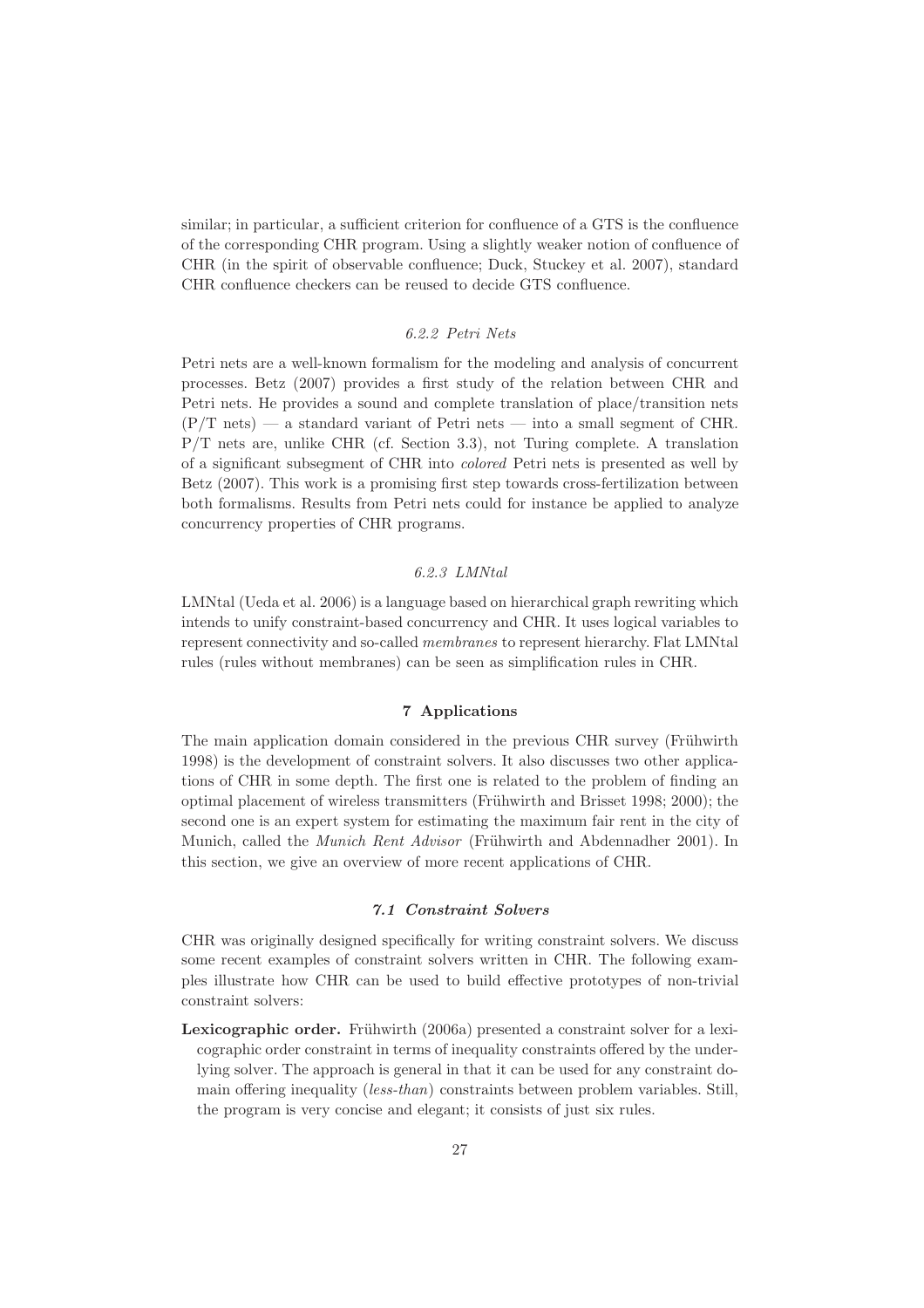similar; in particular, a sufficient criterion for confluence of a GTS is the confluence of the corresponding CHR program. Using a slightly weaker notion of confluence of CHR (in the spirit of observable confluence; Duck, Stuckey et al. 2007), standard CHR confluence checkers can be reused to decide GTS confluence.

#### *6.2.2 Petri Nets*

Petri nets are a well-known formalism for the modeling and analysis of concurrent processes. Betz (2007) provides a first study of the relation between CHR and Petri nets. He provides a sound and complete translation of place/transition nets (P/T nets) — a standard variant of Petri nets — into a small segment of CHR. P/T nets are, unlike CHR (cf. Section 3.3), not Turing complete. A translation of a significant subsegment of CHR into *colored* Petri nets is presented as well by Betz (2007). This work is a promising first step towards cross-fertilization between both formalisms. Results from Petri nets could for instance be applied to analyze concurrency properties of CHR programs.

#### *6.2.3 LMNtal*

LMNtal (Ueda et al. 2006) is a language based on hierarchical graph rewriting which intends to unify constraint-based concurrency and CHR. It uses logical variables to represent connectivity and so-called *membranes* to represent hierarchy. Flat LMNtal rules (rules without membranes) can be seen as simplification rules in CHR.

## 7 Applications

The main application domain considered in the previous CHR survey (Frühwirth 1998) is the development of constraint solvers. It also discusses two other applications of CHR in some depth. The first one is related to the problem of finding an optimal placement of wireless transmitters (Frühwirth and Brisset 1998; 2000); the second one is an expert system for estimating the maximum fair rent in the city of Munich, called the *Munich Rent Advisor* (Frühwirth and Abdennadher 2001). In this section, we give an overview of more recent applications of CHR.

### *7.1 Constraint Solvers*

CHR was originally designed specifically for writing constraint solvers. We discuss some recent examples of constraint solvers written in CHR. The following examples illustrate how CHR can be used to build effective prototypes of non-trivial constraint solvers:

**Lexicographic order.** Frühwirth (2006a) presented a constraint solver for a lexicographic order constraint in terms of inequality constraints offered by the underlying solver. The approach is general in that it can be used for any constraint domain offering inequality (*less-than*) constraints between problem variables. Still, the program is very concise and elegant; it consists of just six rules.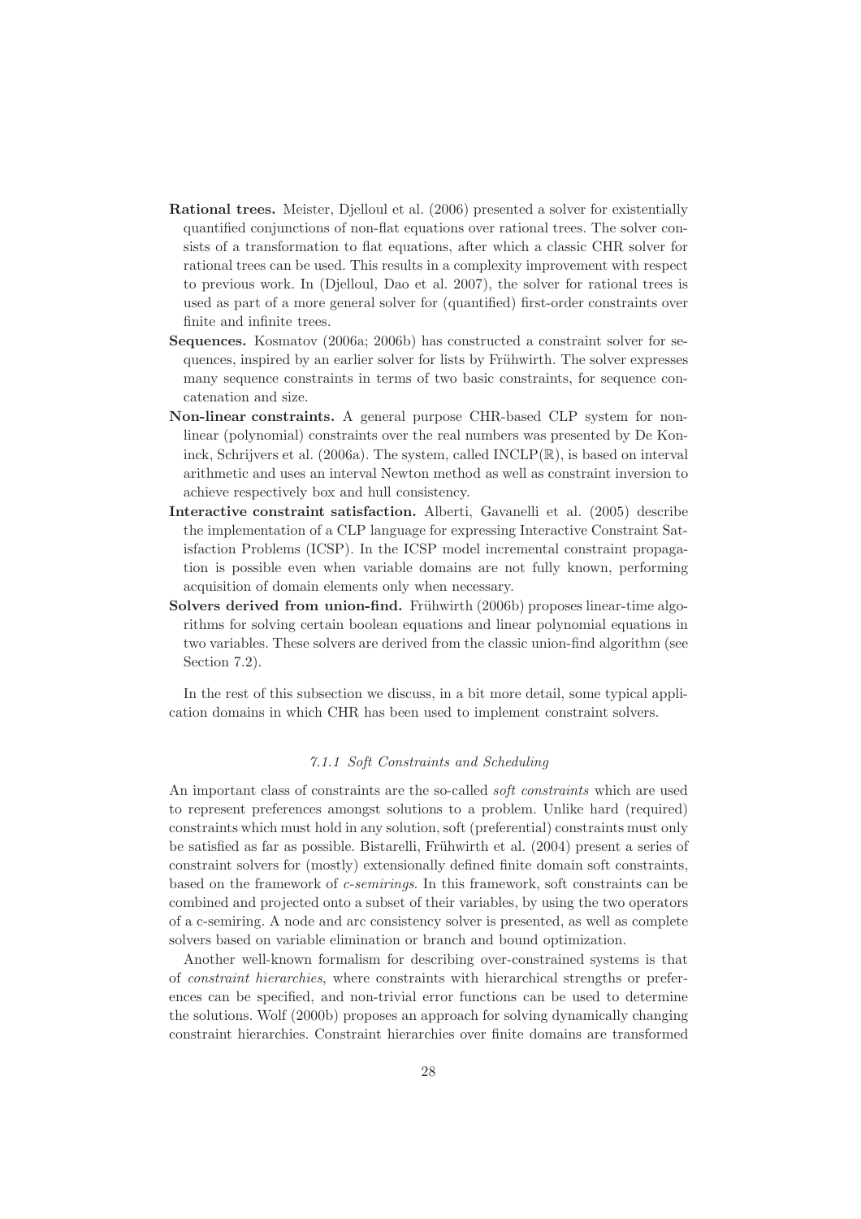**Rational trees.** Meister, Djelloul et al. (2006) presented a solver for existentially quantified conjunctions of non-flat equations over rational trees. The solver consists of a transformation to flat equations, after which a classic CHR solver for rational trees can be used. This results in a complexity improvement with respect to previous work. In (Djelloul, Dao et al. 2007), the solver for rational trees is used as part of a more general solver for (quantified) first-order constraints over finite and infinite trees.

**Sequences.** Kosmatov (2006a; 2006b) has constructed a constraint solver for sequences, inspired by an earlier solver for lists by Frühwirth. The solver expresses many sequence constraints in terms of two basic constraints, for sequence concatenation and size.

**Non-linear constraints.** A general purpose CHR-based CLP system for non-linear (polynomial) constraints over the real numbers was presented by De Koninck, Schrijvers et al. (2006a). The system, called INCLP($\mathbb{R}$), is based on interval arithmetic and uses an interval Newton method as well as constraint inversion to achieve respectively box and hull consistency.

**Interactive constraint satisfaction.** Alberti, Gavanelli et al. (2005) describe the implementation of a CLP language for expressing Interactive Constraint Satisfaction Problems (ICSP). In the ICSP model incremental constraint propagation is possible even when variable domains are not fully known, performing acquisition of domain elements only when necessary.

**Solvers derived from union-find.** Frühwirth (2006b) proposes linear-time algorithms for solving certain boolean equations and linear polynomial equations in two variables. These solvers are derived from the classic union-find algorithm (see Section 7.2).

In the rest of this subsection we discuss, in a bit more detail, some typical application domains in which CHR has been used to implement constraint solvers.

### *7.1.1 Soft Constraints and Scheduling*

An important class of constraints are the so-called *soft constraints* which are used to represent preferences amongst solutions to a problem. Unlike hard (required) constraints which must hold in any solution, soft (preferential) constraints must only be satisfied as far as possible. Bistarelli, Frühwirth et al. (2004) present a series of constraint solvers for (mostly) extensionally defined finite domain soft constraints, based on the framework of *c-semirings*. In this framework, soft constraints can be combined and projected onto a subset of their variables, by using the two operators of a c-semiring. A node and arc consistency solver is presented, as well as complete solvers based on variable elimination or branch and bound optimization.

Another well-known formalism for describing over-constrained systems is that of *constraint hierarchies*, where constraints with hierarchical strengths or preferences can be specified, and non-trivial error functions can be used to determine the solutions. Wolf (2000b) proposes an approach for solving dynamically changing constraint hierarchies. Constraint hierarchies over finite domains are transformed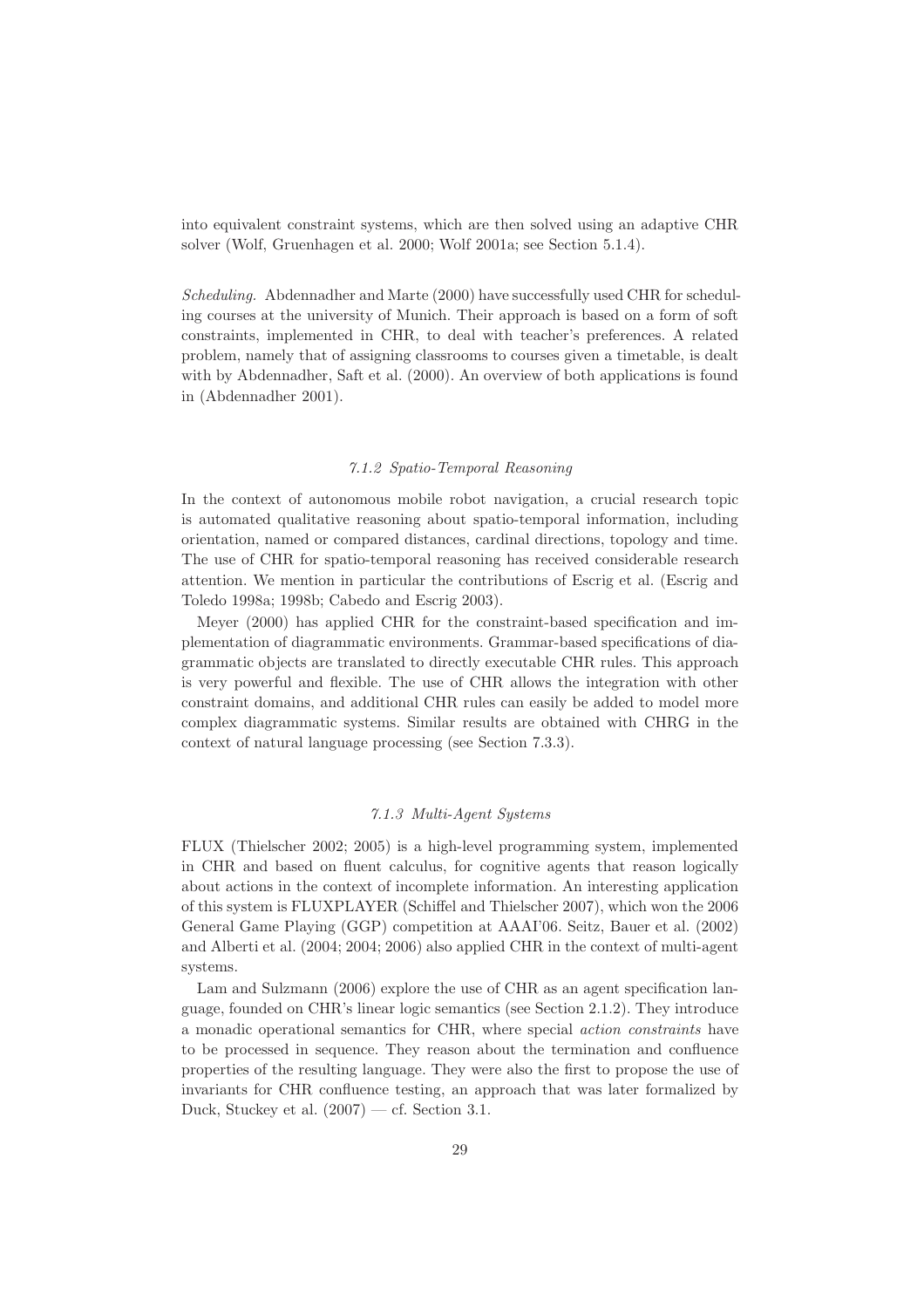into equivalent constraint systems, which are then solved using an adaptive CHR solver (Wolf, Gruenhagen et al. 2000; Wolf 2001a; see Section 5.1.4).

*Scheduling.* Abdennadher and Marte (2000) have successfully used CHR for scheduling courses at the university of Munich. Their approach is based on a form of soft constraints, implemented in CHR, to deal with teacher's preferences. A related problem, namely that of assigning classrooms to courses given a timetable, is dealt with by Abdennadher, Saft et al. (2000). An overview of both applications is found in (Abdennadher 2001).

### *7.1.2 Spatio-Temporal Reasoning*

In the context of autonomous mobile robot navigation, a crucial research topic is automated qualitative reasoning about spatio-temporal information, including orientation, named or compared distances, cardinal directions, topology and time. The use of CHR for spatio-temporal reasoning has received considerable research attention. We mention in particular the contributions of Escrig et al. (Escrig and Toledo 1998a; 1998b; Cabedo and Escrig 2003).

Meyer (2000) has applied CHR for the constraint-based specification and implementation of diagrammatic environments. Grammar-based specifications of diagrammatic objects are translated to directly executable CHR rules. This approach is very powerful and flexible. The use of CHR allows the integration with other constraint domains, and additional CHR rules can easily be added to model more complex diagrammatic systems. Similar results are obtained with CHRG in the context of natural language processing (see Section 7.3.3).

### *7.1.3 Multi-Agent Systems*

FLUX (Thielscher 2002; 2005) is a high-level programming system, implemented in CHR and based on fluent calculus, for cognitive agents that reason logically about actions in the context of incomplete information. An interesting application of this system is FLUXPLAYER (Schiffel and Thielscher 2007), which won the 2006 General Game Playing (GGP) competition at AAAI'06. Seitz, Bauer et al. (2002) and Alberti et al. (2004; 2004; 2006) also applied CHR in the context of multi-agent systems.

Lam and Sulzmann (2006) explore the use of CHR as an agent specification language, founded on CHR's linear logic semantics (see Section 2.1.2). They introduce a monadic operational semantics for CHR, where special *action constraints* have to be processed in sequence. They reason about the termination and confluence properties of the resulting language. They were also the first to propose the use of invariants for CHR confluence testing, an approach that was later formalized by Duck, Stuckey et al. (2007) — cf. Section 3.1.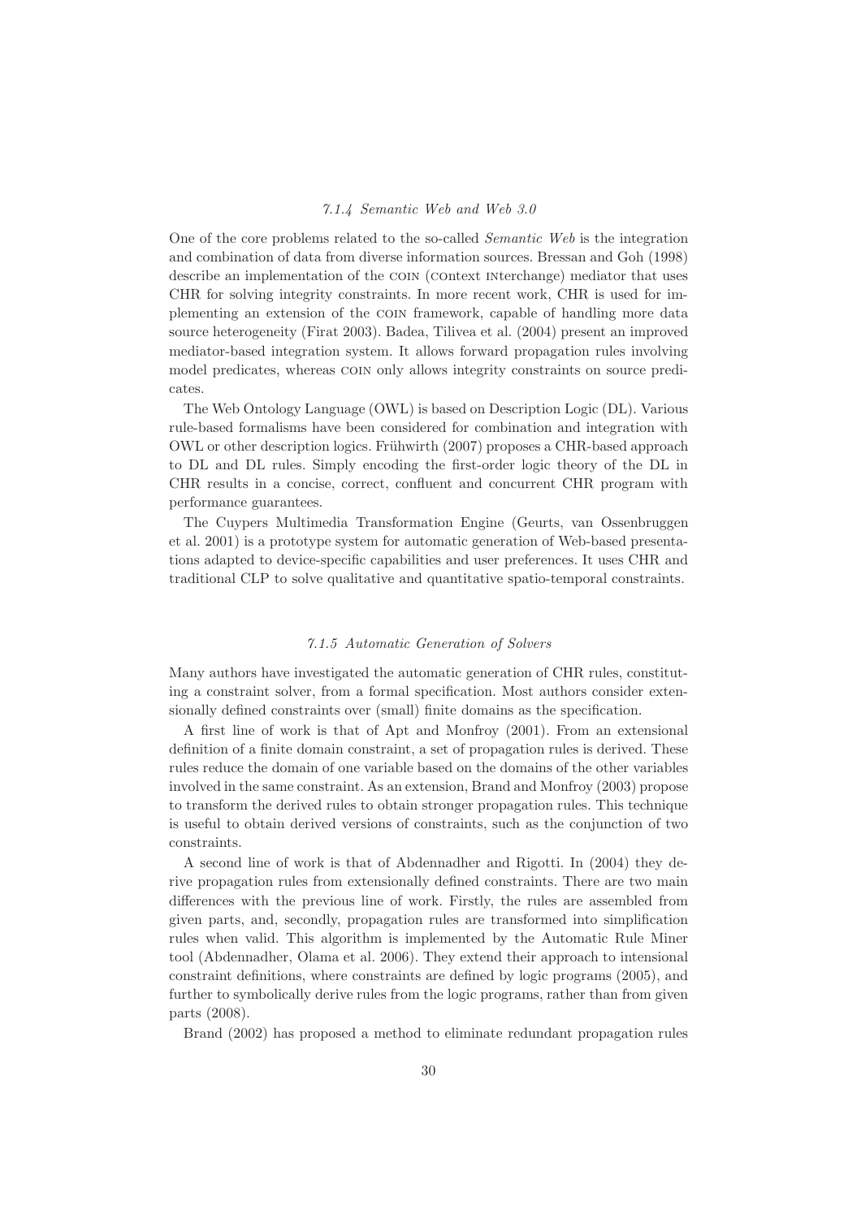### 7.1.4 Semantic Web and Web 3.0

One of the core problems related to the so-called *Semantic Web* is the integration and combination of data from diverse information sources. Bressan and Goh (1998) describe an implementation of the COIN (COntext INterchange) mediator that uses CHR for solving integrity constraints. In more recent work, CHR is used for implementing an extension of the COIN framework, capable of handling more data source heterogeneity (Firat 2003). Badea, Tilivea et al. (2004) present an improved mediator-based integration system. It allows forward propagation rules involving model predicates, whereas COIN only allows integrity constraints on source predicates.

The Web Ontology Language (OWL) is based on Description Logic (DL). Various rule-based formalisms have been considered for combination and integration with OWL or other description logics. Frühwirth (2007) proposes a CHR-based approach to DL and DL rules. Simply encoding the first-order logic theory of the DL in CHR results in a concise, correct, confluent and concurrent CHR program with performance guarantees.

The Cuypers Multimedia Transformation Engine (Geurts, van Ossenbruggen et al. 2001) is a prototype system for automatic generation of Web-based presentations adapted to device-specific capabilities and user preferences. It uses CHR and traditional CLP to solve qualitative and quantitative spatio-temporal constraints.

### 7.1.5 Automatic Generation of Solvers

Many authors have investigated the automatic generation of CHR rules, constituting a constraint solver, from a formal specification. Most authors consider extensionally defined constraints over (small) finite domains as the specification.

A first line of work is that of Apt and Monfroy (2001). From an extensional definition of a finite domain constraint, a set of propagation rules is derived. These rules reduce the domain of one variable based on the domains of the other variables involved in the same constraint. As an extension, Brand and Monfroy (2003) propose to transform the derived rules to obtain stronger propagation rules. This technique is useful to obtain derived versions of constraints, such as the conjunction of two constraints.

A second line of work is that of Abdennadher and Rigotti. In (2004) they derive propagation rules from extensionally defined constraints. There are two main differences with the previous line of work. Firstly, the rules are assembled from given parts, and, secondly, propagation rules are transformed into simplification rules when valid. This algorithm is implemented by the Automatic Rule Miner tool (Abdennadher, Olama et al. 2006). They extend their approach to intensional constraint definitions, where constraints are defined by logic programs (2005), and further to symbolically derive rules from the logic programs, rather than from given parts (2008).

Brand (2002) has proposed a method to eliminate redundant propagation rules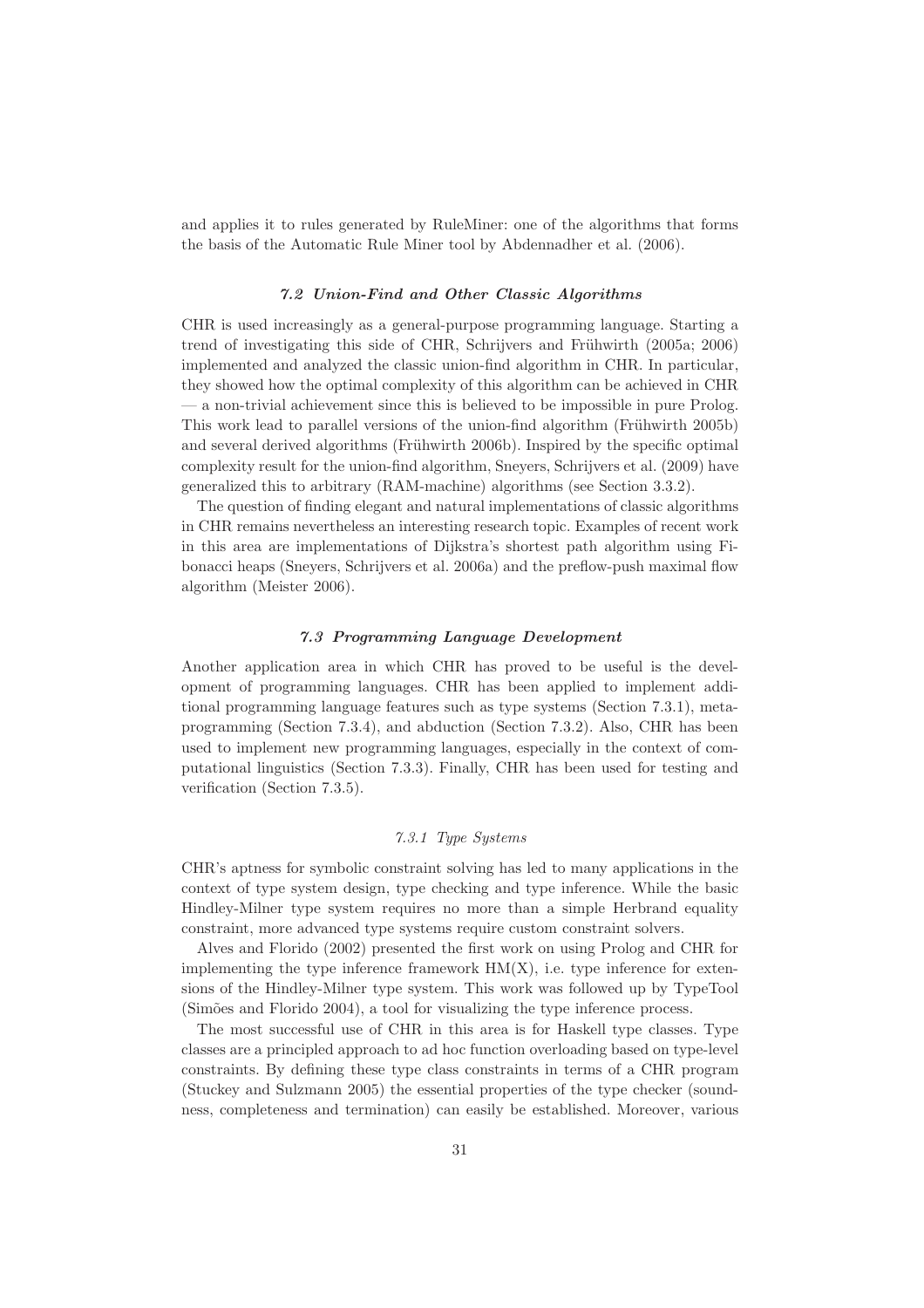and applies it to rules generated by RuleMiner: one of the algorithms that forms the basis of the Automatic Rule Miner tool by Abdennadher et al. (2006).

### *7.2 Union-Find and Other Classic Algorithms*

CHR is used increasingly as a general-purpose programming language. Starting a trend of investigating this side of CHR, Schrijvers and Frühwirth (2005a; 2006) implemented and analyzed the classic union-find algorithm in CHR. In particular, they showed how the optimal complexity of this algorithm can be achieved in CHR — a non-trivial achievement since this is believed to be impossible in pure Prolog. This work lead to parallel versions of the union-find algorithm (Frühwirth 2005b) and several derived algorithms (Frühwirth 2006b). Inspired by the specific optimal complexity result for the union-find algorithm, Sneyers, Schrijvers et al. (2009) have generalized this to arbitrary (RAM-machine) algorithms (see Section 3.3.2).

The question of finding elegant and natural implementations of classic algorithms in CHR remains nevertheless an interesting research topic. Examples of recent work in this area are implementations of Dijkstra's shortest path algorithm using Fibonacci heaps (Sneyers, Schrijvers et al. 2006a) and the preflow-push maximal flow algorithm (Meister 2006).

### *7.3 Programming Language Development*

Another application area in which CHR has proved to be useful is the development of programming languages. CHR has been applied to implement additional programming language features such as type systems (Section 7.3.1), metaprogramming (Section 7.3.4), and abduction (Section 7.3.2). Also, CHR has been used to implement new programming languages, especially in the context of computational linguistics (Section 7.3.3). Finally, CHR has been used for testing and verification (Section 7.3.5).

#### *7.3.1 Type Systems*

CHR's aptness for symbolic constraint solving has led to many applications in the context of type system design, type checking and type inference. While the basic Hindley-Milner type system requires no more than a simple Herbrand equality constraint, more advanced type systems require custom constraint solvers.

Alves and Florido (2002) presented the first work on using Prolog and CHR for implementing the type inference framework HM(X), i.e. type inference for extensions of the Hindley-Milner type system. This work was followed up by TypeTool (Simões and Florido 2004), a tool for visualizing the type inference process.

The most successful use of CHR in this area is for Haskell type classes. Type classes are a principled approach to ad hoc function overloading based on type-level constraints. By defining these type class constraints in terms of a CHR program (Stuckey and Sulzmann 2005) the essential properties of the type checker (soundness, completeness and termination) can easily be established. Moreover, various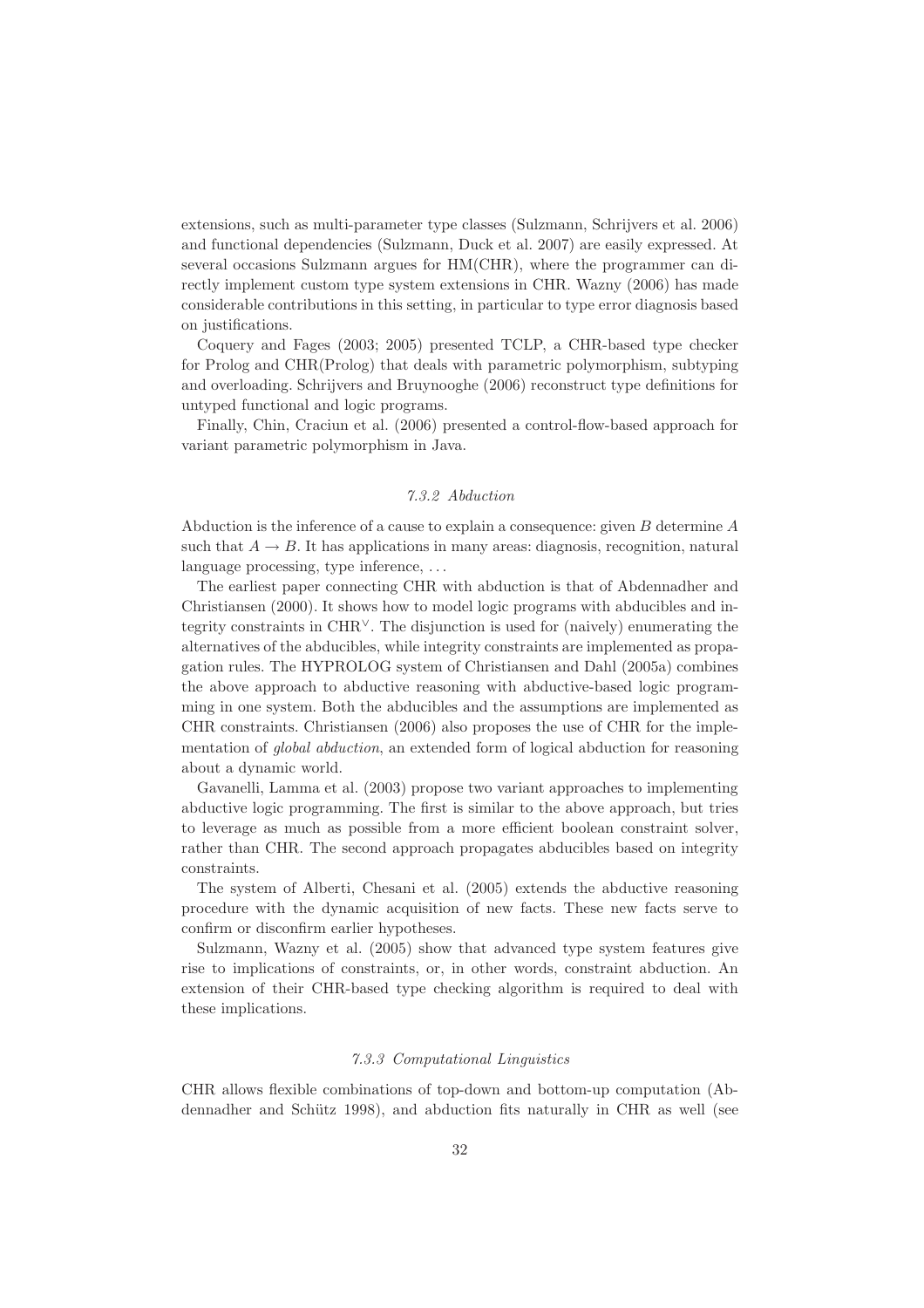extensions, such as multi-parameter type classes (Sulzmann, Schrijvers et al. 2006) and functional dependencies (Sulzmann, Duck et al. 2007) are easily expressed. At several occasions Sulzmann argues for HM(CHR), where the programmer can directly implement custom type system extensions in CHR. Wazny (2006) has made considerable contributions in this setting, in particular to type error diagnosis based on justifications.

Coquery and Fages (2003; 2005) presented TCLP, a CHR-based type checker for Prolog and CHR(Prolog) that deals with parametric polymorphism, subtyping and overloading. Schrijvers and Bruynooghe (2006) reconstruct type definitions for untyped functional and logic programs.

Finally, Chin, Craciun et al. (2006) presented a control-flow-based approach for variant parametric polymorphism in Java.

### *7.3.2 Abduction*

Abduction is the inference of a cause to explain a consequence: given $B$ determine $A$ such that $A \rightarrow B$. It has applications in many areas: diagnosis, recognition, natural language processing, type inference, ...

The earliest paper connecting CHR with abduction is that of Abdennadher and Christiansen (2000). It shows how to model logic programs with abducibles and integrity constraints in $\text{CHR}^{\vee}$. The disjunction is used for (naively) enumerating the alternatives of the abducibles, while integrity constraints are implemented as propagation rules. The HYPROLOG system of Christiansen and Dahl (2005a) combines the above approach to abductive reasoning with abductive-based logic programming in one system. Both the abducibles and the assumptions are implemented as CHR constraints. Christiansen (2006) also proposes the use of CHR for the implementation of *global abduction*, an extended form of logical abduction for reasoning about a dynamic world.

Gavanelli, Lamma et al. (2003) propose two variant approaches to implementing abductive logic programming. The first is similar to the above approach, but tries to leverage as much as possible from a more efficient boolean constraint solver, rather than CHR. The second approach propagates abducibles based on integrity constraints.

The system of Alberti, Chesani et al. (2005) extends the abductive reasoning procedure with the dynamic acquisition of new facts. These new facts serve to confirm or disconfirm earlier hypotheses.

Sulzmann, Wazny et al. (2005) show that advanced type system features give rise to implications of constraints, or, in other words, constraint abduction. An extension of their CHR-based type checking algorithm is required to deal with these implications.

### *7.3.3 Computational Linguistics*

CHR allows flexible combinations of top-down and bottom-up computation (Abdennadher and Schütz 1998), and abduction fits naturally in CHR as well (see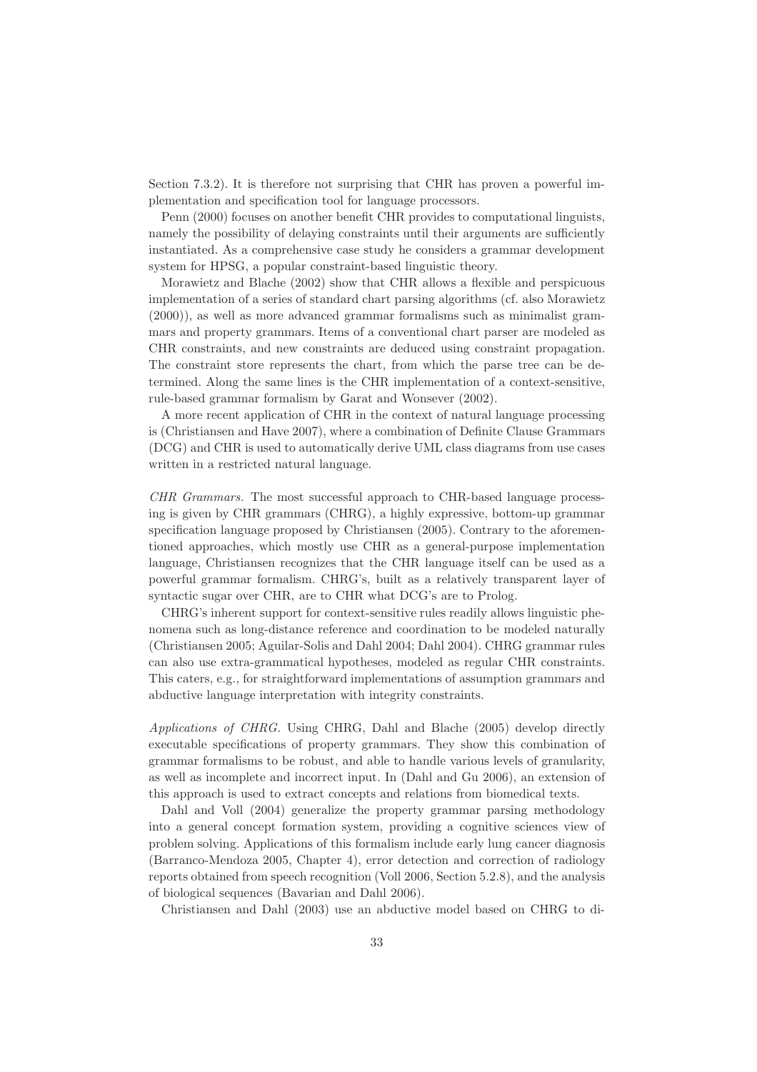Section 7.3.2). It is therefore not surprising that CHR has proven a powerful implementation and specification tool for language processors.

Penn (2000) focuses on another benefit CHR provides to computational linguists, namely the possibility of delaying constraints until their arguments are sufficiently instantiated. As a comprehensive case study he considers a grammar development system for HPSG, a popular constraint-based linguistic theory.

Morawietz and Blache (2002) show that CHR allows a flexible and perspicuous implementation of a series of standard chart parsing algorithms (cf. also Morawietz (2000)), as well as more advanced grammar formalisms such as minimalist grammars and property grammars. Items of a conventional chart parser are modeled as CHR constraints, and new constraints are deduced using constraint propagation. The constraint store represents the chart, from which the parse tree can be determined. Along the same lines is the CHR implementation of a context-sensitive, rule-based grammar formalism by Garat and Wonsever (2002).

A more recent application of CHR in the context of natural language processing is (Christiansen and Have 2007), where a combination of Definite Clause Grammars (DCG) and CHR is used to automatically derive UML class diagrams from use cases written in a restricted natural language.

*CHR Grammars.* The most successful approach to CHR-based language processing is given by CHR grammars (CHRG), a highly expressive, bottom-up grammar specification language proposed by Christiansen (2005). Contrary to the aforementioned approaches, which mostly use CHR as a general-purpose implementation language, Christiansen recognizes that the CHR language itself can be used as a powerful grammar formalism. CHRG's, built as a relatively transparent layer of syntactic sugar over CHR, are to CHR what DCG's are to Prolog.

CHRG's inherent support for context-sensitive rules readily allows linguistic phenomena such as long-distance reference and coordination to be modeled naturally (Christiansen 2005; Aguilar-Solis and Dahl 2004; Dahl 2004). CHRG grammar rules can also use extra-grammatical hypotheses, modeled as regular CHR constraints. This caters, e.g., for straightforward implementations of assumption grammars and abductive language interpretation with integrity constraints.

*Applications of CHRG.* Using CHRG, Dahl and Blache (2005) develop directly executable specifications of property grammars. They show this combination of grammar formalisms to be robust, and able to handle various levels of granularity, as well as incomplete and incorrect input. In (Dahl and Gu 2006), an extension of this approach is used to extract concepts and relations from biomedical texts.

Dahl and Voll (2004) generalize the property grammar parsing methodology into a general concept formation system, providing a cognitive sciences view of problem solving. Applications of this formalism include early lung cancer diagnosis (Barranco-Mendoza 2005, Chapter 4), error detection and correction of radiology reports obtained from speech recognition (Voll 2006, Section 5.2.8), and the analysis of biological sequences (Bavarian and Dahl 2006).

Christiansen and Dahl (2003) use an abductive model based on CHRG to di-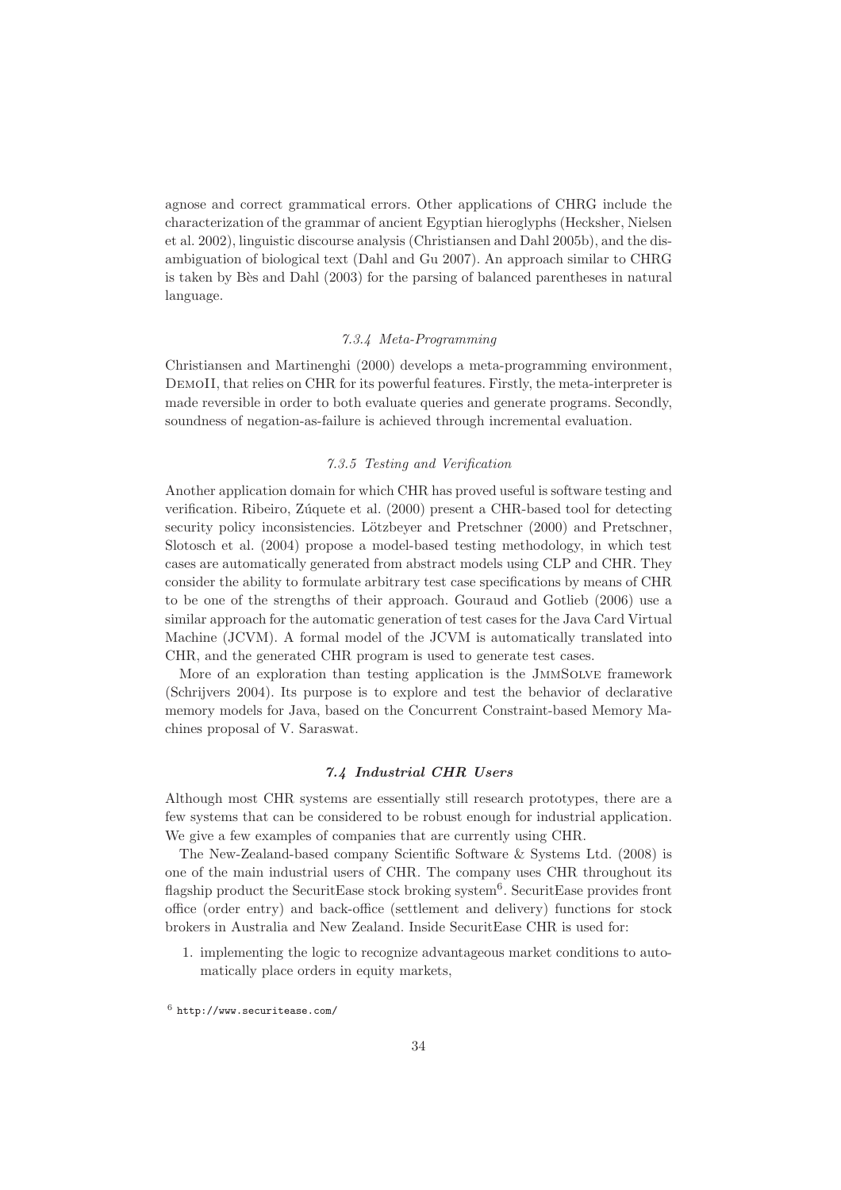agnose and correct grammatical errors. Other applications of CHRG include the characterization of the grammar of ancient Egyptian hieroglyphs (Hecksher, Nielsen et al. 2002), linguistic discourse analysis (Christiansen and Dahl 2005b), and the disambiguation of biological text (Dahl and Gu 2007). An approach similar to CHRG is taken by Bès and Dahl (2003) for the parsing of balanced parentheses in natural language.

### *7.3.4 Meta-Programming*

Christiansen and Martinenghi (2000) develops a meta-programming environment, DemoII, that relies on CHR for its powerful features. Firstly, the meta-interpreter is made reversible in order to both evaluate queries and generate programs. Secondly, soundness of negation-as-failure is achieved through incremental evaluation.

### *7.3.5 Testing and Verification*

Another application domain for which CHR has proved useful is software testing and verification. Ribeiro, Zúquete et al. (2000) present a CHR-based tool for detecting security policy inconsistencies. Lötzbeyer and Pretschner (2000) and Pretschner, Slotosch et al. (2004) propose a model-based testing methodology, in which test cases are automatically generated from abstract models using CLP and CHR. They consider the ability to formulate arbitrary test case specifications by means of CHR to be one of the strengths of their approach. Gouraud and Gotlieb (2006) use a similar approach for the automatic generation of test cases for the Java Card Virtual Machine (JCVM). A formal model of the JCVM is automatically translated into CHR, and the generated CHR program is used to generate test cases.

More of an exploration than testing application is the JmmSolve framework (Schrijvers 2004). Its purpose is to explore and test the behavior of declarative memory models for Java, based on the Concurrent Constraint-based Memory Machines proposal of V. Saraswat.

## ***7.4 Industrial CHR Users***

Although most CHR systems are essentially still research prototypes, there are a few systems that can be considered to be robust enough for industrial application. We give a few examples of companies that are currently using CHR.

The New-Zealand-based company Scientific Software & Systems Ltd. (2008) is one of the main industrial users of CHR. The company uses CHR throughout its flagship product the SecuritEase stock broking system[6]. SecuritEase provides front office (order entry) and back-office (settlement and delivery) functions for stock brokers in Australia and New Zealand. Inside SecuritEase CHR is used for:

1. implementing the logic to recognize advantageous market conditions to automatically place orders in equity markets,

[6] `http://www.securitease.com/`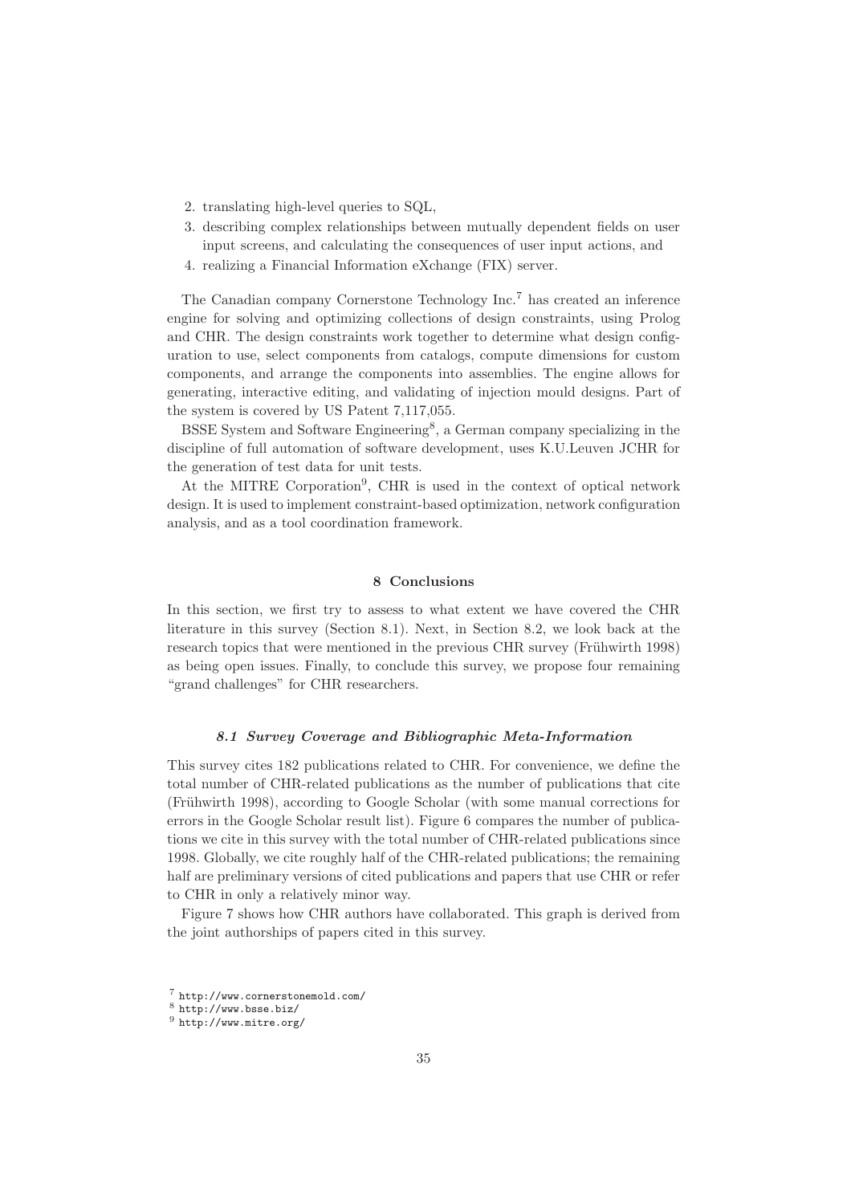2. translating high-level queries to SQL,
3. describing complex relationships between mutually dependent fields on user input screens, and calculating the consequences of user input actions, and
4. realizing a Financial Information eXchange (FIX) server.

The Canadian company Cornerstone Technology Inc.[7] has created an inference engine for solving and optimizing collections of design constraints, using Prolog and CHR. The design constraints work together to determine what design configuration to use, select components from catalogs, compute dimensions for custom components, and arrange the components into assemblies. The engine allows for generating, interactive editing, and validating of injection mould designs. Part of the system is covered by US Patent 7,117,055.

BSSE System and Software Engineering[8], a German company specializing in the discipline of full automation of software development, uses K.U.Leuven JCHR for the generation of test data for unit tests.

At the MITRE Corporation[9], CHR is used in the context of optical network design. It is used to implement constraint-based optimization, network configuration analysis, and as a tool coordination framework.

## 8 Conclusions

In this section, we first try to assess to what extent we have covered the CHR literature in this survey (Section 8.1). Next, in Section 8.2, we look back at the research topics that were mentioned in the previous CHR survey (Frühwirth 1998) as being open issues. Finally, to conclude this survey, we propose four remaining "grand challenges" for CHR researchers.

### *8.1 Survey Coverage and Bibliographic Meta-Information*

This survey cites 182 publications related to CHR. For convenience, we define the total number of CHR-related publications as the number of publications that cite (Frühwirth 1998), according to Google Scholar (with some manual corrections for errors in the Google Scholar result list). Figure 6 compares the number of publications we cite in this survey with the total number of CHR-related publications since 1998. Globally, we cite roughly half of the CHR-related publications; the remaining half are preliminary versions of cited publications and papers that use CHR or refer to CHR in only a relatively minor way.

Figure 7 shows how CHR authors have collaborated. This graph is derived from the joint authorships of papers cited in this survey.

[7] `http://www.cornerstonemold.com/`
[8] `http://www.bsse.biz/`
[9] `http://www.mitre.org/`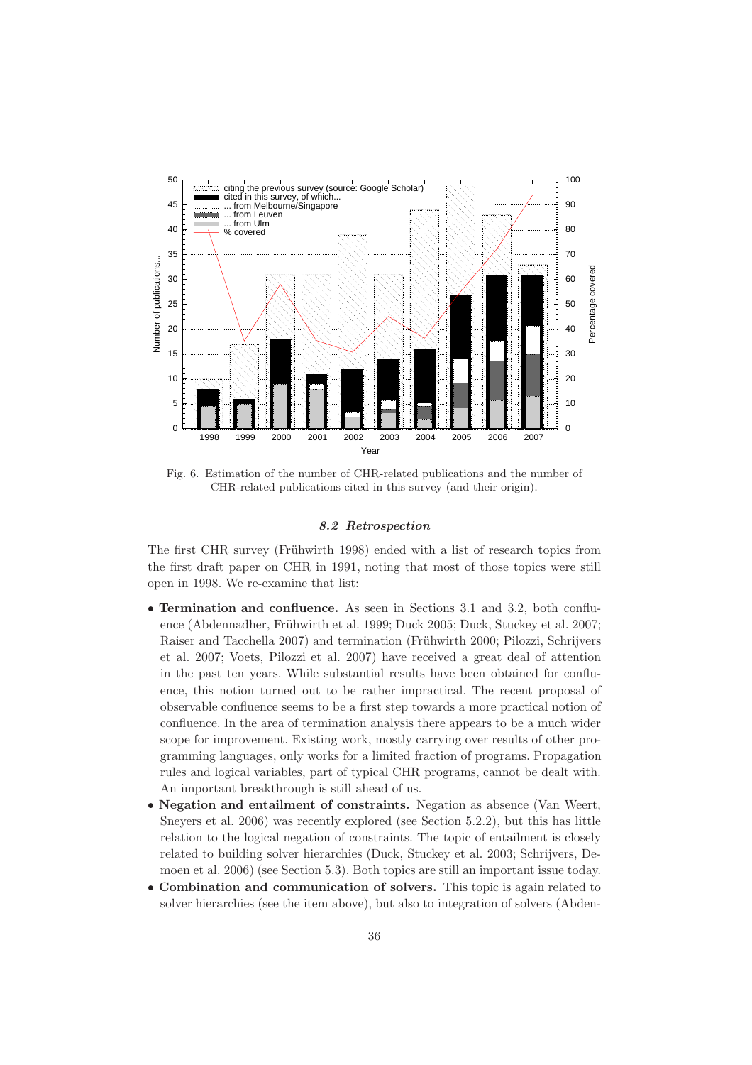Fig. 6. Estimation of the number of CHR-related publications and the number of CHR-related publications cited in this survey (and their origin).

### 8.2 Retrospection

The first CHR survey (Frühwirth 1998) ended with a list of research topics from the first draft paper on CHR in 1991, noting that most of those topics were still open in 1998. We re-examine that list:

- **Termination and confluence.** As seen in Sections 3.1 and 3.2, both confluence (Abdennadher, Frühwirth et al. 1999; Duck 2005; Duck, Stuckey et al. 2007; Raiser and Tacchella 2007) and termination (Frühwirth 2000; Pilozzi, Schrijvers et al. 2007; Voets, Pilozzi et al. 2007) have received a great deal of attention in the past ten years. While substantial results have been obtained for confluence, this notion turned out to be rather impractical. The recent proposal of observable confluence seems to be a first step towards a more practical notion of confluence. In the area of termination analysis there appears to be a much wider scope for improvement. Existing work, mostly carrying over results of other programming languages, only works for a limited fraction of programs. Propagation rules and logical variables, part of typical CHR programs, cannot be dealt with. An important breakthrough is still ahead of us.
- **Negation and entailment of constraints.** Negation as absence (Van Weert, Sneyers et al. 2006) was recently explored (see Section 5.2.2), but this has little relation to the logical negation of constraints. The topic of entailment is closely related to building solver hierarchies (Duck, Stuckey et al. 2003; Schrijvers, Demoen et al. 2006) (see Section 5.3). Both topics are still an important issue today.
- **Combination and communication of solvers.** This topic is again related to solver hierarchies (see the item above), but also to integration of solvers (Abden-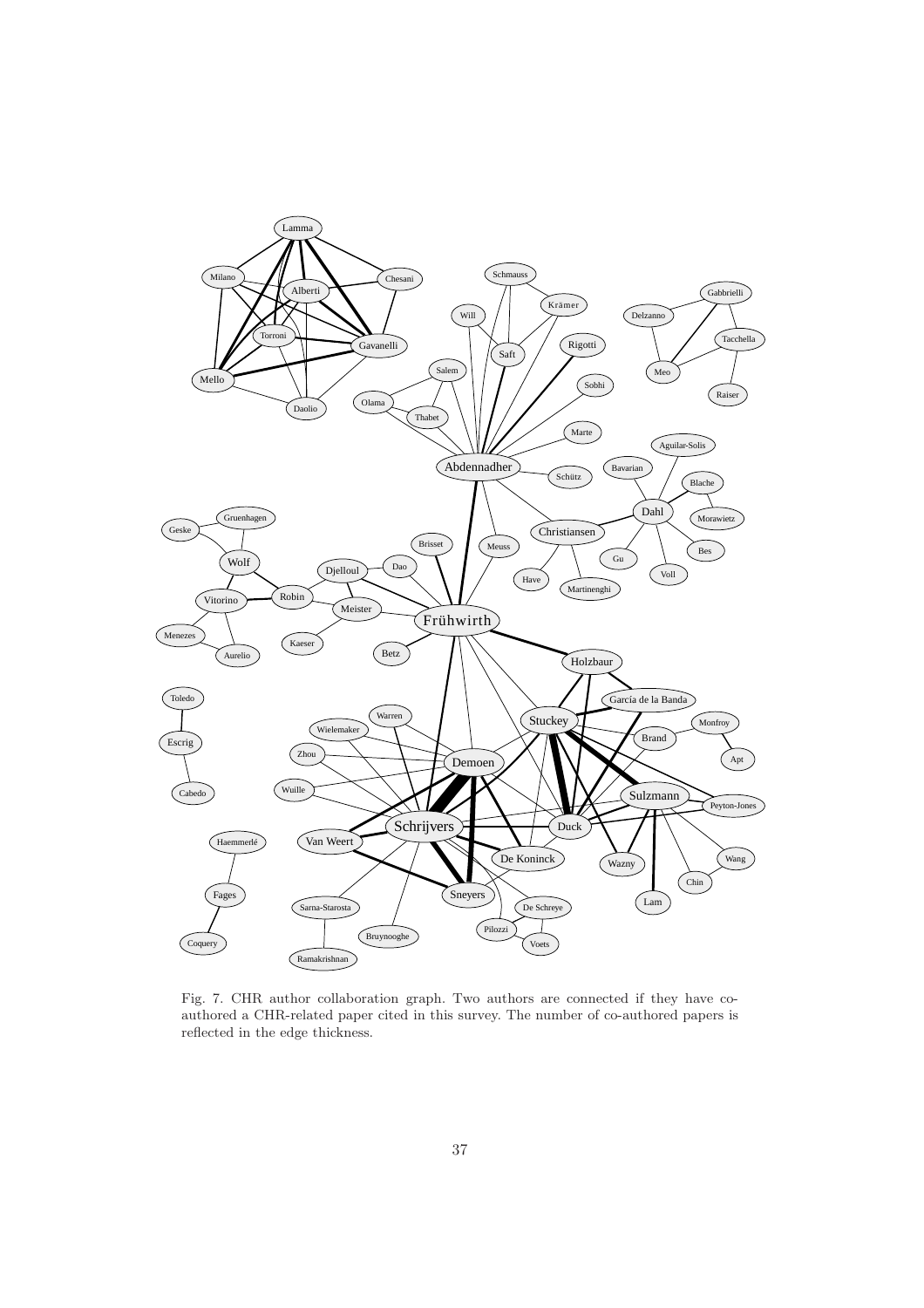Fig. 7. CHR author collaboration graph. Two authors are connected if they have co-authored a CHR-related paper cited in this survey. The number of co-authored papers is reflected in the edge thickness.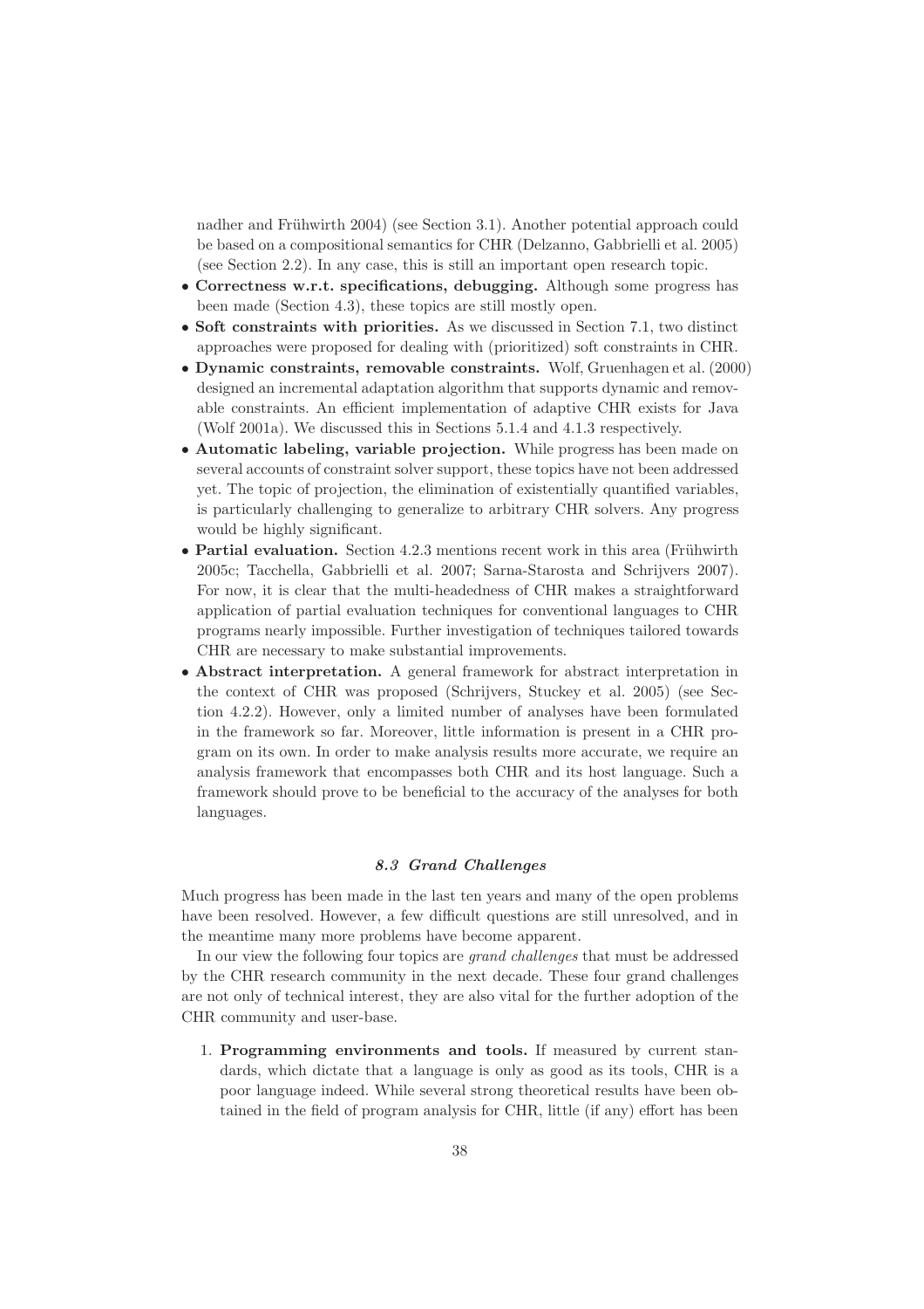nadher and Frühwirth 2004) (see Section 3.1). Another potential approach could be based on a compositional semantics for CHR (Delzanno, Gabbrielli et al. 2005) (see Section 2.2). In any case, this is still an important open research topic.

- **Correctness w.r.t. specifications, debugging.** Although some progress has been made (Section 4.3), these topics are still mostly open.
- **Soft constraints with priorities.** As we discussed in Section 7.1, two distinct approaches were proposed for dealing with (prioritized) soft constraints in CHR.
- **Dynamic constraints, removable constraints.** Wolf, Gruenhagen et al. (2000) designed an incremental adaptation algorithm that supports dynamic and removable constraints. An efficient implementation of adaptive CHR exists for Java (Wolf 2001a). We discussed this in Sections 5.1.4 and 4.1.3 respectively.
- **Automatic labeling, variable projection.** While progress has been made on several accounts of constraint solver support, these topics have not been addressed yet. The topic of projection, the elimination of existentially quantified variables, is particularly challenging to generalize to arbitrary CHR solvers. Any progress would be highly significant.
- **Partial evaluation.** Section 4.2.3 mentions recent work in this area (Frühwirth 2005c; Tacchella, Gabbrielli et al. 2007; Sarna-Starosta and Schrijvers 2007). For now, it is clear that the multi-headedness of CHR makes a straightforward application of partial evaluation techniques for conventional languages to CHR programs nearly impossible. Further investigation of techniques tailored towards CHR are necessary to make substantial improvements.
- **Abstract interpretation.** A general framework for abstract interpretation in the context of CHR was proposed (Schrijvers, Stuckey et al. 2005) (see Section 4.2.2). However, only a limited number of analyses have been formulated in the framework so far. Moreover, little information is present in a CHR program on its own. In order to make analysis results more accurate, we require an analysis framework that encompasses both CHR and its host language. Such a framework should prove to be beneficial to the accuracy of the analyses for both languages.

### *8.3 Grand Challenges*

Much progress has been made in the last ten years and many of the open problems have been resolved. However, a few difficult questions are still unresolved, and in the meantime many more problems have become apparent.

In our view the following four topics are *grand challenges* that must be addressed by the CHR research community in the next decade. These four grand challenges are not only of technical interest, they are also vital for the further adoption of the CHR community and user-base.

1. **Programming environments and tools.** If measured by current standards, which dictate that a language is only as good as its tools, CHR is a poor language indeed. While several strong theoretical results have been obtained in the field of program analysis for CHR, little (if any) effort has been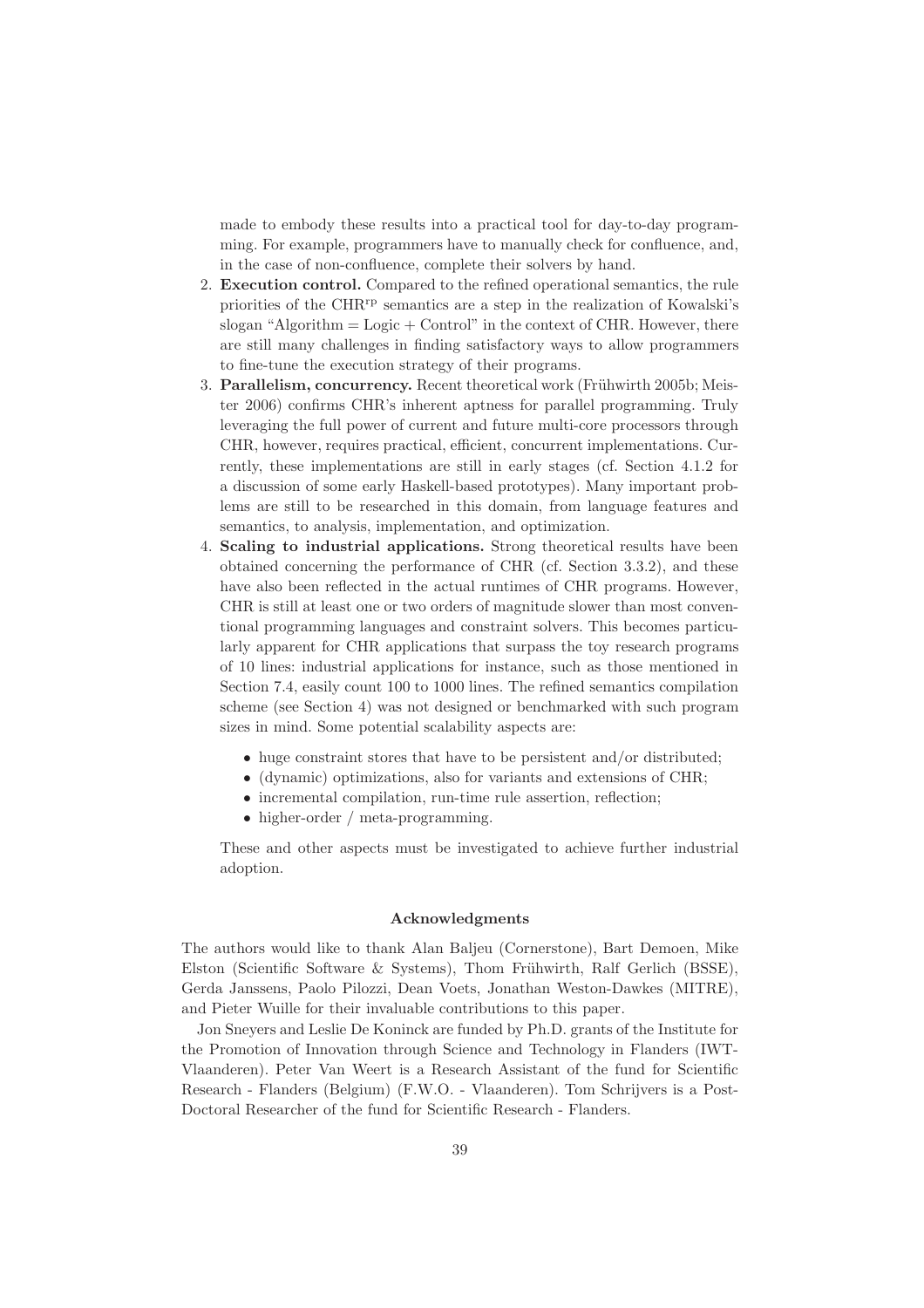made to embody these results into a practical tool for day-to-day programming. For example, programmers have to manually check for confluence, and, in the case of non-confluence, complete their solvers by hand.

2. **Execution control.** Compared to the refined operational semantics, the rule priorities of the $\mathrm{CHR}^{\mathrm{rp}}$ semantics are a step in the realization of Kowalski's slogan "Algorithm = Logic + Control" in the context of CHR. However, there are still many challenges in finding satisfactory ways to allow programmers to fine-tune the execution strategy of their programs.
3. **Parallelism, concurrency.** Recent theoretical work (Frühwirth 2005b; Meister 2006) confirms CHR's inherent aptness for parallel programming. Truly leveraging the full power of current and future multi-core processors through CHR, however, requires practical, efficient, concurrent implementations. Currently, these implementations are still in early stages (cf. Section 4.1.2 for a discussion of some early Haskell-based prototypes). Many important problems are still to be researched in this domain, from language features and semantics, to analysis, implementation, and optimization.
4. **Scaling to industrial applications.** Strong theoretical results have been obtained concerning the performance of CHR (cf. Section 3.3.2), and these have also been reflected in the actual runtimes of CHR programs. However, CHR is still at least one or two orders of magnitude slower than most conventional programming languages and constraint solvers. This becomes particularly apparent for CHR applications that surpass the toy research programs of 10 lines: industrial applications for instance, such as those mentioned in Section 7.4, easily count 100 to 1000 lines. The refined semantics compilation scheme (see Section 4) was not designed or benchmarked with such program sizes in mind. Some potential scalability aspects are:

   - huge constraint stores that have to be persistent and/or distributed;
   - (dynamic) optimizations, also for variants and extensions of CHR;
   - incremental compilation, run-time rule assertion, reflection;
   - higher-order / meta-programming.

   These and other aspects must be investigated to achieve further industrial adoption.

### Acknowledgments

The authors would like to thank Alan Baljeu (Cornerstone), Bart Demoen, Mike Elston (Scientific Software & Systems), Thom Frühwirth, Ralf Gerlich (BSSE), Gerda Janssens, Paolo Pilozzi, Dean Voets, Jonathan Weston-Dawkes (MITRE), and Pieter Wuille for their invaluable contributions to this paper.

Jon Sneyers and Leslie De Koninck are funded by Ph.D. grants of the Institute for the Promotion of Innovation through Science and Technology in Flanders (IWT-Vlaanderen). Peter Van Weert is a Research Assistant of the fund for Scientific Research - Flanders (Belgium) (F.W.O. - Vlaanderen). Tom Schrijvers is a Post-Doctoral Researcher of the fund for Scientific Research - Flanders.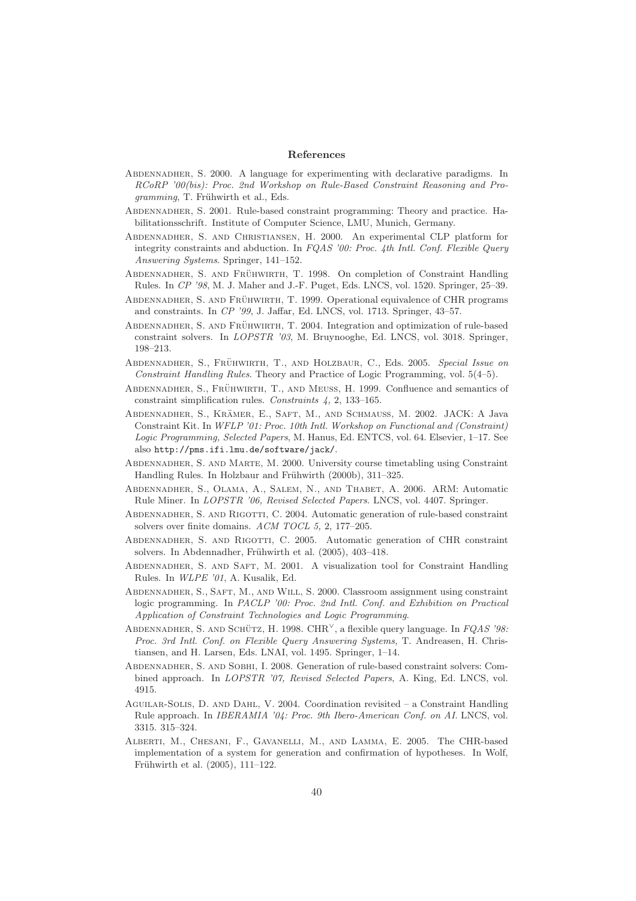## References

Abdennadher, S. 2000. A language for experimenting with declarative paradigms. In *RCoRP '00(bis): Proc. 2nd Workshop on Rule-Based Constraint Reasoning and Programming*, T. Frühwirth et al., Eds.

Abdennadher, S. 2001. Rule-based constraint programming: Theory and practice. Habilitationsschrift. Institute of Computer Science, LMU, Munich, Germany.

Abdennadher, S. and Christiansen, H. 2000. An experimental CLP platform for integrity constraints and abduction. In *FQAS '00: Proc. 4th Intl. Conf. Flexible Query Answering Systems*. Springer, 141–152.

Abdennadher, S. and Frühwirth, T. 1998. On completion of Constraint Handling Rules. In *CP '98*, M. J. Maher and J.-F. Puget, Eds. LNCS, vol. 1520. Springer, 25–39.

Abdennadher, S. and Frühwirth, T. 1999. Operational equivalence of CHR programs and constraints. In *CP '99*, J. Jaffar, Ed. LNCS, vol. 1713. Springer, 43–57.

Abdennadher, S. and Frühwirth, T. 2004. Integration and optimization of rule-based constraint solvers. In *LOPSTR '03*, M. Bruynooghe, Ed. LNCS, vol. 3018. Springer, 198–213.

Abdennadher, S., Frühwirth, T., and Holzbaur, C., Eds. 2005. *Special Issue on Constraint Handling Rules*. Theory and Practice of Logic Programming, vol. 5(4–5).

Abdennadher, S., Frühwirth, T., and Meuss, H. 1999. Confluence and semantics of constraint simplification rules. *Constraints 4,* 2, 133–165.

Abdennadher, S., Krämer, E., Saft, M., and Schmauss, M. 2002. JACK: A Java Constraint Kit. In *WFLP '01: Proc. 10th Intl. Workshop on Functional and (Constraint) Logic Programming, Selected Papers*, M. Hanus, Ed. ENTCS, vol. 64. Elsevier, 1–17. See also `http://pms.ifi.lmu.de/software/jack/`.

Abdennadher, S. and Marte, M. 2000. University course timetabling using Constraint Handling Rules. In Holzbaur and Frühwirth (2000b), 311–325.

Abdennadher, S., Olama, A., Salem, N., and Thabet, A. 2006. ARM: Automatic Rule Miner. In *LOPSTR '06, Revised Selected Papers*. LNCS, vol. 4407. Springer.

Abdennadher, S. and Rigotti, C. 2004. Automatic generation of rule-based constraint solvers over finite domains. *ACM TOCL 5,* 2, 177–205.

Abdennadher, S. and Rigotti, C. 2005. Automatic generation of CHR constraint solvers. In Abdennadher, Frühwirth et al. (2005), 403–418.

Abdennadher, S. and Saft, M. 2001. A visualization tool for Constraint Handling Rules. In *WLPE '01*, A. Kusalik, Ed.

Abdennadher, S., Saft, M., and Will, S. 2000. Classroom assignment using constraint logic programming. In *PACLP '00: Proc. 2nd Intl. Conf. and Exhibition on Practical Application of Constraint Technologies and Logic Programming*.

Abdennadher, S. and Schütz, H. 1998. $\text{CHR}^{\vee}$, a flexible query language. In *FQAS '98: Proc. 3rd Intl. Conf. on Flexible Query Answering Systems*, T. Andreasen, H. Christiansen, and H. Larsen, Eds. LNAI, vol. 1495. Springer, 1–14.

Abdennadher, S. and Sobhi, I. 2008. Generation of rule-based constraint solvers: Combined approach. In *LOPSTR '07, Revised Selected Papers*, A. King, Ed. LNCS, vol. 4915.

Aguilar-Solis, D. and Dahl, V. 2004. Coordination revisited – a Constraint Handling Rule approach. In *IBERAMIA '04: Proc. 9th Ibero-American Conf. on AI*. LNCS, vol. 3315. 315–324.

Alberti, M., Chesani, F., Gavanelli, M., and Lamma, E. 2005. The CHR-based implementation of a system for generation and confirmation of hypotheses. In Wolf, Frühwirth et al. (2005), 111–122.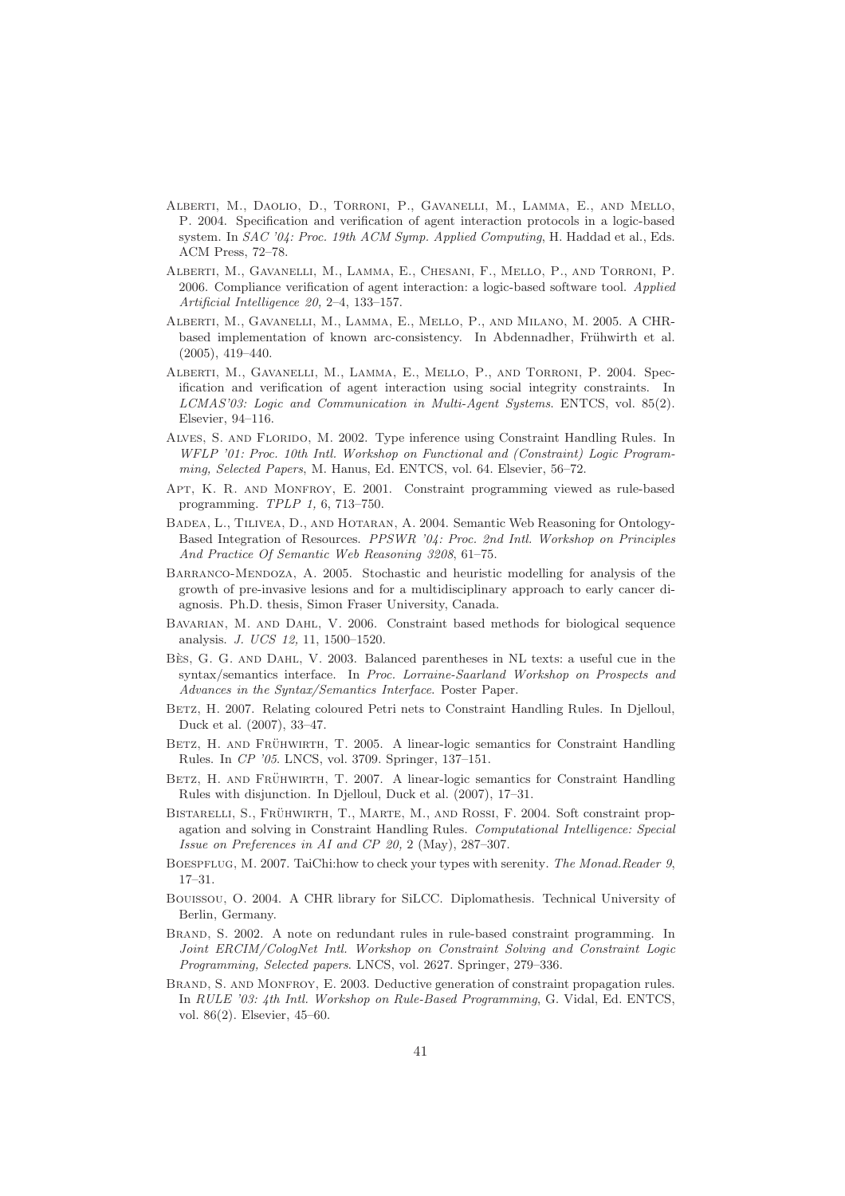Alberti, M., Daolio, D., Torroni, P., Gavanelli, M., Lamma, E., and Mello, P. 2004. Specification and verification of agent interaction protocols in a logic-based system. In *SAC '04: Proc. 19th ACM Symp. Applied Computing*, H. Haddad et al., Eds. ACM Press, 72–78.

Alberti, M., Gavanelli, M., Lamma, E., Chesani, F., Mello, P., and Torroni, P. 2006. Compliance verification of agent interaction: a logic-based software tool. *Applied Artificial Intelligence 20,* 2–4, 133–157.

Alberti, M., Gavanelli, M., Lamma, E., Mello, P., and Milano, M. 2005. A CHR-based implementation of known arc-consistency. In Abdennadher, Frühwirth et al. (2005), 419–440.

Alberti, M., Gavanelli, M., Lamma, E., Mello, P., and Torroni, P. 2004. Specification and verification of agent interaction using social integrity constraints. In *LCMAS'03: Logic and Communication in Multi-Agent Systems*. ENTCS, vol. 85(2). Elsevier, 94–116.

Alves, S. and Florido, M. 2002. Type inference using Constraint Handling Rules. In *WFLP '01: Proc. 10th Intl. Workshop on Functional and (Constraint) Logic Programming, Selected Papers*, M. Hanus, Ed. ENTCS, vol. 64. Elsevier, 56–72.

Apt, K. R. and Monfroy, E. 2001. Constraint programming viewed as rule-based programming. *TPLP 1,* 6, 713–750.

Badea, L., Tilivea, D., and Hotaran, A. 2004. Semantic Web Reasoning for Ontology-Based Integration of Resources. *PPSWR '04: Proc. 2nd Intl. Workshop on Principles And Practice Of Semantic Web Reasoning 3208*, 61–75.

Barranco-Mendoza, A. 2005. Stochastic and heuristic modelling for analysis of the growth of pre-invasive lesions and for a multidisciplinary approach to early cancer diagnosis. Ph.D. thesis, Simon Fraser University, Canada.

Bavarian, M. and Dahl, V. 2006. Constraint based methods for biological sequence analysis. *J. UCS 12,* 11, 1500–1520.

Bès, G. G. and Dahl, V. 2003. Balanced parentheses in NL texts: a useful cue in the syntax/semantics interface. In *Proc. Lorraine-Saarland Workshop on Prospects and Advances in the Syntax/Semantics Interface*. Poster Paper.

Betz, H. 2007. Relating coloured Petri nets to Constraint Handling Rules. In Djelloul, Duck et al. (2007), 33–47.

Betz, H. and Frühwirth, T. 2005. A linear-logic semantics for Constraint Handling Rules. In *CP '05*. LNCS, vol. 3709. Springer, 137–151.

Betz, H. and Frühwirth, T. 2007. A linear-logic semantics for Constraint Handling Rules with disjunction. In Djelloul, Duck et al. (2007), 17–31.

Bistarelli, S., Frühwirth, T., Marte, M., and Rossi, F. 2004. Soft constraint propagation and solving in Constraint Handling Rules. *Computational Intelligence: Special Issue on Preferences in AI and CP 20,* 2 (May), 287–307.

Boespflug, M. 2007. TaiChi:how to check your types with serenity. *The Monad.Reader 9*, 17–31.

Bouissou, O. 2004. A CHR library for SiLCC. Diplomathesis. Technical University of Berlin, Germany.

Brand, S. 2002. A note on redundant rules in rule-based constraint programming. In *Joint ERCIM/CologNet Intl. Workshop on Constraint Solving and Constraint Logic Programming, Selected papers*. LNCS, vol. 2627. Springer, 279–336.

Brand, S. and Monfroy, E. 2003. Deductive generation of constraint propagation rules. In *RULE '03: 4th Intl. Workshop on Rule-Based Programming*, G. Vidal, Ed. ENTCS, vol. 86(2). Elsevier, 45–60.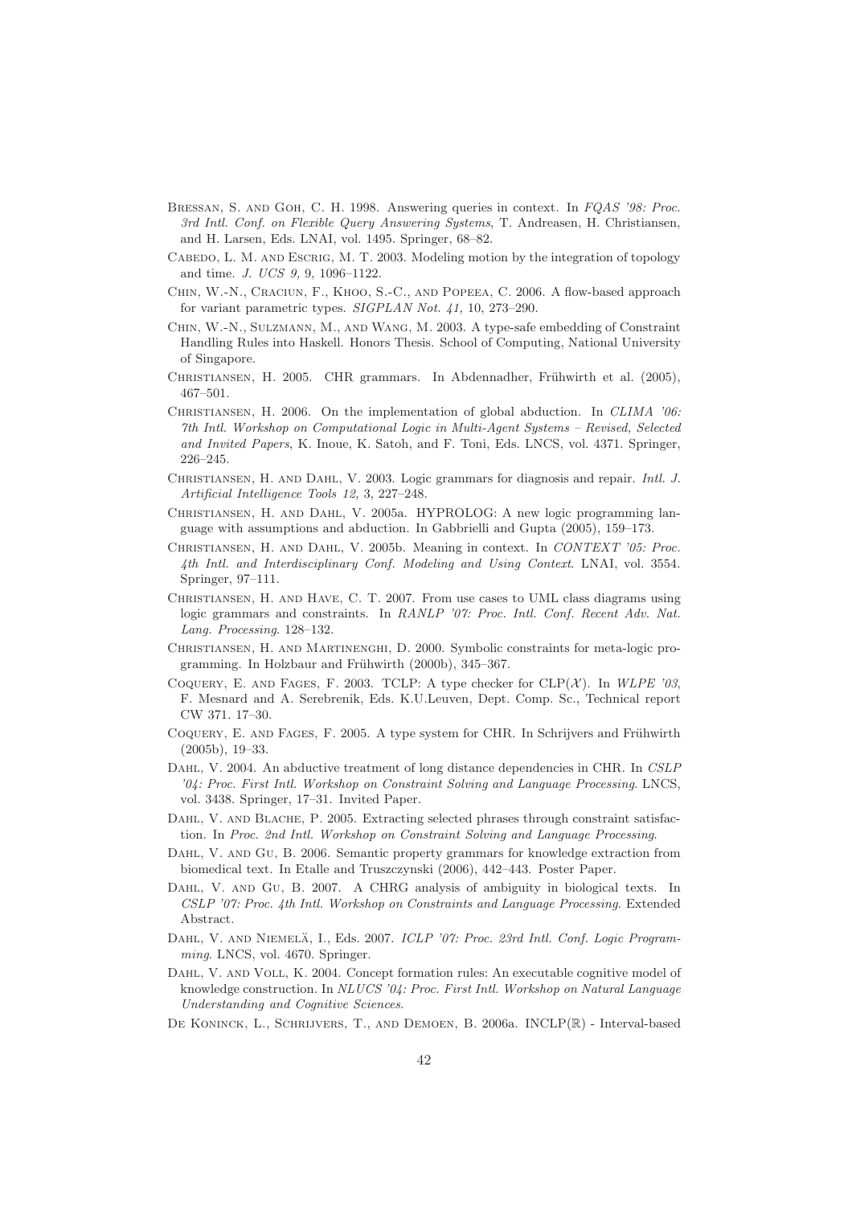Bressan, S. and Goh, C. H. 1998. Answering queries in context. In *FQAS '98: Proc. 3rd Intl. Conf. on Flexible Query Answering Systems*, T. Andreasen, H. Christiansen, and H. Larsen, Eds. LNAI, vol. 1495. Springer, 68–82.

Cabedo, L. M. and Escrig, M. T. 2003. Modeling motion by the integration of topology and time. *J. UCS 9,* 9, 1096–1122.

Chin, W.-N., Craciun, F., Khoo, S.-C., and Popeea, C. 2006. A flow-based approach for variant parametric types. *SIGPLAN Not. 41,* 10, 273–290.

Chin, W.-N., Sulzmann, M., and Wang, M. 2003. A type-safe embedding of Constraint Handling Rules into Haskell. Honors Thesis. School of Computing, National University of Singapore.

Christiansen, H. 2005. CHR grammars. In Abdennadher, Frühwirth et al. (2005), 467–501.

Christiansen, H. 2006. On the implementation of global abduction. In *CLIMA '06: 7th Intl. Workshop on Computational Logic in Multi-Agent Systems – Revised, Selected and Invited Papers*, K. Inoue, K. Satoh, and F. Toni, Eds. LNCS, vol. 4371. Springer, 226–245.

Christiansen, H. and Dahl, V. 2003. Logic grammars for diagnosis and repair. *Intl. J. Artificial Intelligence Tools 12,* 3, 227–248.

Christiansen, H. and Dahl, V. 2005a. HYPROLOG: A new logic programming language with assumptions and abduction. In Gabbrielli and Gupta (2005), 159–173.

Christiansen, H. and Dahl, V. 2005b. Meaning in context. In *CONTEXT '05: Proc. 4th Intl. and Interdisciplinary Conf. Modeling and Using Context*. LNAI, vol. 3554. Springer, 97–111.

Christiansen, H. and Have, C. T. 2007. From use cases to UML class diagrams using logic grammars and constraints. In *RANLP '07: Proc. Intl. Conf. Recent Adv. Nat. Lang. Processing*. 128–132.

Christiansen, H. and Martinenghi, D. 2000. Symbolic constraints for meta-logic programming. In Holzbaur and Frühwirth (2000b), 345–367.

Coquery, E. and Fages, F. 2003. TCLP: A type checker for CLP($\mathcal{X}$). In *WLPE '03*, F. Mesnard and A. Serebrenik, Eds. K.U.Leuven, Dept. Comp. Sc., Technical report CW 371. 17–30.

Coquery, E. and Fages, F. 2005. A type system for CHR. In Schrijvers and Frühwirth (2005b), 19–33.

Dahl, V. 2004. An abductive treatment of long distance dependencies in CHR. In *CSLP '04: Proc. First Intl. Workshop on Constraint Solving and Language Processing*. LNCS, vol. 3438. Springer, 17–31. Invited Paper.

Dahl, V. and Blache, P. 2005. Extracting selected phrases through constraint satisfaction. In *Proc. 2nd Intl. Workshop on Constraint Solving and Language Processing*.

Dahl, V. and Gu, B. 2006. Semantic property grammars for knowledge extraction from biomedical text. In Etalle and Truszczynski (2006), 442–443. Poster Paper.

Dahl, V. and Gu, B. 2007. A CHRG analysis of ambiguity in biological texts. In *CSLP '07: Proc. 4th Intl. Workshop on Constraints and Language Processing*. Extended Abstract.

Dahl, V. and Niemelä, I., Eds. 2007. *ICLP '07: Proc. 23rd Intl. Conf. Logic Programming*. LNCS, vol. 4670. Springer.

Dahl, V. and Voll, K. 2004. Concept formation rules: An executable cognitive model of knowledge construction. In *NLUCS '04: Proc. First Intl. Workshop on Natural Language Understanding and Cognitive Sciences*.

De Koninck, L., Schrijvers, T., and Demoen, B. 2006a. INCLP($\mathbb{R}$) - Interval-based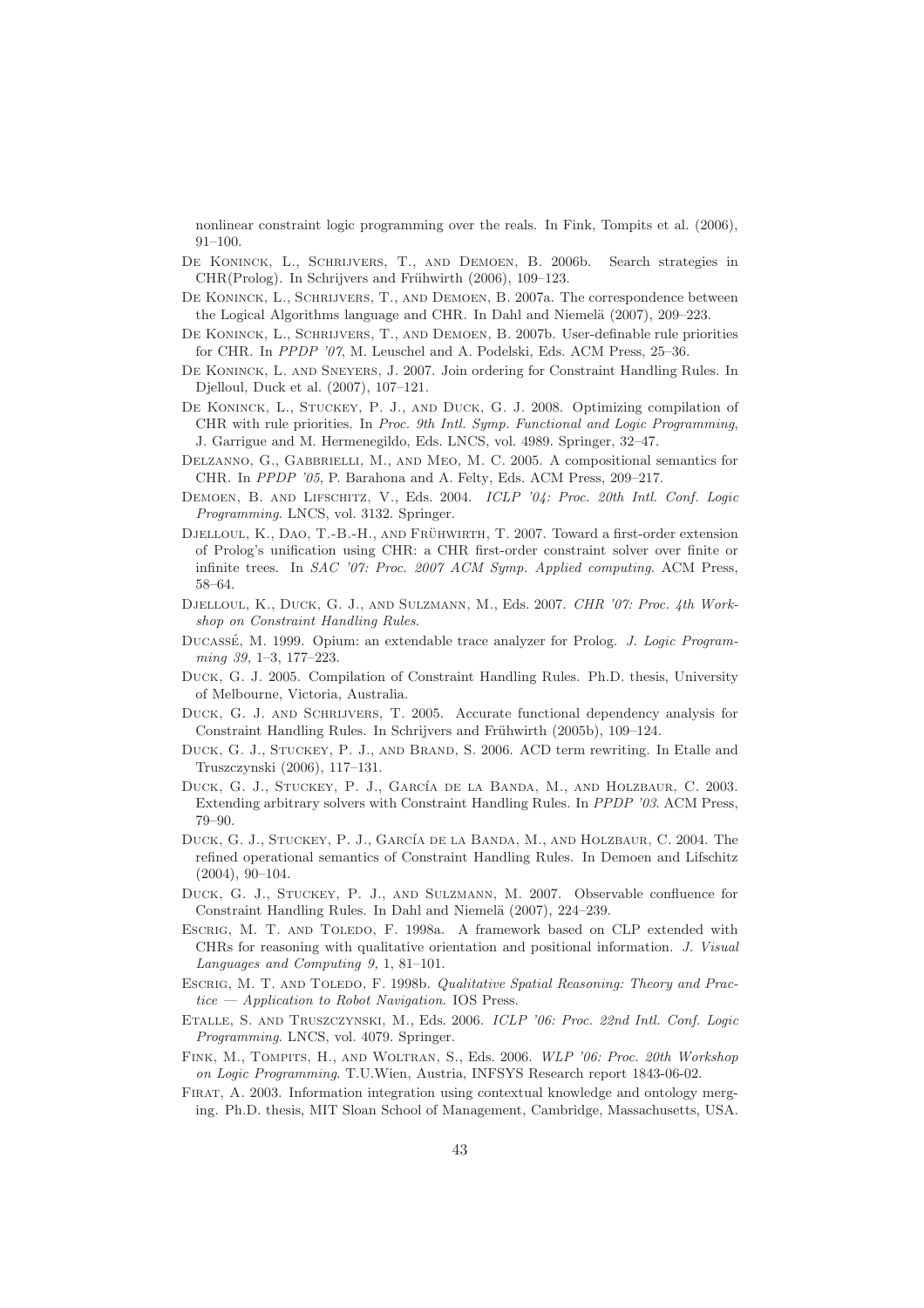nonlinear constraint logic programming over the reals. In Fink, Tompits et al. (2006), 91–100.

De Koninck, L., Schrijvers, T., and Demoen, B. 2006b. Search strategies in CHR(Prolog). In Schrijvers and Frühwirth (2006), 109–123.

De Koninck, L., Schrijvers, T., and Demoen, B. 2007a. The correspondence between the Logical Algorithms language and CHR. In Dahl and Niemelä (2007), 209–223.

De Koninck, L., Schrijvers, T., and Demoen, B. 2007b. User-definable rule priorities for CHR. In *PPDP '07*, M. Leuschel and A. Podelski, Eds. ACM Press, 25–36.

De Koninck, L. and Sneyers, J. 2007. Join ordering for Constraint Handling Rules. In Djelloul, Duck et al. (2007), 107–121.

De Koninck, L., Stuckey, P. J., and Duck, G. J. 2008. Optimizing compilation of CHR with rule priorities. In *Proc. 9th Intl. Symp. Functional and Logic Programming*, J. Garrigue and M. Hermenegildo, Eds. LNCS, vol. 4989. Springer, 32–47.

Delzanno, G., Gabbrielli, M., and Meo, M. C. 2005. A compositional semantics for CHR. In *PPDP '05*, P. Barahona and A. Felty, Eds. ACM Press, 209–217.

Demoen, B. and Lifschitz, V., Eds. 2004. *ICLP '04: Proc. 20th Intl. Conf. Logic Programming*. LNCS, vol. 3132. Springer.

Djelloul, K., Dao, T.-B.-H., and Frühwirth, T. 2007. Toward a first-order extension of Prolog's unification using CHR: a CHR first-order constraint solver over finite or infinite trees. In *SAC '07: Proc. 2007 ACM Symp. Applied computing*. ACM Press, 58–64.

Djelloul, K., Duck, G. J., and Sulzmann, M., Eds. 2007. *CHR '07: Proc. 4th Workshop on Constraint Handling Rules*.

Ducassé, M. 1999. Opium: an extendable trace analyzer for Prolog. *J. Logic Programming 39,* 1–3, 177–223.

Duck, G. J. 2005. Compilation of Constraint Handling Rules. Ph.D. thesis, University of Melbourne, Victoria, Australia.

Duck, G. J. and Schrijvers, T. 2005. Accurate functional dependency analysis for Constraint Handling Rules. In Schrijvers and Frühwirth (2005b), 109–124.

Duck, G. J., Stuckey, P. J., and Brand, S. 2006. ACD term rewriting. In Etalle and Truszczynski (2006), 117–131.

Duck, G. J., Stuckey, P. J., García de la Banda, M., and Holzbaur, C. 2003. Extending arbitrary solvers with Constraint Handling Rules. In *PPDP '03*. ACM Press, 79–90.

Duck, G. J., Stuckey, P. J., García de la Banda, M., and Holzbaur, C. 2004. The refined operational semantics of Constraint Handling Rules. In Demoen and Lifschitz (2004), 90–104.

Duck, G. J., Stuckey, P. J., and Sulzmann, M. 2007. Observable confluence for Constraint Handling Rules. In Dahl and Niemelä (2007), 224–239.

Escrig, M. T. and Toledo, F. 1998a. A framework based on CLP extended with CHRs for reasoning with qualitative orientation and positional information. *J. Visual Languages and Computing 9,* 1, 81–101.

Escrig, M. T. and Toledo, F. 1998b. *Qualitative Spatial Reasoning: Theory and Practice — Application to Robot Navigation*. IOS Press.

Etalle, S. and Truszczynski, M., Eds. 2006. *ICLP '06: Proc. 22nd Intl. Conf. Logic Programming*. LNCS, vol. 4079. Springer.

Fink, M., Tompits, H., and Woltran, S., Eds. 2006. *WLP '06: Proc. 20th Workshop on Logic Programming*. T.U.Wien, Austria, INFSYS Research report 1843-06-02.

Firat, A. 2003. Information integration using contextual knowledge and ontology merging. Ph.D. thesis, MIT Sloan School of Management, Cambridge, Massachusetts, USA.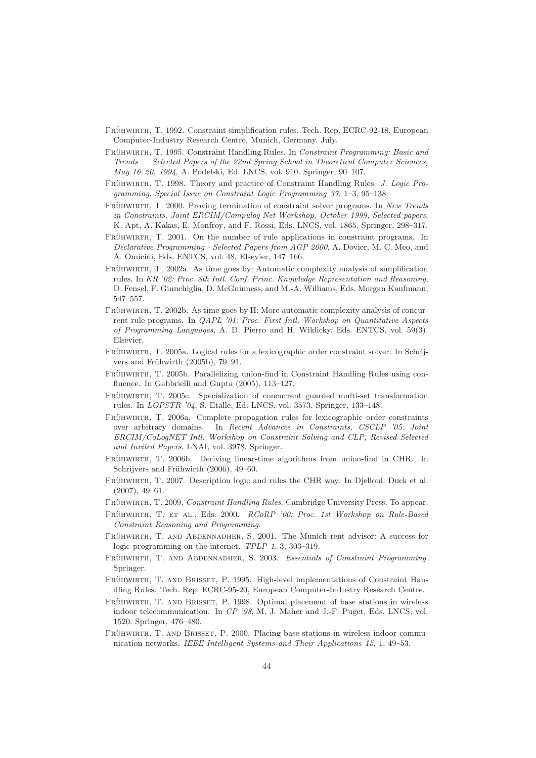Frühwirth, T. 1992. Constraint simplification rules. Tech. Rep. ECRC-92-18, European Computer-Industry Research Centre, Munich, Germany. July.

Frühwirth, T. 1995. Constraint Handling Rules. In *Constraint Programming: Basic and Trends — Selected Papers of the 22nd Spring School in Theoretical Computer Sciences, May 16–20, 1994*, A. Podelski, Ed. LNCS, vol. 910. Springer, 90–107.

Frühwirth, T. 1998. Theory and practice of Constraint Handling Rules. *J. Logic Programming, Special Issue on Constraint Logic Programming 37,* 1–3, 95–138.

Frühwirth, T. 2000. Proving termination of constraint solver programs. In *New Trends in Constraints, Joint ERCIM/Compulog Net Workshop, October 1999, Selected papers*, K. Apt, A. Kakas, E. Monfroy, and F. Rossi, Eds. LNCS, vol. 1865. Springer, 298–317.

Frühwirth, T. 2001. On the number of rule applications in constraint programs. In *Declarative Programming - Selected Papers from AGP 2000*, A. Dovier, M. C. Meo, and A. Omicini, Eds. ENTCS, vol. 48. Elsevier, 147–166.

Frühwirth, T. 2002a. As time goes by: Automatic complexity analysis of simplification rules. In *KR '02: Proc. 8th Intl. Conf. Princ. Knowledge Representation and Reasoning*, D. Fensel, F. Giunchiglia, D. McGuinness, and M.-A. Williams, Eds. Morgan Kaufmann, 547–557.

Frühwirth, T. 2002b. As time goes by II: More automatic complexity analysis of concurrent rule programs. In *QAPL '01: Proc. First Intl. Workshop on Quantitative Aspects of Programming Languages*, A. D. Pierro and H. Wiklicky, Eds. ENTCS, vol. 59(3). Elsevier.

Frühwirth, T. 2005a. Logical rules for a lexicographic order constraint solver. In Schrijvers and Frühwirth (2005b), 79–91.

Frühwirth, T. 2005b. Parallelizing union-find in Constraint Handling Rules using confluence. In Gabbrielli and Gupta (2005), 113–127.

Frühwirth, T. 2005c. Specialization of concurrent guarded multi-set transformation rules. In *LOPSTR '04*, S. Etalle, Ed. LNCS, vol. 3573. Springer, 133–148.

Frühwirth, T. 2006a. Complete propagation rules for lexicographic order constraints over arbitrary domains. In *Recent Advances in Constraints, CSCLP '05: Joint ERCIM/CoLogNET Intl. Workshop on Constraint Solving and CLP, Revised Selected and Invited Papers*. LNAI, vol. 3978. Springer.

Frühwirth, T. 2006b. Deriving linear-time algorithms from union-find in CHR. In Schrijvers and Frühwirth (2006), 49–60.

Frühwirth, T. 2007. Description logic and rules the CHR way. In Djelloul, Duck et al. (2007), 49–61.

Frühwirth, T. 2009. *Constraint Handling Rules*. Cambridge University Press. To appear.

Frühwirth, T. et al., Eds. 2000. *RCoRP '00: Proc. 1st Workshop on Rule-Based Constraint Reasoning and Programming*.

Frühwirth, T. and Abdennadher, S. 2001. The Munich rent advisor: A success for logic programming on the internet. *TPLP 1,* 3, 303–319.

Frühwirth, T. and Abdennadher, S. 2003. *Essentials of Constraint Programming*. Springer.

Frühwirth, T. and Brisset, P. 1995. High-level implementations of Constraint Handling Rules. Tech. Rep. ECRC-95-20, European Computer-Industry Research Centre.

Frühwirth, T. and Brisset, P. 1998. Optimal placement of base stations in wireless indoor telecommunication. In *CP '98*, M. J. Maher and J.-F. Puget, Eds. LNCS, vol. 1520. Springer, 476–480.

Frühwirth, T. and Brisset, P. 2000. Placing base stations in wireless indoor communication networks. *IEEE Intelligent Systems and Their Applications 15,* 1, 49–53.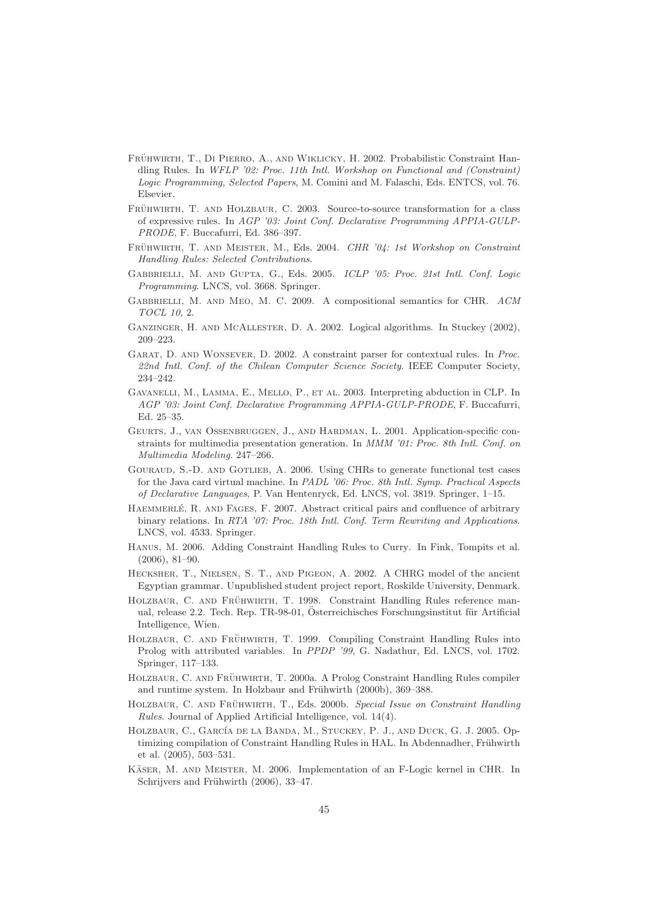Frühwirth, T., Di Pierro, A., and Wiklicky, H. 2002. Probabilistic Constraint Handling Rules. In *WFLP '02: Proc. 11th Intl. Workshop on Functional and (Constraint) Logic Programming, Selected Papers*, M. Comini and M. Falaschi, Eds. ENTCS, vol. 76. Elsevier.

Frühwirth, T. and Holzbaur, C. 2003. Source-to-source transformation for a class of expressive rules. In *AGP '03: Joint Conf. Declarative Programming APPIA-GULP-PRODE*, F. Buccafurri, Ed. 386–397.

Frühwirth, T. and Meister, M., Eds. 2004. *CHR '04: 1st Workshop on Constraint Handling Rules: Selected Contributions*.

Gabbrielli, M. and Gupta, G., Eds. 2005. *ICLP '05: Proc. 21st Intl. Conf. Logic Programming*. LNCS, vol. 3668. Springer.

Gabbrielli, M. and Meo, M. C. 2009. A compositional semantics for CHR. *ACM TOCL 10,* 2.

Ganzinger, H. and McAllester, D. A. 2002. Logical algorithms. In Stuckey (2002), 209–223.

Garat, D. and Wonsever, D. 2002. A constraint parser for contextual rules. In *Proc. 22nd Intl. Conf. of the Chilean Computer Science Society*. IEEE Computer Society, 234–242.

Gavanelli, M., Lamma, E., Mello, P., et al. 2003. Interpreting abduction in CLP. In *AGP '03: Joint Conf. Declarative Programming APPIA-GULP-PRODE*, F. Buccafurri, Ed. 25–35.

Geurts, J., van Ossenbruggen, J., and Hardman, L. 2001. Application-specific constraints for multimedia presentation generation. In *MMM '01: Proc. 8th Intl. Conf. on Multimedia Modeling*. 247–266.

Gouraud, S.-D. and Gotlieb, A. 2006. Using CHRs to generate functional test cases for the Java card virtual machine. In *PADL '06: Proc. 8th Intl. Symp. Practical Aspects of Declarative Languages*, P. Van Hentenryck, Ed. LNCS, vol. 3819. Springer, 1–15.

Haemmerlé, R. and Fages, F. 2007. Abstract critical pairs and confluence of arbitrary binary relations. In *RTA '07: Proc. 18th Intl. Conf. Term Rewriting and Applications*. LNCS, vol. 4533. Springer.

Hanus, M. 2006. Adding Constraint Handling Rules to Curry. In Fink, Tompits et al. (2006), 81–90.

Hecksher, T., Nielsen, S. T., and Pigeon, A. 2002. A CHRG model of the ancient Egyptian grammar. Unpublished student project report, Roskilde University, Denmark.

Holzbaur, C. and Frühwirth, T. 1998. Constraint Handling Rules reference manual, release 2.2. Tech. Rep. TR-98-01, Österreichisches Forschungsinstitut für Artificial Intelligence, Wien.

Holzbaur, C. and Frühwirth, T. 1999. Compiling Constraint Handling Rules into Prolog with attributed variables. In *PPDP '99*, G. Nadathur, Ed. LNCS, vol. 1702. Springer, 117–133.

Holzbaur, C. and Frühwirth, T. 2000a. A Prolog Constraint Handling Rules compiler and runtime system. In Holzbaur and Frühwirth (2000b), 369–388.

Holzbaur, C. and Frühwirth, T., Eds. 2000b. *Special Issue on Constraint Handling Rules*. Journal of Applied Artificial Intelligence, vol. 14(4).

Holzbaur, C., García de la Banda, M., Stuckey, P. J., and Duck, G. J. 2005. Optimizing compilation of Constraint Handling Rules in HAL. In Abdennadher, Frühwirth et al. (2005), 503–531.

Käser, M. and Meister, M. 2006. Implementation of an F-Logic kernel in CHR. In Schrijvers and Frühwirth (2006), 33–47.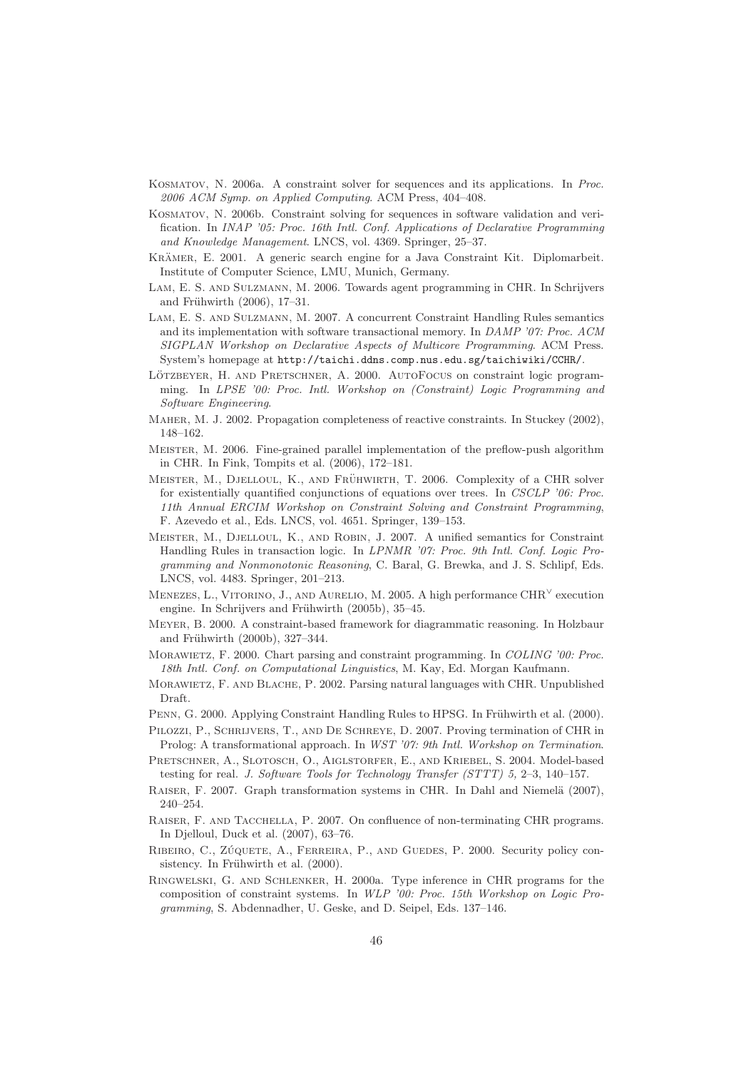Kosmatov, N. 2006a. A constraint solver for sequences and its applications. In *Proc. 2006 ACM Symp. on Applied Computing*. ACM Press, 404–408.

Kosmatov, N. 2006b. Constraint solving for sequences in software validation and verification. In *INAP '05: Proc. 16th Intl. Conf. Applications of Declarative Programming and Knowledge Management*. LNCS, vol. 4369. Springer, 25–37.

Krämer, E. 2001. A generic search engine for a Java Constraint Kit. Diplomarbeit. Institute of Computer Science, LMU, Munich, Germany.

Lam, E. S. and Sulzmann, M. 2006. Towards agent programming in CHR. In Schrijvers and Frühwirth (2006), 17–31.

Lam, E. S. and Sulzmann, M. 2007. A concurrent Constraint Handling Rules semantics and its implementation with software transactional memory. In *DAMP '07: Proc. ACM SIGPLAN Workshop on Declarative Aspects of Multicore Programming*. ACM Press. System's homepage at `http://taichi.ddns.comp.nus.edu.sg/taichiwiki/CCHR/`.

Lötzbeyer, H. and Pretschner, A. 2000. AutoFocus on constraint logic programming. In *LPSE '00: Proc. Intl. Workshop on (Constraint) Logic Programming and Software Engineering*.

Maher, M. J. 2002. Propagation completeness of reactive constraints. In Stuckey (2002), 148–162.

Meister, M. 2006. Fine-grained parallel implementation of the preflow-push algorithm in CHR. In Fink, Tompits et al. (2006), 172–181.

Meister, M., Djelloul, K., and Frühwirth, T. 2006. Complexity of a CHR solver for existentially quantified conjunctions of equations over trees. In *CSCLP '06: Proc. 11th Annual ERCIM Workshop on Constraint Solving and Constraint Programming*, F. Azevedo et al., Eds. LNCS, vol. 4651. Springer, 139–153.

Meister, M., Djelloul, K., and Robin, J. 2007. A unified semantics for Constraint Handling Rules in transaction logic. In *LPNMR '07: Proc. 9th Intl. Conf. Logic Programming and Nonmonotonic Reasoning*, C. Baral, G. Brewka, and J. S. Schlipf, Eds. LNCS, vol. 4483. Springer, 201–213.

Menezes, L., Vitorino, J., and Aurelio, M. 2005. A high performance $\mathrm{CHR}^{\vee}$ execution engine. In Schrijvers and Frühwirth (2005b), 35–45.

Meyer, B. 2000. A constraint-based framework for diagrammatic reasoning. In Holzbaur and Frühwirth (2000b), 327–344.

Morawietz, F. 2000. Chart parsing and constraint programming. In *COLING '00: Proc. 18th Intl. Conf. on Computational Linguistics*, M. Kay, Ed. Morgan Kaufmann.

Morawietz, F. and Blache, P. 2002. Parsing natural languages with CHR. Unpublished Draft.

Penn, G. 2000. Applying Constraint Handling Rules to HPSG. In Frühwirth et al. (2000).

Pilozzi, P., Schrijvers, T., and De Schreye, D. 2007. Proving termination of CHR in Prolog: A transformational approach. In *WST '07: 9th Intl. Workshop on Termination*.

Pretschner, A., Slotosch, O., Aiglstorfer, E., and Kriebel, S. 2004. Model-based testing for real. *J. Software Tools for Technology Transfer (STTT) 5,* 2–3, 140–157.

Raiser, F. 2007. Graph transformation systems in CHR. In Dahl and Niemelä (2007), 240–254.

Raiser, F. and Tacchella, P. 2007. On confluence of non-terminating CHR programs. In Djelloul, Duck et al. (2007), 63–76.

Ribeiro, C., Zúquete, A., Ferreira, P., and Guedes, P. 2000. Security policy consistency. In Frühwirth et al. (2000).

Ringwelski, G. and Schlenker, H. 2000a. Type inference in CHR programs for the composition of constraint systems. In *WLP '00: Proc. 15th Workshop on Logic Programming*, S. Abdennadher, U. Geske, and D. Seipel, Eds. 137–146.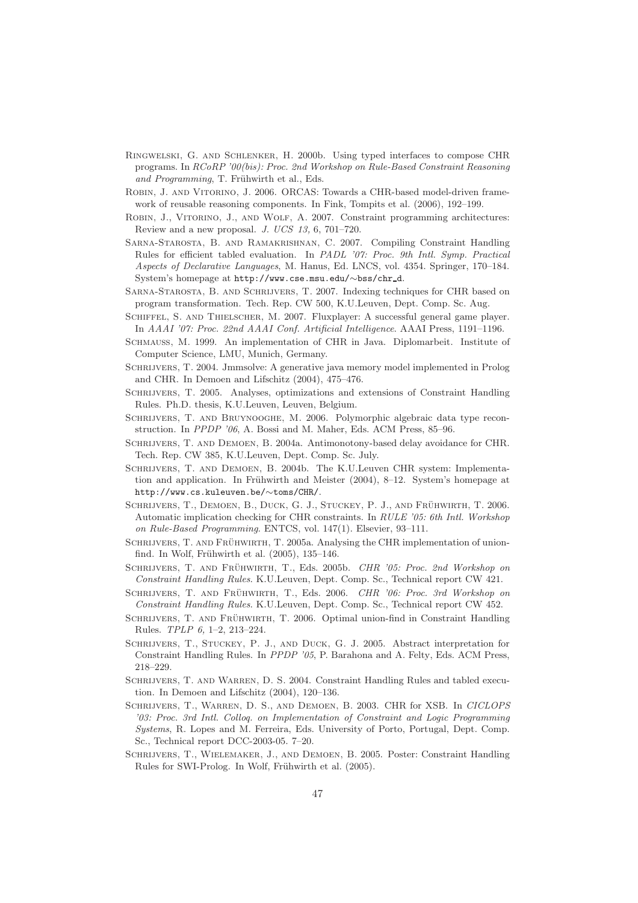Ringwelski, G. and Schlenker, H. 2000b. Using typed interfaces to compose CHR programs. In *RCoRP '00(bis): Proc. 2nd Workshop on Rule-Based Constraint Reasoning and Programming*, T. Frühwirth et al., Eds.

Robin, J. and Vitorino, J. 2006. ORCAS: Towards a CHR-based model-driven framework of reusable reasoning components. In Fink, Tompits et al. (2006), 192–199.

Robin, J., Vitorino, J., and Wolf, A. 2007. Constraint programming architectures: Review and a new proposal. *J. UCS 13,* 6, 701–720.

Sarna-Starosta, B. and Ramakrishnan, C. 2007. Compiling Constraint Handling Rules for efficient tabled evaluation. In *PADL '07: Proc. 9th Intl. Symp. Practical Aspects of Declarative Languages*, M. Hanus, Ed. LNCS, vol. 4354. Springer, 170–184. System's homepage at `http://www.cse.msu.edu/~bss/chr_d`.

Sarna-Starosta, B. and Schrijvers, T. 2007. Indexing techniques for CHR based on program transformation. Tech. Rep. CW 500, K.U.Leuven, Dept. Comp. Sc. Aug.

Schiffel, S. and Thielscher, M. 2007. Fluxplayer: A successful general game player. In *AAAI '07: Proc. 22nd AAAI Conf. Artificial Intelligence*. AAAI Press, 1191–1196.

Schmauss, M. 1999. An implementation of CHR in Java. Diplomarbeit. Institute of Computer Science, LMU, Munich, Germany.

Schrijvers, T. 2004. Jmmsolve: A generative java memory model implemented in Prolog and CHR. In Demoen and Lifschitz (2004), 475–476.

Schrijvers, T. 2005. Analyses, optimizations and extensions of Constraint Handling Rules. Ph.D. thesis, K.U.Leuven, Leuven, Belgium.

Schrijvers, T. and Bruynooghe, M. 2006. Polymorphic algebraic data type reconstruction. In *PPDP '06*, A. Bossi and M. Maher, Eds. ACM Press, 85–96.

Schrijvers, T. and Demoen, B. 2004a. Antimonotony-based delay avoidance for CHR. Tech. Rep. CW 385, K.U.Leuven, Dept. Comp. Sc. July.

Schrijvers, T. and Demoen, B. 2004b. The K.U.Leuven CHR system: Implementation and application. In Frühwirth and Meister (2004), 8–12. System's homepage at `http://www.cs.kuleuven.be/~toms/CHR/`.

Schrijvers, T., Demoen, B., Duck, G. J., Stuckey, P. J., and Frühwirth, T. 2006. Automatic implication checking for CHR constraints. In *RULE '05: 6th Intl. Workshop on Rule-Based Programming*. ENTCS, vol. 147(1). Elsevier, 93–111.

Schrijvers, T. and Frühwirth, T. 2005a. Analysing the CHR implementation of union-find. In Wolf, Frühwirth et al. (2005), 135–146.

Schrijvers, T. and Frühwirth, T., Eds. 2005b. *CHR '05: Proc. 2nd Workshop on Constraint Handling Rules*. K.U.Leuven, Dept. Comp. Sc., Technical report CW 421.

Schrijvers, T. and Frühwirth, T., Eds. 2006. *CHR '06: Proc. 3rd Workshop on Constraint Handling Rules*. K.U.Leuven, Dept. Comp. Sc., Technical report CW 452.

Schrijvers, T. and Frühwirth, T. 2006. Optimal union-find in Constraint Handling Rules. *TPLP 6,* 1–2, 213–224.

Schrijvers, T., Stuckey, P. J., and Duck, G. J. 2005. Abstract interpretation for Constraint Handling Rules. In *PPDP '05*, P. Barahona and A. Felty, Eds. ACM Press, 218–229.

Schrijvers, T. and Warren, D. S. 2004. Constraint Handling Rules and tabled execution. In Demoen and Lifschitz (2004), 120–136.

Schrijvers, T., Warren, D. S., and Demoen, B. 2003. CHR for XSB. In *CICLOPS '03: Proc. 3rd Intl. Colloq. on Implementation of Constraint and Logic Programming Systems*, R. Lopes and M. Ferreira, Eds. University of Porto, Portugal, Dept. Comp. Sc., Technical report DCC-2003-05. 7–20.

Schrijvers, T., Wielemaker, J., and Demoen, B. 2005. Poster: Constraint Handling Rules for SWI-Prolog. In Wolf, Frühwirth et al. (2005).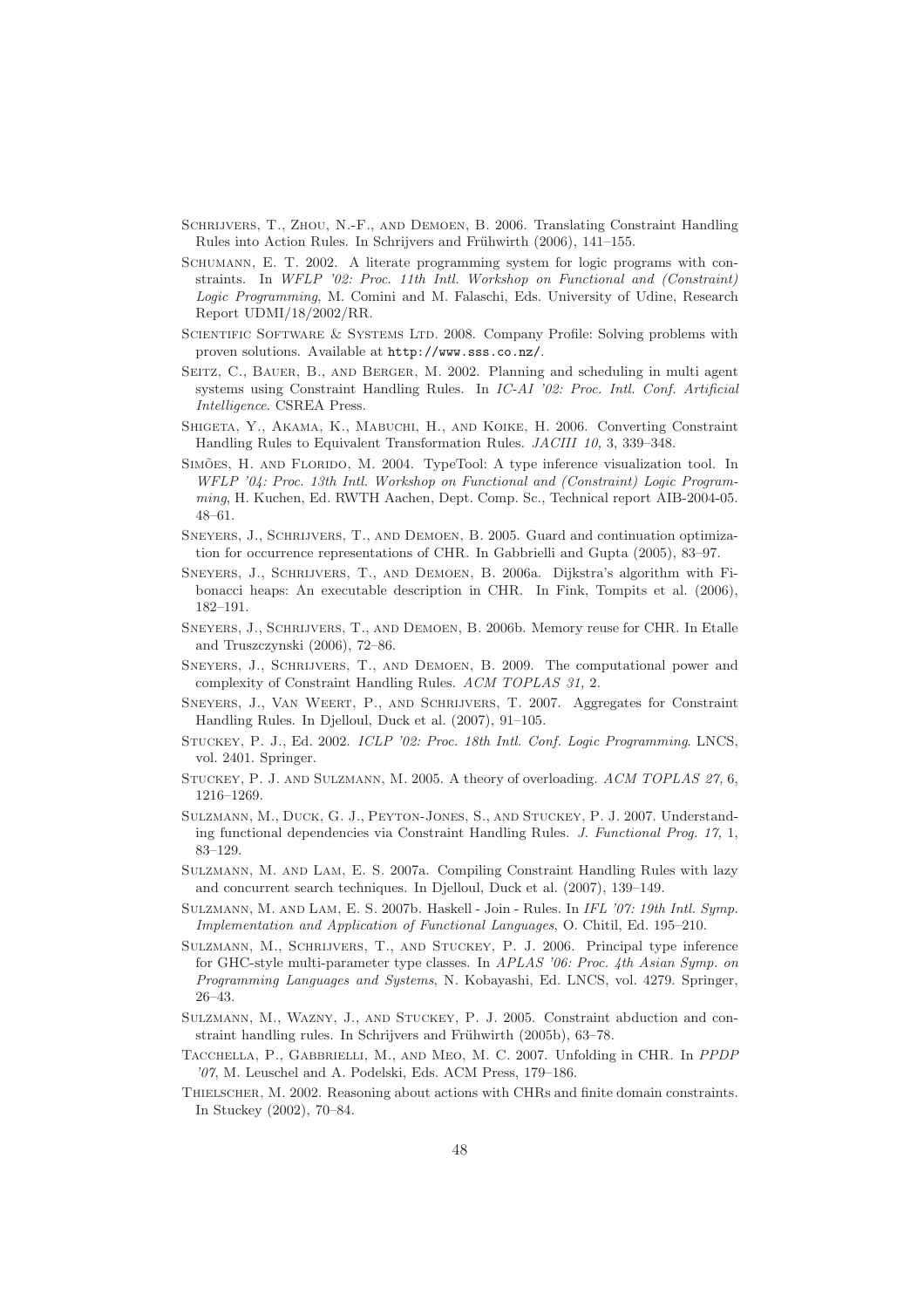Schrijvers, T., Zhou, N.-F., and Demoen, B. 2006. Translating Constraint Handling Rules into Action Rules. In Schrijvers and Frühwirth (2006), 141–155.

Schumann, E. T. 2002. A literate programming system for logic programs with constraints. In *WFLP '02: Proc. 11th Intl. Workshop on Functional and (Constraint) Logic Programming*, M. Comini and M. Falaschi, Eds. University of Udine, Research Report UDMI/18/2002/RR.

Scientific Software & Systems Ltd. 2008. Company Profile: Solving problems with proven solutions. Available at `http://www.sss.co.nz/`.

Seitz, C., Bauer, B., and Berger, M. 2002. Planning and scheduling in multi agent systems using Constraint Handling Rules. In *IC-AI '02: Proc. Intl. Conf. Artificial Intelligence*. CSREA Press.

Shigeta, Y., Akama, K., Mabuchi, H., and Koike, H. 2006. Converting Constraint Handling Rules to Equivalent Transformation Rules. *JACIII 10,* 3, 339–348.

Simões, H. and Florido, M. 2004. TypeTool: A type inference visualization tool. In *WFLP '04: Proc. 13th Intl. Workshop on Functional and (Constraint) Logic Programming*, H. Kuchen, Ed. RWTH Aachen, Dept. Comp. Sc., Technical report AIB-2004-05. 48–61.

Sneyers, J., Schrijvers, T., and Demoen, B. 2005. Guard and continuation optimization for occurrence representations of CHR. In Gabbrielli and Gupta (2005), 83–97.

Sneyers, J., Schrijvers, T., and Demoen, B. 2006a. Dijkstra's algorithm with Fibonacci heaps: An executable description in CHR. In Fink, Tompits et al. (2006), 182–191.

Sneyers, J., Schrijvers, T., and Demoen, B. 2006b. Memory reuse for CHR. In Etalle and Truszczynski (2006), 72–86.

Sneyers, J., Schrijvers, T., and Demoen, B. 2009. The computational power and complexity of Constraint Handling Rules. *ACM TOPLAS 31,* 2.

Sneyers, J., Van Weert, P., and Schrijvers, T. 2007. Aggregates for Constraint Handling Rules. In Djelloul, Duck et al. (2007), 91–105.

Stuckey, P. J., Ed. 2002. *ICLP '02: Proc. 18th Intl. Conf. Logic Programming*. LNCS, vol. 2401. Springer.

Stuckey, P. J. and Sulzmann, M. 2005. A theory of overloading. *ACM TOPLAS 27,* 6, 1216–1269.

Sulzmann, M., Duck, G. J., Peyton-Jones, S., and Stuckey, P. J. 2007. Understanding functional dependencies via Constraint Handling Rules. *J. Functional Prog. 17,* 1, 83–129.

Sulzmann, M. and Lam, E. S. 2007a. Compiling Constraint Handling Rules with lazy and concurrent search techniques. In Djelloul, Duck et al. (2007), 139–149.

Sulzmann, M. and Lam, E. S. 2007b. Haskell - Join - Rules. In *IFL '07: 19th Intl. Symp. Implementation and Application of Functional Languages*, O. Chitil, Ed. 195–210.

Sulzmann, M., Schrijvers, T., and Stuckey, P. J. 2006. Principal type inference for GHC-style multi-parameter type classes. In *APLAS '06: Proc. 4th Asian Symp. on Programming Languages and Systems*, N. Kobayashi, Ed. LNCS, vol. 4279. Springer, 26–43.

Sulzmann, M., Wazny, J., and Stuckey, P. J. 2005. Constraint abduction and constraint handling rules. In Schrijvers and Frühwirth (2005b), 63–78.

Tacchella, P., Gabbrielli, M., and Meo, M. C. 2007. Unfolding in CHR. In *PPDP '07*, M. Leuschel and A. Podelski, Eds. ACM Press, 179–186.

Thielscher, M. 2002. Reasoning about actions with CHRs and finite domain constraints. In Stuckey (2002), 70–84.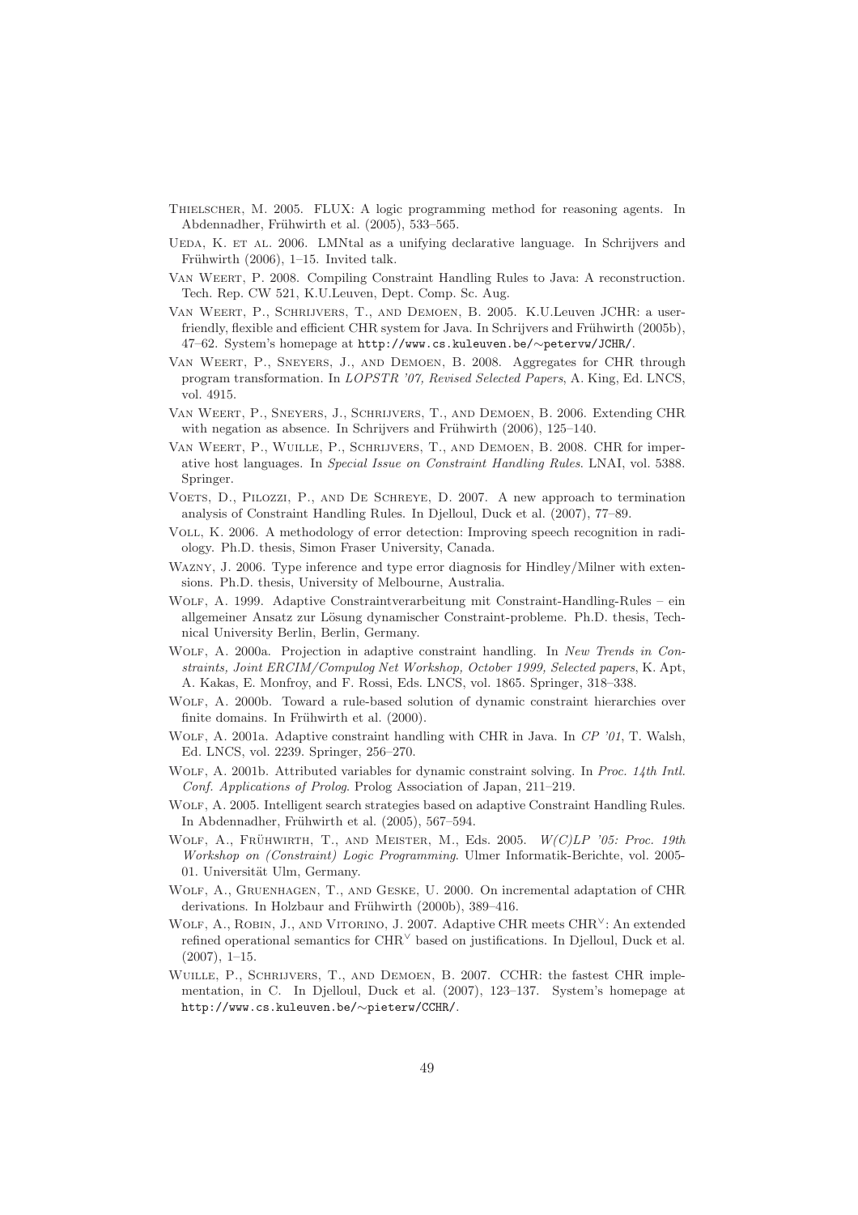Thielscher, M. 2005. FLUX: A logic programming method for reasoning agents. In Abdennadher, Frühwirth et al. (2005), 533–565.

Ueda, K. et al. 2006. LMNtal as a unifying declarative language. In Schrijvers and Frühwirth (2006), 1–15. Invited talk.

Van Weert, P. 2008. Compiling Constraint Handling Rules to Java: A reconstruction. Tech. Rep. CW 521, K.U.Leuven, Dept. Comp. Sc. Aug.

Van Weert, P., Schrijvers, T., and Demoen, B. 2005. K.U.Leuven JCHR: a user-friendly, flexible and efficient CHR system for Java. In Schrijvers and Frühwirth (2005b), 47–62. System's homepage at `http://www.cs.kuleuven.be/~petervw/JCHR/`.

Van Weert, P., Sneyers, J., and Demoen, B. 2008. Aggregates for CHR through program transformation. In *LOPSTR '07, Revised Selected Papers*, A. King, Ed. LNCS, vol. 4915.

Van Weert, P., Sneyers, J., Schrijvers, T., and Demoen, B. 2006. Extending CHR with negation as absence. In Schrijvers and Frühwirth (2006), 125–140.

Van Weert, P., Wuille, P., Schrijvers, T., and Demoen, B. 2008. CHR for imperative host languages. In *Special Issue on Constraint Handling Rules*. LNAI, vol. 5388. Springer.

Voets, D., Pilozzi, P., and De Schreye, D. 2007. A new approach to termination analysis of Constraint Handling Rules. In Djelloul, Duck et al. (2007), 77–89.

Voll, K. 2006. A methodology of error detection: Improving speech recognition in radiology. Ph.D. thesis, Simon Fraser University, Canada.

Wazny, J. 2006. Type inference and type error diagnosis for Hindley/Milner with extensions. Ph.D. thesis, University of Melbourne, Australia.

Wolf, A. 1999. Adaptive Constraintverarbeitung mit Constraint-Handling-Rules – ein allgemeiner Ansatz zur Lösung dynamischer Constraint-probleme. Ph.D. thesis, Technical University Berlin, Berlin, Germany.

Wolf, A. 2000a. Projection in adaptive constraint handling. In *New Trends in Constraints, Joint ERCIM/Compulog Net Workshop, October 1999, Selected papers*, K. Apt, A. Kakas, E. Monfroy, and F. Rossi, Eds. LNCS, vol. 1865. Springer, 318–338.

Wolf, A. 2000b. Toward a rule-based solution of dynamic constraint hierarchies over finite domains. In Frühwirth et al. (2000).

Wolf, A. 2001a. Adaptive constraint handling with CHR in Java. In *CP '01*, T. Walsh, Ed. LNCS, vol. 2239. Springer, 256–270.

Wolf, A. 2001b. Attributed variables for dynamic constraint solving. In *Proc. 14th Intl. Conf. Applications of Prolog*. Prolog Association of Japan, 211–219.

Wolf, A. 2005. Intelligent search strategies based on adaptive Constraint Handling Rules. In Abdennadher, Frühwirth et al. (2005), 567–594.

Wolf, A., Frühwirth, T., and Meister, M., Eds. 2005. *W(C)LP '05: Proc. 19th Workshop on (Constraint) Logic Programming*. Ulmer Informatik-Berichte, vol. 2005-01. Universität Ulm, Germany.

Wolf, A., Gruenhagen, T., and Geske, U. 2000. On incremental adaptation of CHR derivations. In Holzbaur and Frühwirth (2000b), 389–416.

Wolf, A., Robin, J., and Vitorino, J. 2007. Adaptive CHR meets CHR$^\vee$: An extended refined operational semantics for CHR$^\vee$ based on justifications. In Djelloul, Duck et al. (2007), 1–15.

Wuille, P., Schrijvers, T., and Demoen, B. 2007. CCHR: the fastest CHR implementation, in C. In Djelloul, Duck et al. (2007), 123–137. System's homepage at `http://www.cs.kuleuven.be/~pieterw/CCHR/`.